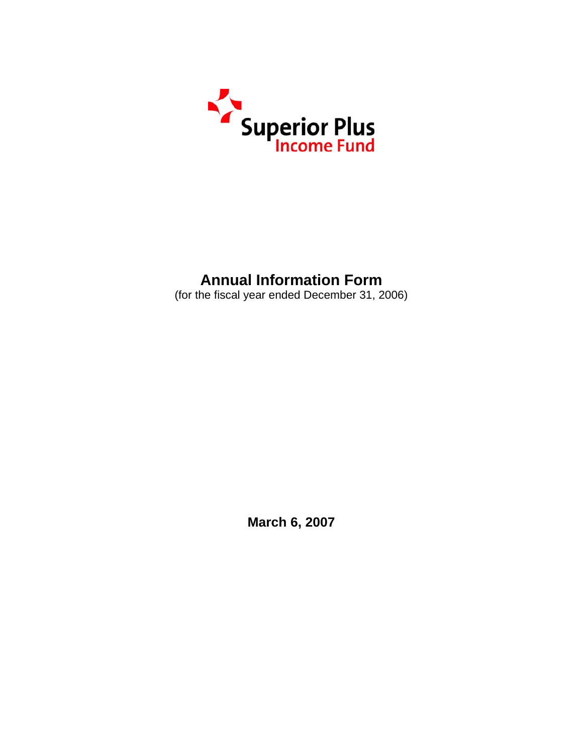Superior Plus
Income Fund

# Annual Information Form

(for the fiscal year ended December 31, 2006)

**March 6, 2007**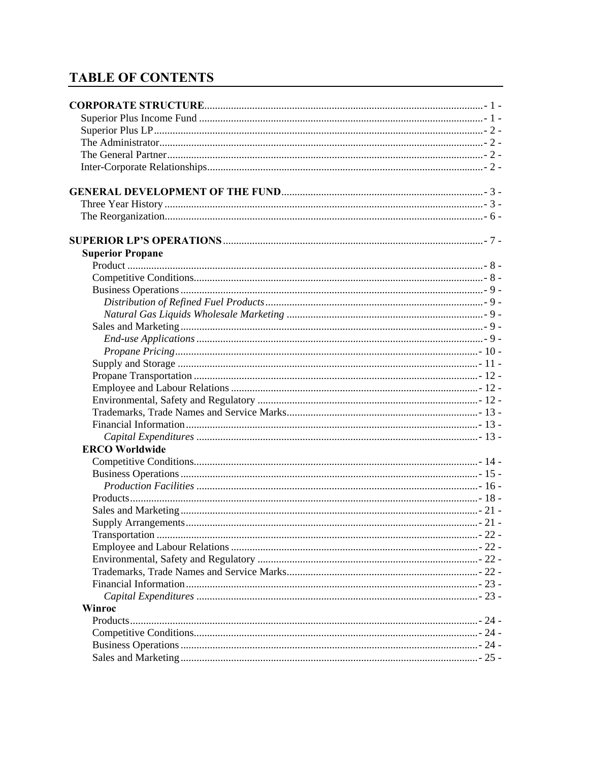# TABLE OF CONTENTS

**CORPORATE STRUCTURE** - 1 -
- Superior Plus Income Fund - 1 -
- Superior Plus LP - 2 -
- The Administrator - 2 -
- The General Partner - 2 -
- Inter-Corporate Relationships - 2 -

**GENERAL DEVELOPMENT OF THE FUND** - 3 -
- Three Year History - 3 -
- The Reorganization - 6 -

**SUPERIOR LP'S OPERATIONS** - 7 -

**Superior Propane**
- Product - 8 -
- Competitive Conditions - 8 -
- Business Operations - 9 -
  - *Distribution of Refined Fuel Products* - 9 -
  - *Natural Gas Liquids Wholesale Marketing* - 9 -
- Sales and Marketing - 9 -
  - *End-use Applications* - 9 -
  - *Propane Pricing* - 10 -
- Supply and Storage - 11 -
- Propane Transportation - 12 -
- Employee and Labour Relations - 12 -
- Environmental, Safety and Regulatory - 12 -
- Trademarks, Trade Names and Service Marks - 13 -
- Financial Information - 13 -
  - *Capital Expenditures* - 13 -

**ERCO Worldwide**
- Competitive Conditions - 14 -
- Business Operations - 15 -
  - *Production Facilities* - 16 -
- Products - 18 -
- Sales and Marketing - 21 -
- Supply Arrangements - 21 -
- Transportation - 22 -
- Employee and Labour Relations - 22 -
- Environmental, Safety and Regulatory - 22 -
- Trademarks, Trade Names and Service Marks - 22 -
- Financial Information - 23 -
  - *Capital Expenditures* - 23 -

**Winroc**
- Products - 24 -
- Competitive Conditions - 24 -
- Business Operations - 24 -
- Sales and Marketing - 25 -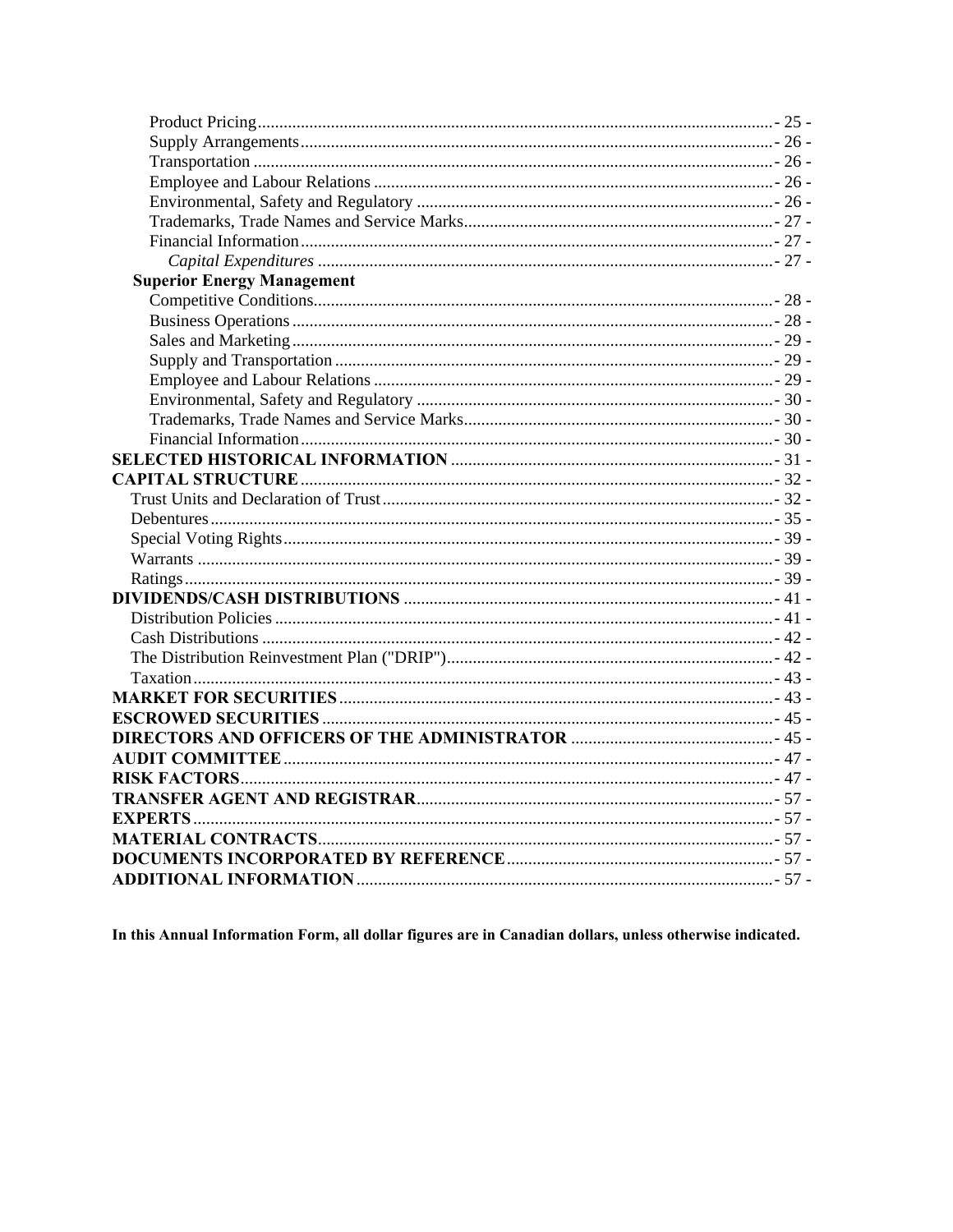| | |
|---|---|
| Product Pricing | - 25 - |
| Supply Arrangements | - 26 - |
| Transportation | - 26 - |
| Employee and Labour Relations | - 26 - |
| Environmental, Safety and Regulatory | - 26 - |
| Trademarks, Trade Names and Service Marks | - 27 - |
| Financial Information | - 27 - |
| *Capital Expenditures* | - 27 - |
| **Superior Energy Management** | |
| Competitive Conditions | - 28 - |
| Business Operations | - 28 - |
| Sales and Marketing | - 29 - |
| Supply and Transportation | - 29 - |
| Employee and Labour Relations | - 29 - |
| Environmental, Safety and Regulatory | - 30 - |
| Trademarks, Trade Names and Service Marks | - 30 - |
| Financial Information | - 30 - |
| **SELECTED HISTORICAL INFORMATION** | - 31 - |
| **CAPITAL STRUCTURE** | - 32 - |
| Trust Units and Declaration of Trust | - 32 - |
| Debentures | - 35 - |
| Special Voting Rights | - 39 - |
| Warrants | - 39 - |
| Ratings | - 39 - |
| **DIVIDENDS/CASH DISTRIBUTIONS** | - 41 - |
| Distribution Policies | - 41 - |
| Cash Distributions | - 42 - |
| The Distribution Reinvestment Plan ("DRIP") | - 42 - |
| Taxation | - 43 - |
| **MARKET FOR SECURITIES** | - 43 - |
| **ESCROWED SECURITIES** | - 45 - |
| **DIRECTORS AND OFFICERS OF THE ADMINISTRATOR** | - 45 - |
| **AUDIT COMMITTEE** | - 47 - |
| **RISK FACTORS** | - 47 - |
| **TRANSFER AGENT AND REGISTRAR** | - 57 - |
| **EXPERTS** | - 57 - |
| **MATERIAL CONTRACTS** | - 57 - |
| **DOCUMENTS INCORPORATED BY REFERENCE** | - 57 - |
| **ADDITIONAL INFORMATION** | - 57 - |

**In this Annual Information Form, all dollar figures are in Canadian dollars, unless otherwise indicated.**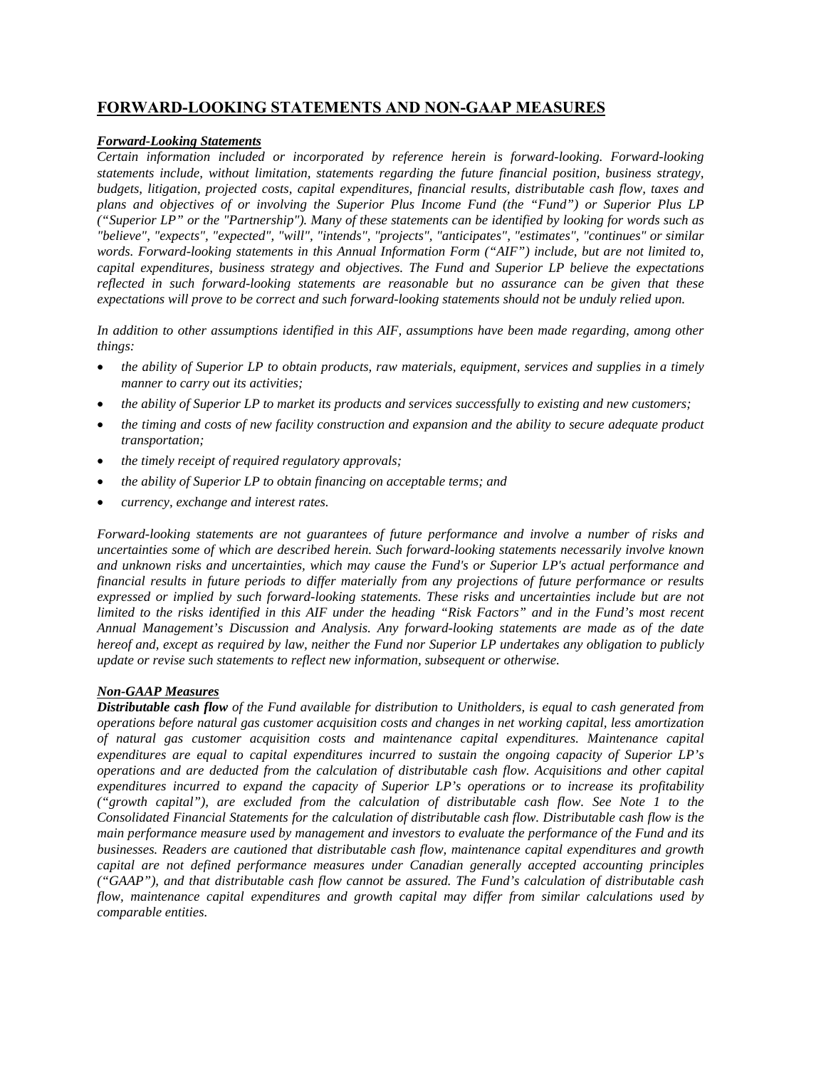## FORWARD-LOOKING STATEMENTS AND NON-GAAP MEASURES

***Forward-Looking Statements***

*Certain information included or incorporated by reference herein is forward-looking. Forward-looking statements include, without limitation, statements regarding the future financial position, business strategy, budgets, litigation, projected costs, capital expenditures, financial results, distributable cash flow, taxes and plans and objectives of or involving the Superior Plus Income Fund (the "Fund") or Superior Plus LP ("Superior LP" or the "Partnership"). Many of these statements can be identified by looking for words such as "believe", "expects", "expected", "will", "intends", "projects", "anticipates", "estimates", "continues" or similar words. Forward-looking statements in this Annual Information Form ("AIF") include, but are not limited to, capital expenditures, business strategy and objectives. The Fund and Superior LP believe the expectations reflected in such forward-looking statements are reasonable but no assurance can be given that these expectations will prove to be correct and such forward-looking statements should not be unduly relied upon.*

*In addition to other assumptions identified in this AIF, assumptions have been made regarding, among other things:*

- *the ability of Superior LP to obtain products, raw materials, equipment, services and supplies in a timely manner to carry out its activities;*
- *the ability of Superior LP to market its products and services successfully to existing and new customers;*
- *the timing and costs of new facility construction and expansion and the ability to secure adequate product transportation;*
- *the timely receipt of required regulatory approvals;*
- *the ability of Superior LP to obtain financing on acceptable terms; and*
- *currency, exchange and interest rates.*

*Forward-looking statements are not guarantees of future performance and involve a number of risks and uncertainties some of which are described herein. Such forward-looking statements necessarily involve known and unknown risks and uncertainties, which may cause the Fund's or Superior LP's actual performance and financial results in future periods to differ materially from any projections of future performance or results expressed or implied by such forward-looking statements. These risks and uncertainties include but are not limited to the risks identified in this AIF under the heading "Risk Factors" and in the Fund's most recent Annual Management's Discussion and Analysis. Any forward-looking statements are made as of the date hereof and, except as required by law, neither the Fund nor Superior LP undertakes any obligation to publicly update or revise such statements to reflect new information, subsequent or otherwise.*

***Non-GAAP Measures***

***Distributable cash flow*** *of the Fund available for distribution to Unitholders, is equal to cash generated from operations before natural gas customer acquisition costs and changes in net working capital, less amortization of natural gas customer acquisition costs and maintenance capital expenditures. Maintenance capital expenditures are equal to capital expenditures incurred to sustain the ongoing capacity of Superior LP's operations and are deducted from the calculation of distributable cash flow. Acquisitions and other capital expenditures incurred to expand the capacity of Superior LP's operations or to increase its profitability ("growth capital"), are excluded from the calculation of distributable cash flow. See Note 1 to the Consolidated Financial Statements for the calculation of distributable cash flow. Distributable cash flow is the main performance measure used by management and investors to evaluate the performance of the Fund and its businesses. Readers are cautioned that distributable cash flow, maintenance capital expenditures and growth capital are not defined performance measures under Canadian generally accepted accounting principles ("GAAP"), and that distributable cash flow cannot be assured. The Fund's calculation of distributable cash flow, maintenance capital expenditures and growth capital may differ from similar calculations used by comparable entities.*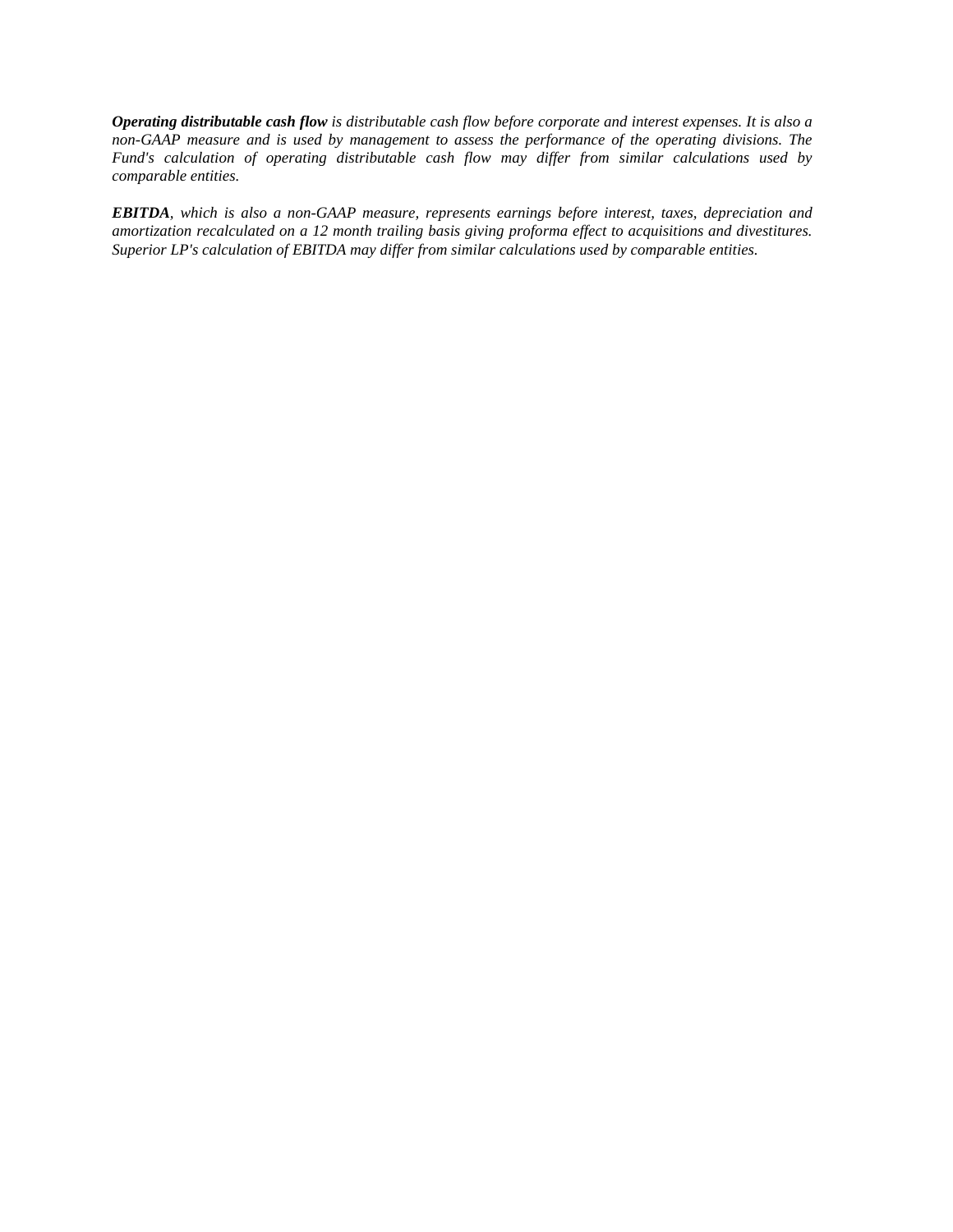***Operating distributable cash flow** is distributable cash flow before corporate and interest expenses. It is also a non-GAAP measure and is used by management to assess the performance of the operating divisions. The Fund's calculation of operating distributable cash flow may differ from similar calculations used by comparable entities.*

***EBITDA**, which is also a non-GAAP measure, represents earnings before interest, taxes, depreciation and amortization recalculated on a 12 month trailing basis giving proforma effect to acquisitions and divestitures. Superior LP's calculation of EBITDA may differ from similar calculations used by comparable entities.*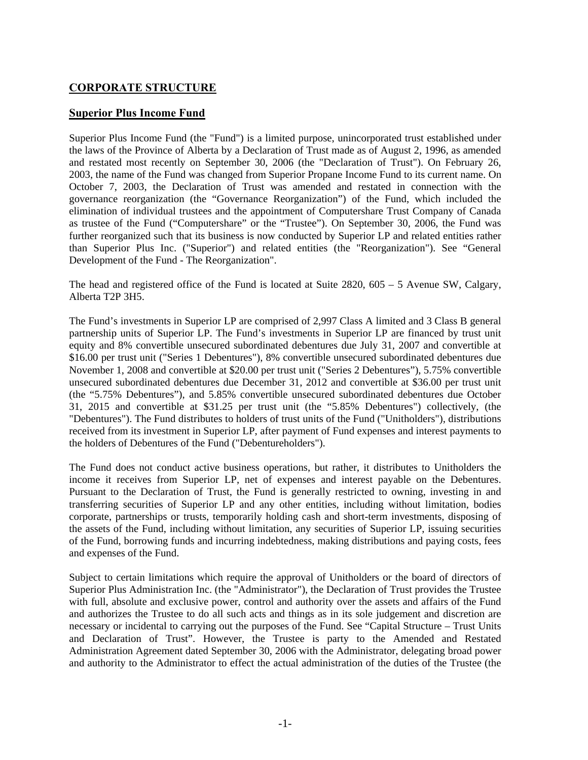## CORPORATE STRUCTURE

## Superior Plus Income Fund

Superior Plus Income Fund (the "Fund") is a limited purpose, unincorporated trust established under the laws of the Province of Alberta by a Declaration of Trust made as of August 2, 1996, as amended and restated most recently on September 30, 2006 (the "Declaration of Trust"). On February 26, 2003, the name of the Fund was changed from Superior Propane Income Fund to its current name. On October 7, 2003, the Declaration of Trust was amended and restated in connection with the governance reorganization (the "Governance Reorganization") of the Fund, which included the elimination of individual trustees and the appointment of Computershare Trust Company of Canada as trustee of the Fund ("Computershare" or the "Trustee"). On September 30, 2006, the Fund was further reorganized such that its business is now conducted by Superior LP and related entities rather than Superior Plus Inc. ("Superior") and related entities (the "Reorganization"). See "General Development of the Fund - The Reorganization".

The head and registered office of the Fund is located at Suite 2820, 605 – 5 Avenue SW, Calgary, Alberta T2P 3H5.

The Fund's investments in Superior LP are comprised of 2,997 Class A limited and 3 Class B general partnership units of Superior LP. The Fund's investments in Superior LP are financed by trust unit equity and 8% convertible unsecured subordinated debentures due July 31, 2007 and convertible at $16.00 per trust unit ("Series 1 Debentures"), 8% convertible unsecured subordinated debentures due November 1, 2008 and convertible at $20.00 per trust unit ("Series 2 Debentures"), 5.75% convertible unsecured subordinated debentures due December 31, 2012 and convertible at $36.00 per trust unit (the "5.75% Debentures"), and 5.85% convertible unsecured subordinated debentures due October 31, 2015 and convertible at $31.25 per trust unit (the "5.85% Debentures") collectively, (the "Debentures"). The Fund distributes to holders of trust units of the Fund ("Unitholders"), distributions received from its investment in Superior LP, after payment of Fund expenses and interest payments to the holders of Debentures of the Fund ("Debentureholders").

The Fund does not conduct active business operations, but rather, it distributes to Unitholders the income it receives from Superior LP, net of expenses and interest payable on the Debentures. Pursuant to the Declaration of Trust, the Fund is generally restricted to owning, investing in and transferring securities of Superior LP and any other entities, including without limitation, bodies corporate, partnerships or trusts, temporarily holding cash and short-term investments, disposing of the assets of the Fund, including without limitation, any securities of Superior LP, issuing securities of the Fund, borrowing funds and incurring indebtedness, making distributions and paying costs, fees and expenses of the Fund.

Subject to certain limitations which require the approval of Unitholders or the board of directors of Superior Plus Administration Inc. (the "Administrator"), the Declaration of Trust provides the Trustee with full, absolute and exclusive power, control and authority over the assets and affairs of the Fund and authorizes the Trustee to do all such acts and things as in its sole judgement and discretion are necessary or incidental to carrying out the purposes of the Fund. See "Capital Structure – Trust Units and Declaration of Trust". However, the Trustee is party to the Amended and Restated Administration Agreement dated September 30, 2006 with the Administrator, delegating broad power and authority to the Administrator to effect the actual administration of the duties of the Trustee (the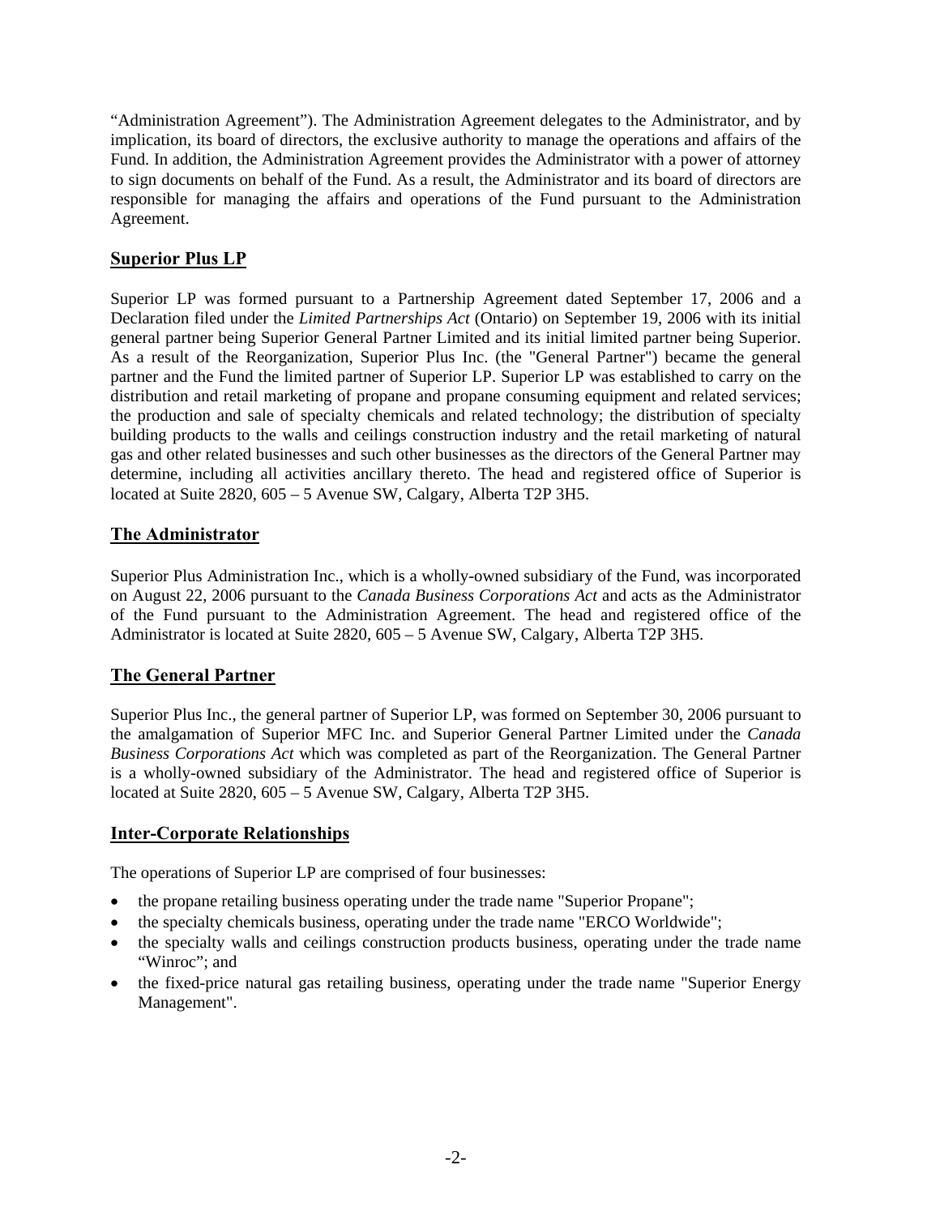"Administration Agreement"). The Administration Agreement delegates to the Administrator, and by implication, its board of directors, the exclusive authority to manage the operations and affairs of the Fund. In addition, the Administration Agreement provides the Administrator with a power of attorney to sign documents on behalf of the Fund. As a result, the Administrator and its board of directors are responsible for managing the affairs and operations of the Fund pursuant to the Administration Agreement.

## Superior Plus LP

Superior LP was formed pursuant to a Partnership Agreement dated September 17, 2006 and a Declaration filed under the *Limited Partnerships Act* (Ontario) on September 19, 2006 with its initial general partner being Superior General Partner Limited and its initial limited partner being Superior. As a result of the Reorganization, Superior Plus Inc. (the "General Partner") became the general partner and the Fund the limited partner of Superior LP. Superior LP was established to carry on the distribution and retail marketing of propane and propane consuming equipment and related services; the production and sale of specialty chemicals and related technology; the distribution of specialty building products to the walls and ceilings construction industry and the retail marketing of natural gas and other related businesses and such other businesses as the directors of the General Partner may determine, including all activities ancillary thereto. The head and registered office of Superior is located at Suite 2820, 605 – 5 Avenue SW, Calgary, Alberta T2P 3H5.

## The Administrator

Superior Plus Administration Inc., which is a wholly-owned subsidiary of the Fund, was incorporated on August 22, 2006 pursuant to the *Canada Business Corporations Act* and acts as the Administrator of the Fund pursuant to the Administration Agreement. The head and registered office of the Administrator is located at Suite 2820, 605 – 5 Avenue SW, Calgary, Alberta T2P 3H5.

## The General Partner

Superior Plus Inc., the general partner of Superior LP, was formed on September 30, 2006 pursuant to the amalgamation of Superior MFC Inc. and Superior General Partner Limited under the *Canada Business Corporations Act* which was completed as part of the Reorganization. The General Partner is a wholly-owned subsidiary of the Administrator. The head and registered office of Superior is located at Suite 2820, 605 – 5 Avenue SW, Calgary, Alberta T2P 3H5.

## Inter-Corporate Relationships

The operations of Superior LP are comprised of four businesses:

- the propane retailing business operating under the trade name "Superior Propane";
- the specialty chemicals business, operating under the trade name "ERCO Worldwide";
- the specialty walls and ceilings construction products business, operating under the trade name "Winroc"; and
- the fixed-price natural gas retailing business, operating under the trade name "Superior Energy Management".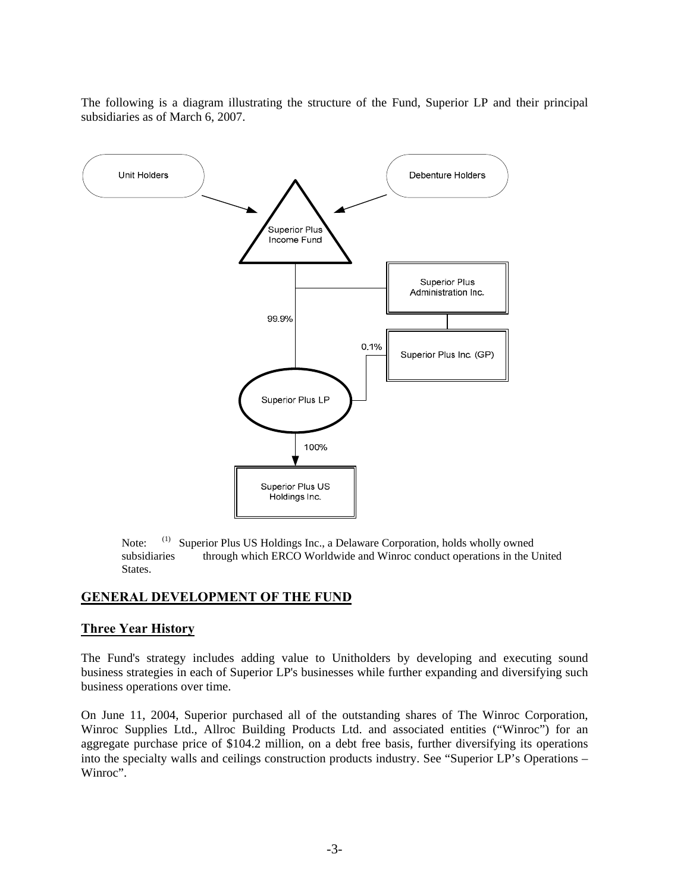The following is a diagram illustrating the structure of the Fund, Superior LP and their principal subsidiaries as of March 6, 2007.

Unit Holders

Debenture Holders

Superior Plus Income Fund

Superior Plus Administration Inc.

99.9%

0.1%

Superior Plus Inc. (GP)

Superior Plus LP

100%

Superior Plus US Holdings Inc.

Note: (1) Superior Plus US Holdings Inc., a Delaware Corporation, holds wholly owned subsidiaries through which ERCO Worldwide and Winroc conduct operations in the United States.

## GENERAL DEVELOPMENT OF THE FUND

## Three Year History

The Fund's strategy includes adding value to Unitholders by developing and executing sound business strategies in each of Superior LP's businesses while further expanding and diversifying such business operations over time.

On June 11, 2004, Superior purchased all of the outstanding shares of The Winroc Corporation, Winroc Supplies Ltd., Allroc Building Products Ltd. and associated entities ("Winroc") for an aggregate purchase price of $104.2 million, on a debt free basis, further diversifying its operations into the specialty walls and ceilings construction products industry. See "Superior LP's Operations – Winroc".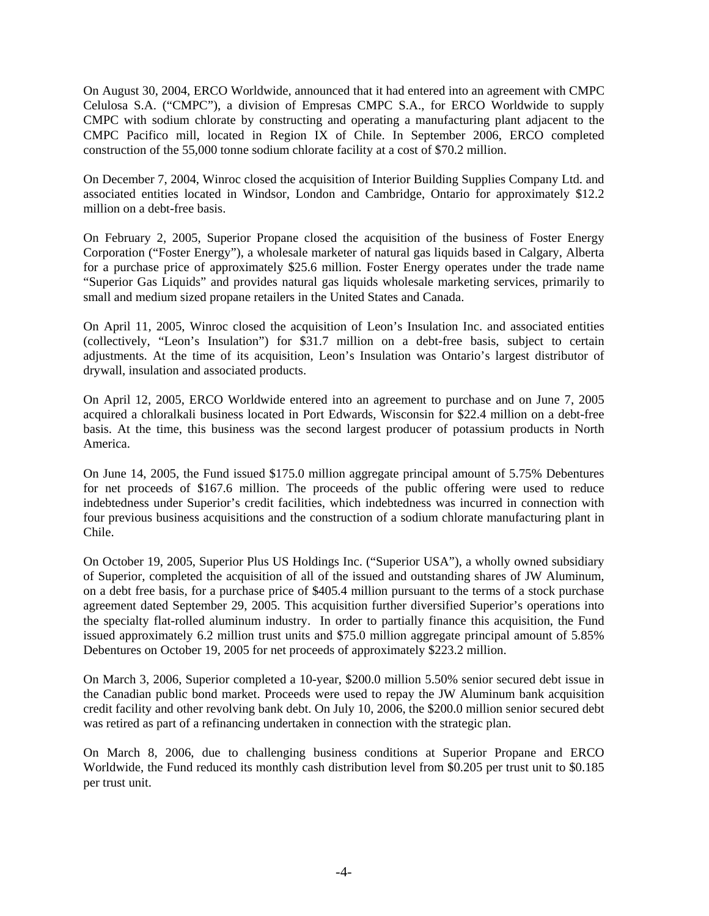On August 30, 2004, ERCO Worldwide, announced that it had entered into an agreement with CMPC Celulosa S.A. ("CMPC"), a division of Empresas CMPC S.A., for ERCO Worldwide to supply CMPC with sodium chlorate by constructing and operating a manufacturing plant adjacent to the CMPC Pacifico mill, located in Region IX of Chile. In September 2006, ERCO completed construction of the 55,000 tonne sodium chlorate facility at a cost of $70.2 million.

On December 7, 2004, Winroc closed the acquisition of Interior Building Supplies Company Ltd. and associated entities located in Windsor, London and Cambridge, Ontario for approximately $12.2 million on a debt-free basis.

On February 2, 2005, Superior Propane closed the acquisition of the business of Foster Energy Corporation ("Foster Energy"), a wholesale marketer of natural gas liquids based in Calgary, Alberta for a purchase price of approximately $25.6 million. Foster Energy operates under the trade name "Superior Gas Liquids" and provides natural gas liquids wholesale marketing services, primarily to small and medium sized propane retailers in the United States and Canada.

On April 11, 2005, Winroc closed the acquisition of Leon's Insulation Inc. and associated entities (collectively, "Leon's Insulation") for $31.7 million on a debt-free basis, subject to certain adjustments. At the time of its acquisition, Leon's Insulation was Ontario's largest distributor of drywall, insulation and associated products.

On April 12, 2005, ERCO Worldwide entered into an agreement to purchase and on June 7, 2005 acquired a chloralkali business located in Port Edwards, Wisconsin for $22.4 million on a debt-free basis. At the time, this business was the second largest producer of potassium products in North America.

On June 14, 2005, the Fund issued $175.0 million aggregate principal amount of 5.75% Debentures for net proceeds of $167.6 million. The proceeds of the public offering were used to reduce indebtedness under Superior's credit facilities, which indebtedness was incurred in connection with four previous business acquisitions and the construction of a sodium chlorate manufacturing plant in Chile.

On October 19, 2005, Superior Plus US Holdings Inc. ("Superior USA"), a wholly owned subsidiary of Superior, completed the acquisition of all of the issued and outstanding shares of JW Aluminum, on a debt free basis, for a purchase price of $405.4 million pursuant to the terms of a stock purchase agreement dated September 29, 2005. This acquisition further diversified Superior's operations into the specialty flat-rolled aluminum industry. In order to partially finance this acquisition, the Fund issued approximately 6.2 million trust units and $75.0 million aggregate principal amount of 5.85% Debentures on October 19, 2005 for net proceeds of approximately $223.2 million.

On March 3, 2006, Superior completed a 10-year, $200.0 million 5.50% senior secured debt issue in the Canadian public bond market. Proceeds were used to repay the JW Aluminum bank acquisition credit facility and other revolving bank debt. On July 10, 2006, the $200.0 million senior secured debt was retired as part of a refinancing undertaken in connection with the strategic plan.

On March 8, 2006, due to challenging business conditions at Superior Propane and ERCO Worldwide, the Fund reduced its monthly cash distribution level from $0.205 per trust unit to $0.185 per trust unit.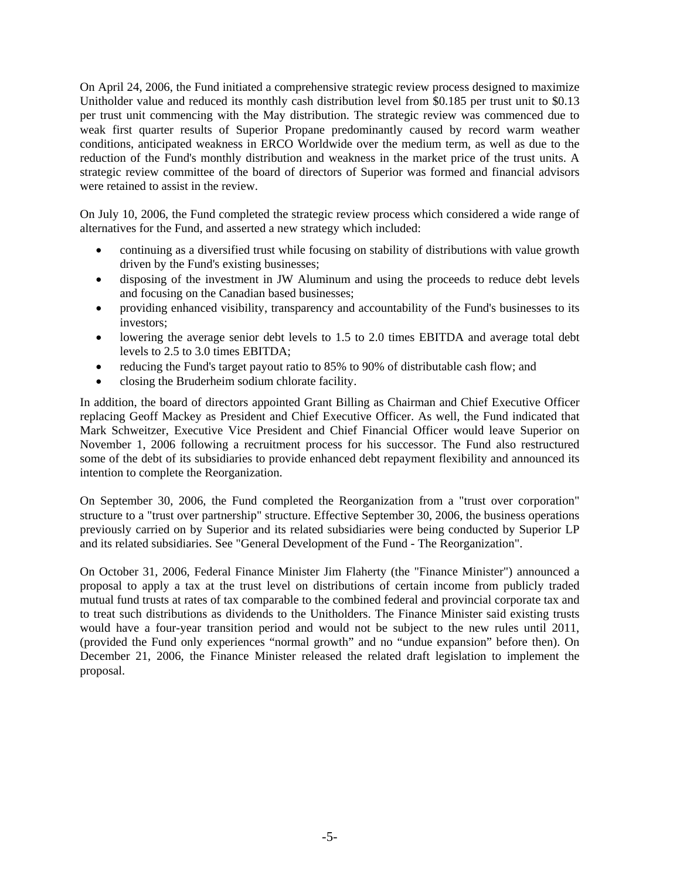On April 24, 2006, the Fund initiated a comprehensive strategic review process designed to maximize Unitholder value and reduced its monthly cash distribution level from $0.185 per trust unit to $0.13 per trust unit commencing with the May distribution. The strategic review was commenced due to weak first quarter results of Superior Propane predominantly caused by record warm weather conditions, anticipated weakness in ERCO Worldwide over the medium term, as well as due to the reduction of the Fund's monthly distribution and weakness in the market price of the trust units. A strategic review committee of the board of directors of Superior was formed and financial advisors were retained to assist in the review.

On July 10, 2006, the Fund completed the strategic review process which considered a wide range of alternatives for the Fund, and asserted a new strategy which included:

- continuing as a diversified trust while focusing on stability of distributions with value growth driven by the Fund's existing businesses;
- disposing of the investment in JW Aluminum and using the proceeds to reduce debt levels and focusing on the Canadian based businesses;
- providing enhanced visibility, transparency and accountability of the Fund's businesses to its investors;
- lowering the average senior debt levels to 1.5 to 2.0 times EBITDA and average total debt levels to 2.5 to 3.0 times EBITDA;
- reducing the Fund's target payout ratio to 85% to 90% of distributable cash flow; and
- closing the Bruderheim sodium chlorate facility.

In addition, the board of directors appointed Grant Billing as Chairman and Chief Executive Officer replacing Geoff Mackey as President and Chief Executive Officer. As well, the Fund indicated that Mark Schweitzer, Executive Vice President and Chief Financial Officer would leave Superior on November 1, 2006 following a recruitment process for his successor. The Fund also restructured some of the debt of its subsidiaries to provide enhanced debt repayment flexibility and announced its intention to complete the Reorganization.

On September 30, 2006, the Fund completed the Reorganization from a "trust over corporation" structure to a "trust over partnership" structure. Effective September 30, 2006, the business operations previously carried on by Superior and its related subsidiaries were being conducted by Superior LP and its related subsidiaries. See "General Development of the Fund - The Reorganization".

On October 31, 2006, Federal Finance Minister Jim Flaherty (the "Finance Minister") announced a proposal to apply a tax at the trust level on distributions of certain income from publicly traded mutual fund trusts at rates of tax comparable to the combined federal and provincial corporate tax and to treat such distributions as dividends to the Unitholders. The Finance Minister said existing trusts would have a four-year transition period and would not be subject to the new rules until 2011, (provided the Fund only experiences "normal growth" and no "undue expansion" before then). On December 21, 2006, the Finance Minister released the related draft legislation to implement the proposal.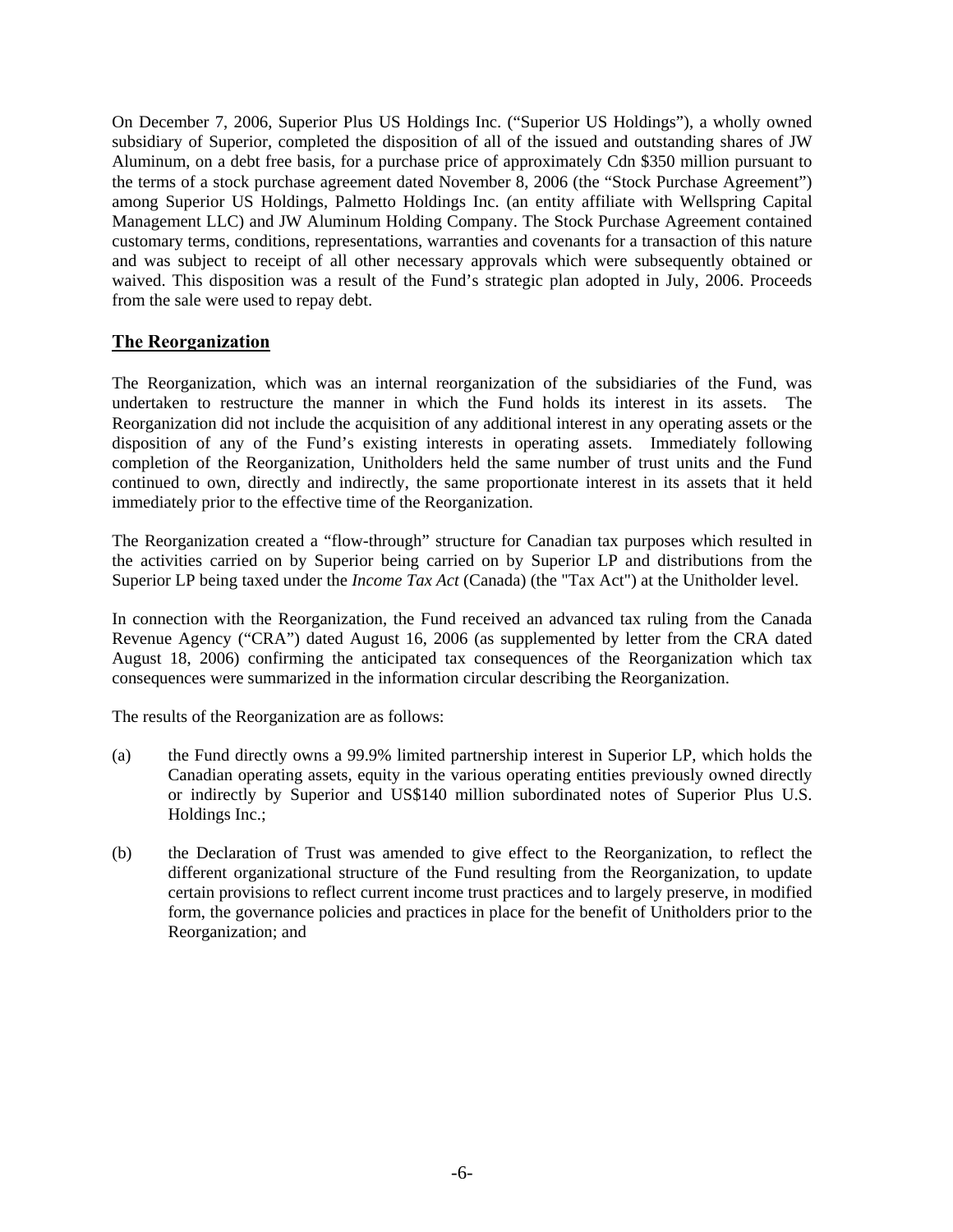On December 7, 2006, Superior Plus US Holdings Inc. ("Superior US Holdings"), a wholly owned subsidiary of Superior, completed the disposition of all of the issued and outstanding shares of JW Aluminum, on a debt free basis, for a purchase price of approximately Cdn $350 million pursuant to the terms of a stock purchase agreement dated November 8, 2006 (the "Stock Purchase Agreement") among Superior US Holdings, Palmetto Holdings Inc. (an entity affiliate with Wellspring Capital Management LLC) and JW Aluminum Holding Company. The Stock Purchase Agreement contained customary terms, conditions, representations, warranties and covenants for a transaction of this nature and was subject to receipt of all other necessary approvals which were subsequently obtained or waived. This disposition was a result of the Fund's strategic plan adopted in July, 2006. Proceeds from the sale were used to repay debt.

## The Reorganization

The Reorganization, which was an internal reorganization of the subsidiaries of the Fund, was undertaken to restructure the manner in which the Fund holds its interest in its assets. The Reorganization did not include the acquisition of any additional interest in any operating assets or the disposition of any of the Fund's existing interests in operating assets. Immediately following completion of the Reorganization, Unitholders held the same number of trust units and the Fund continued to own, directly and indirectly, the same proportionate interest in its assets that it held immediately prior to the effective time of the Reorganization.

The Reorganization created a "flow-through" structure for Canadian tax purposes which resulted in the activities carried on by Superior being carried on by Superior LP and distributions from the Superior LP being taxed under the *Income Tax Act* (Canada) (the "Tax Act") at the Unitholder level.

In connection with the Reorganization, the Fund received an advanced tax ruling from the Canada Revenue Agency ("CRA") dated August 16, 2006 (as supplemented by letter from the CRA dated August 18, 2006) confirming the anticipated tax consequences of the Reorganization which tax consequences were summarized in the information circular describing the Reorganization.

The results of the Reorganization are as follows:

(a) the Fund directly owns a 99.9% limited partnership interest in Superior LP, which holds the Canadian operating assets, equity in the various operating entities previously owned directly or indirectly by Superior and US$140 million subordinated notes of Superior Plus U.S. Holdings Inc.;

(b) the Declaration of Trust was amended to give effect to the Reorganization, to reflect the different organizational structure of the Fund resulting from the Reorganization, to update certain provisions to reflect current income trust practices and to largely preserve, in modified form, the governance policies and practices in place for the benefit of Unitholders prior to the Reorganization; and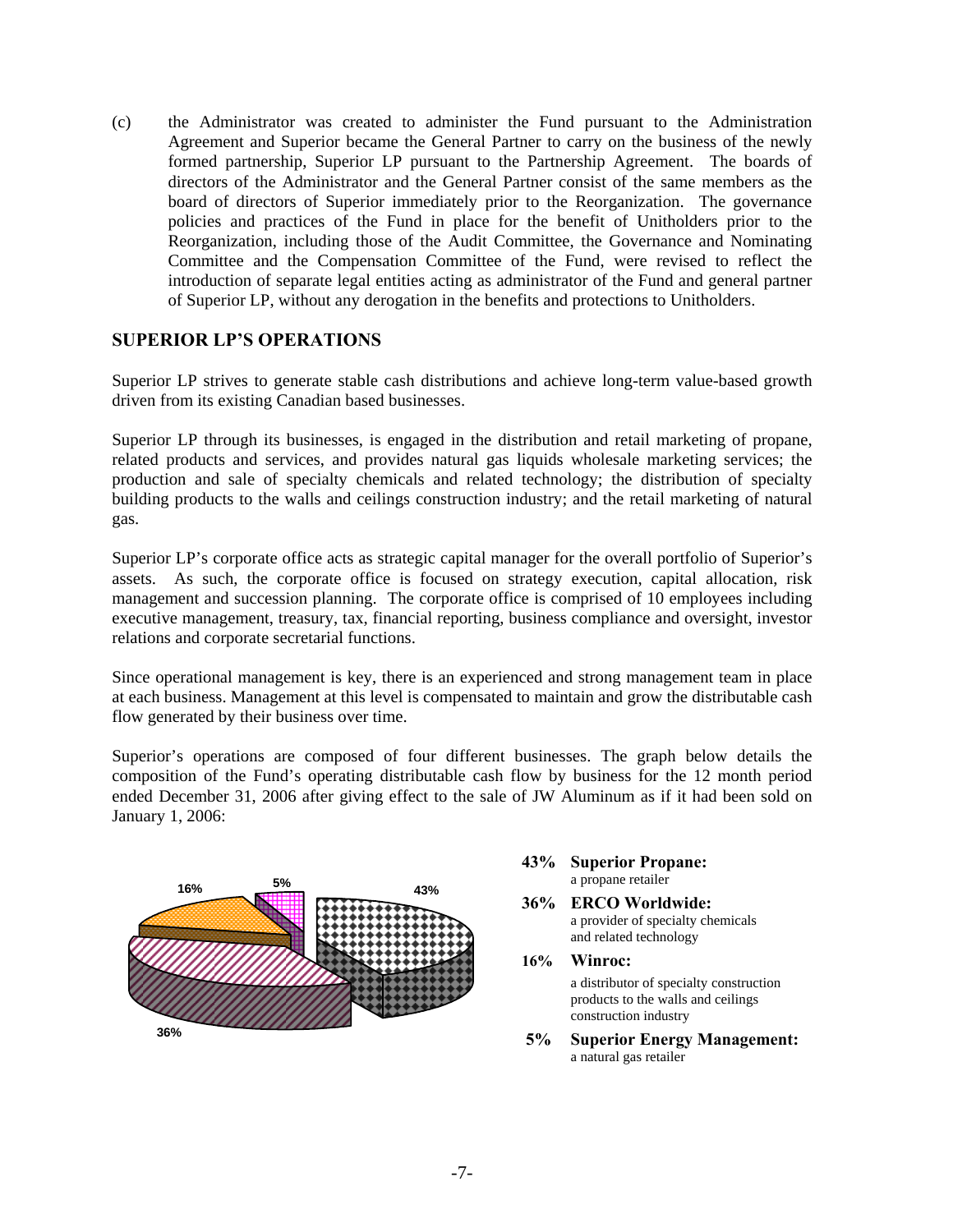(c) the Administrator was created to administer the Fund pursuant to the Administration Agreement and Superior became the General Partner to carry on the business of the newly formed partnership, Superior LP pursuant to the Partnership Agreement. The boards of directors of the Administrator and the General Partner consist of the same members as the board of directors of Superior immediately prior to the Reorganization. The governance policies and practices of the Fund in place for the benefit of Unitholders prior to the Reorganization, including those of the Audit Committee, the Governance and Nominating Committee and the Compensation Committee of the Fund, were revised to reflect the introduction of separate legal entities acting as administrator of the Fund and general partner of Superior LP, without any derogation in the benefits and protections to Unitholders.

## SUPERIOR LP'S OPERATIONS

Superior LP strives to generate stable cash distributions and achieve long-term value-based growth driven from its existing Canadian based businesses.

Superior LP through its businesses, is engaged in the distribution and retail marketing of propane, related products and services, and provides natural gas liquids wholesale marketing services; the production and sale of specialty chemicals and related technology; the distribution of specialty building products to the walls and ceilings construction industry; and the retail marketing of natural gas.

Superior LP's corporate office acts as strategic capital manager for the overall portfolio of Superior's assets. As such, the corporate office is focused on strategy execution, capital allocation, risk management and succession planning. The corporate office is comprised of 10 employees including executive management, treasury, tax, financial reporting, business compliance and oversight, investor relations and corporate secretarial functions.

Since operational management is key, there is an experienced and strong management team in place at each business. Management at this level is compensated to maintain and grow the distributable cash flow generated by their business over time.

Superior's operations are composed of four different businesses. The graph below details the composition of the Fund's operating distributable cash flow by business for the 12 month period ended December 31, 2006 after giving effect to the sale of JW Aluminum as if it had been sold on January 1, 2006:

16%
5%
43%
36%

**43% Superior Propane:** a propane retailer

**36% ERCO Worldwide:** a provider of specialty chemicals and related technology

**16% Winroc:** a distributor of specialty construction products to the walls and ceilings construction industry

**5% Superior Energy Management:** a natural gas retailer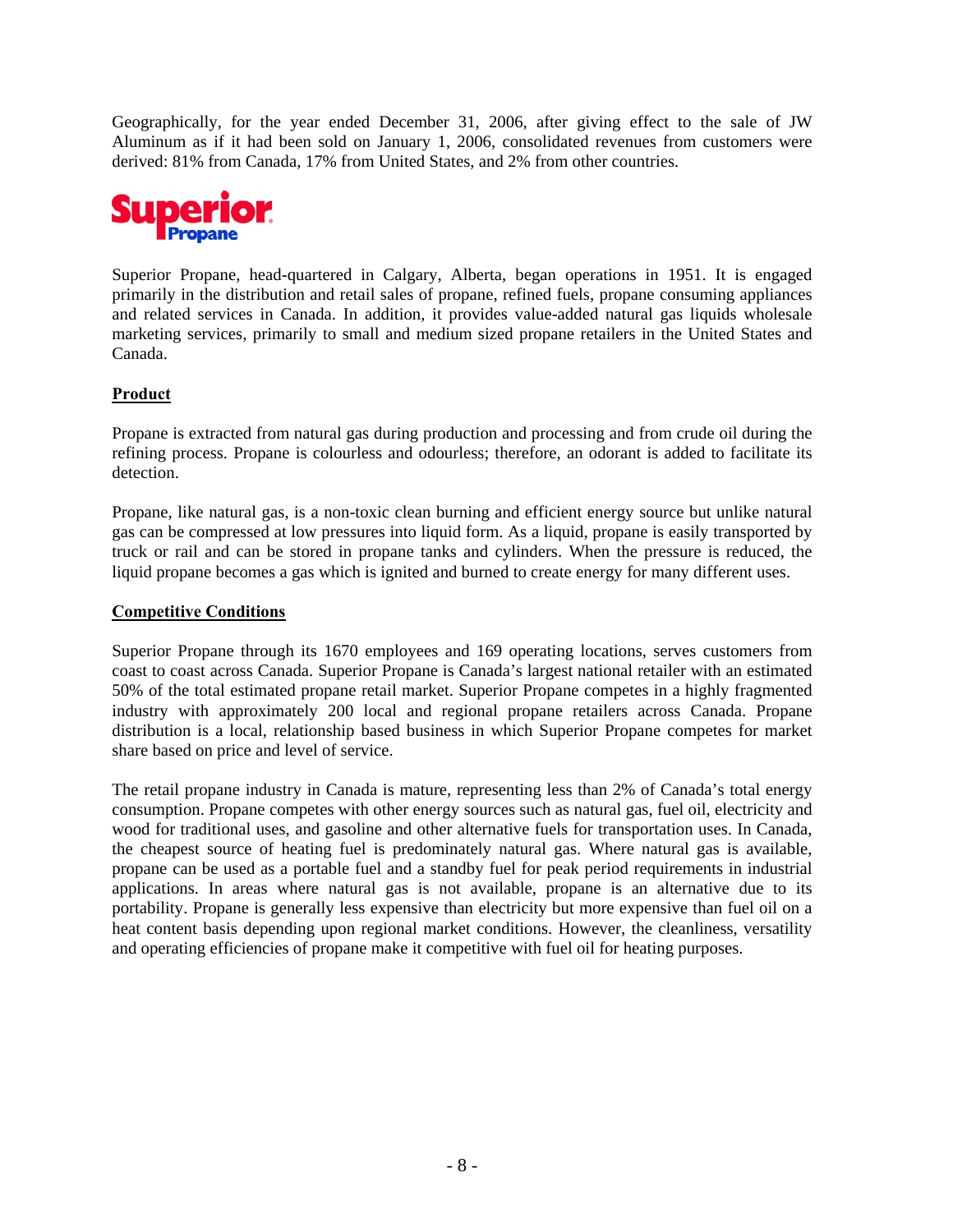Geographically, for the year ended December 31, 2006, after giving effect to the sale of JW Aluminum as if it had been sold on January 1, 2006, consolidated revenues from customers were derived: 81% from Canada, 17% from United States, and 2% from other countries.

**Superior Propane**

Superior Propane, head-quartered in Calgary, Alberta, began operations in 1951. It is engaged primarily in the distribution and retail sales of propane, refined fuels, propane consuming appliances and related services in Canada. In addition, it provides value-added natural gas liquids wholesale marketing services, primarily to small and medium sized propane retailers in the United States and Canada.

## Product

Propane is extracted from natural gas during production and processing and from crude oil during the refining process. Propane is colourless and odourless; therefore, an odorant is added to facilitate its detection.

Propane, like natural gas, is a non-toxic clean burning and efficient energy source but unlike natural gas can be compressed at low pressures into liquid form. As a liquid, propane is easily transported by truck or rail and can be stored in propane tanks and cylinders. When the pressure is reduced, the liquid propane becomes a gas which is ignited and burned to create energy for many different uses.

## Competitive Conditions

Superior Propane through its 1670 employees and 169 operating locations, serves customers from coast to coast across Canada. Superior Propane is Canada's largest national retailer with an estimated 50% of the total estimated propane retail market. Superior Propane competes in a highly fragmented industry with approximately 200 local and regional propane retailers across Canada. Propane distribution is a local, relationship based business in which Superior Propane competes for market share based on price and level of service.

The retail propane industry in Canada is mature, representing less than 2% of Canada's total energy consumption. Propane competes with other energy sources such as natural gas, fuel oil, electricity and wood for traditional uses, and gasoline and other alternative fuels for transportation uses. In Canada, the cheapest source of heating fuel is predominately natural gas. Where natural gas is available, propane can be used as a portable fuel and a standby fuel for peak period requirements in industrial applications. In areas where natural gas is not available, propane is an alternative due to its portability. Propane is generally less expensive than electricity but more expensive than fuel oil on a heat content basis depending upon regional market conditions. However, the cleanliness, versatility and operating efficiencies of propane make it competitive with fuel oil for heating purposes.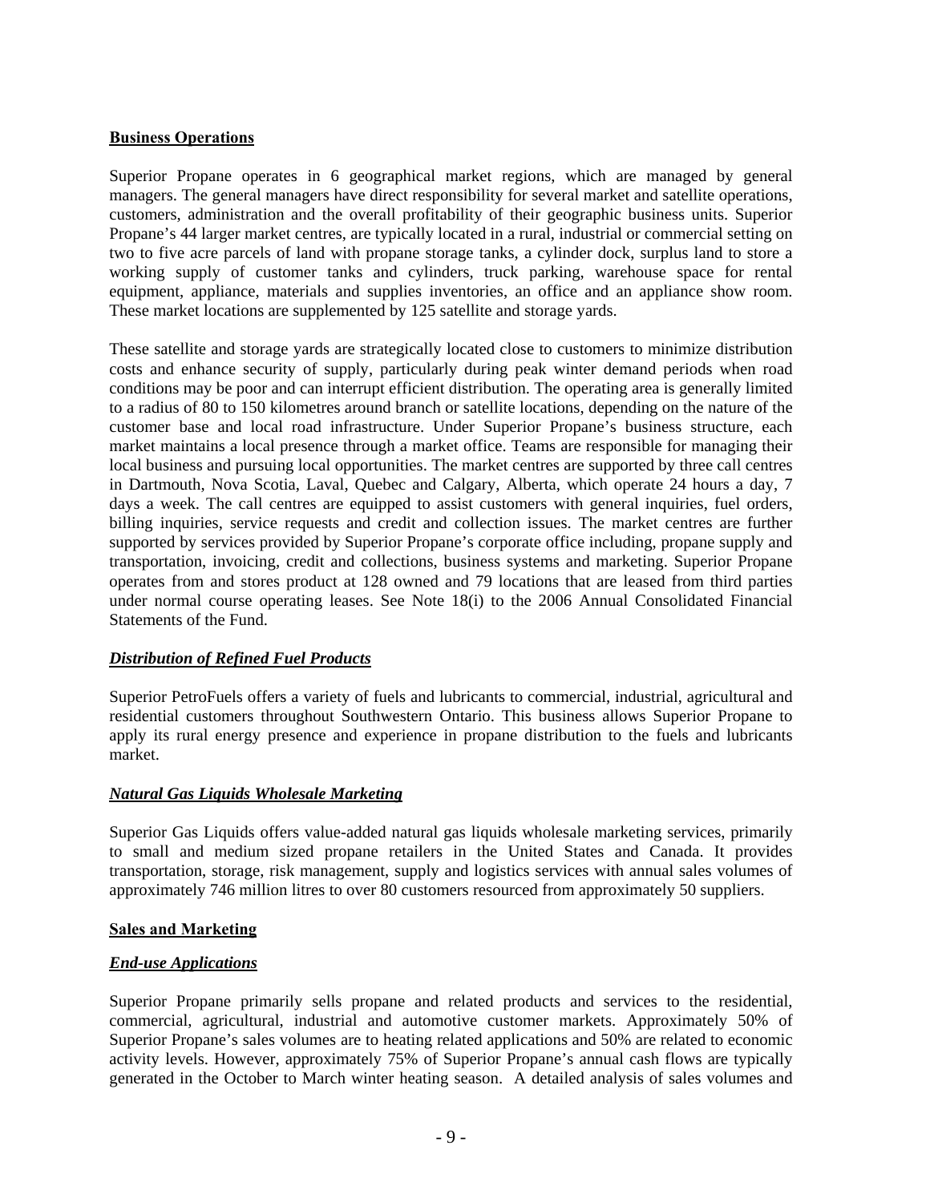**Business Operations**

Superior Propane operates in 6 geographical market regions, which are managed by general managers. The general managers have direct responsibility for several market and satellite operations, customers, administration and the overall profitability of their geographic business units. Superior Propane's 44 larger market centres, are typically located in a rural, industrial or commercial setting on two to five acre parcels of land with propane storage tanks, a cylinder dock, surplus land to store a working supply of customer tanks and cylinders, truck parking, warehouse space for rental equipment, appliance, materials and supplies inventories, an office and an appliance show room. These market locations are supplemented by 125 satellite and storage yards.

These satellite and storage yards are strategically located close to customers to minimize distribution costs and enhance security of supply, particularly during peak winter demand periods when road conditions may be poor and can interrupt efficient distribution. The operating area is generally limited to a radius of 80 to 150 kilometres around branch or satellite locations, depending on the nature of the customer base and local road infrastructure. Under Superior Propane's business structure, each market maintains a local presence through a market office. Teams are responsible for managing their local business and pursuing local opportunities. The market centres are supported by three call centres in Dartmouth, Nova Scotia, Laval, Quebec and Calgary, Alberta, which operate 24 hours a day, 7 days a week. The call centres are equipped to assist customers with general inquiries, fuel orders, billing inquiries, service requests and credit and collection issues. The market centres are further supported by services provided by Superior Propane's corporate office including, propane supply and transportation, invoicing, credit and collections, business systems and marketing. Superior Propane operates from and stores product at 128 owned and 79 locations that are leased from third parties under normal course operating leases. See Note 18(i) to the 2006 Annual Consolidated Financial Statements of the Fund.

***Distribution of Refined Fuel Products***

Superior PetroFuels offers a variety of fuels and lubricants to commercial, industrial, agricultural and residential customers throughout Southwestern Ontario. This business allows Superior Propane to apply its rural energy presence and experience in propane distribution to the fuels and lubricants market.

***Natural Gas Liquids Wholesale Marketing***

Superior Gas Liquids offers value-added natural gas liquids wholesale marketing services, primarily to small and medium sized propane retailers in the United States and Canada. It provides transportation, storage, risk management, supply and logistics services with annual sales volumes of approximately 746 million litres to over 80 customers resourced from approximately 50 suppliers.

**Sales and Marketing**

***End-use Applications***

Superior Propane primarily sells propane and related products and services to the residential, commercial, agricultural, industrial and automotive customer markets. Approximately 50% of Superior Propane's sales volumes are to heating related applications and 50% are related to economic activity levels. However, approximately 75% of Superior Propane's annual cash flows are typically generated in the October to March winter heating season. A detailed analysis of sales volumes and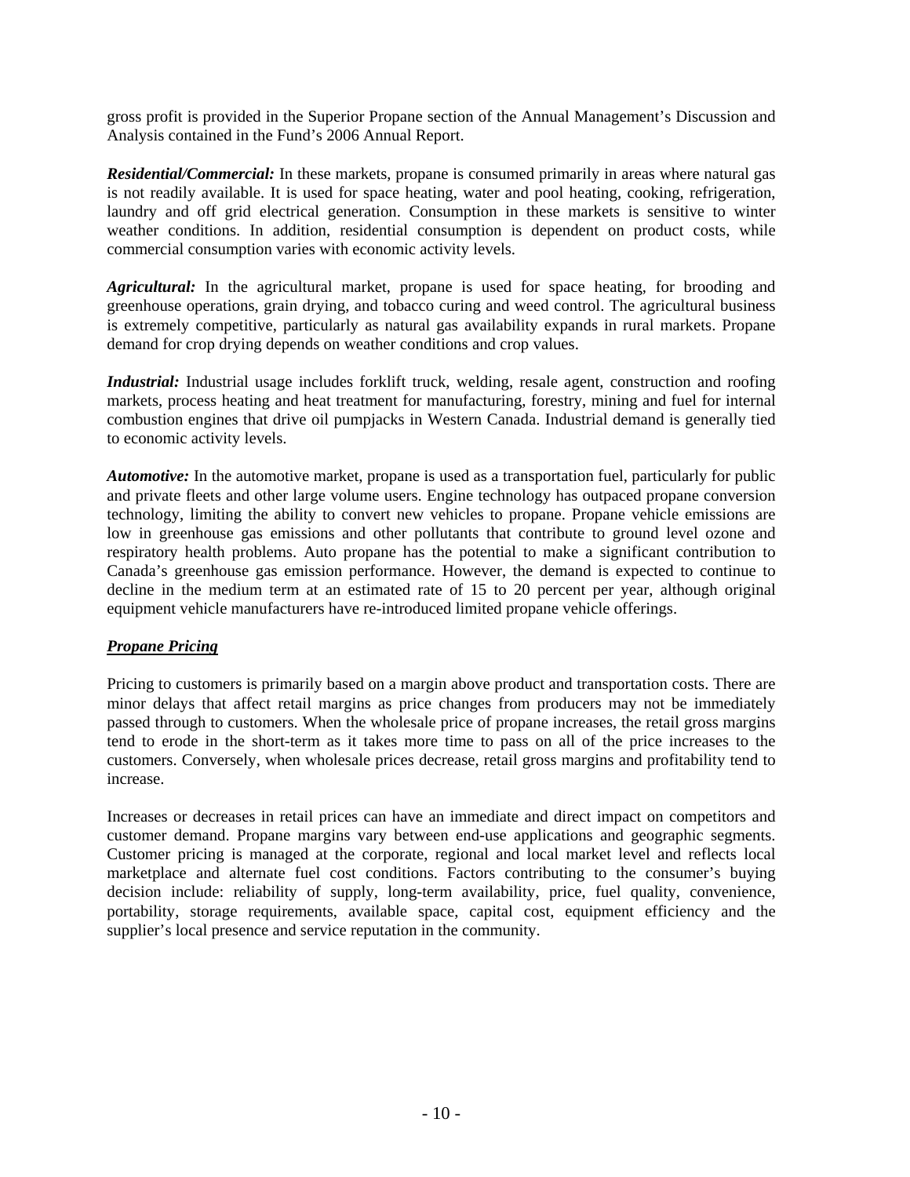gross profit is provided in the Superior Propane section of the Annual Management's Discussion and Analysis contained in the Fund's 2006 Annual Report.

***Residential/Commercial:*** In these markets, propane is consumed primarily in areas where natural gas is not readily available. It is used for space heating, water and pool heating, cooking, refrigeration, laundry and off grid electrical generation. Consumption in these markets is sensitive to winter weather conditions. In addition, residential consumption is dependent on product costs, while commercial consumption varies with economic activity levels.

***Agricultural:*** In the agricultural market, propane is used for space heating, for brooding and greenhouse operations, grain drying, and tobacco curing and weed control. The agricultural business is extremely competitive, particularly as natural gas availability expands in rural markets. Propane demand for crop drying depends on weather conditions and crop values.

***Industrial:*** Industrial usage includes forklift truck, welding, resale agent, construction and roofing markets, process heating and heat treatment for manufacturing, forestry, mining and fuel for internal combustion engines that drive oil pumpjacks in Western Canada. Industrial demand is generally tied to economic activity levels.

***Automotive:*** In the automotive market, propane is used as a transportation fuel, particularly for public and private fleets and other large volume users. Engine technology has outpaced propane conversion technology, limiting the ability to convert new vehicles to propane. Propane vehicle emissions are low in greenhouse gas emissions and other pollutants that contribute to ground level ozone and respiratory health problems. Auto propane has the potential to make a significant contribution to Canada's greenhouse gas emission performance. However, the demand is expected to continue to decline in the medium term at an estimated rate of 15 to 20 percent per year, although original equipment vehicle manufacturers have re-introduced limited propane vehicle offerings.

***<u>Propane Pricing</u>***

Pricing to customers is primarily based on a margin above product and transportation costs. There are minor delays that affect retail margins as price changes from producers may not be immediately passed through to customers. When the wholesale price of propane increases, the retail gross margins tend to erode in the short-term as it takes more time to pass on all of the price increases to the customers. Conversely, when wholesale prices decrease, retail gross margins and profitability tend to increase.

Increases or decreases in retail prices can have an immediate and direct impact on competitors and customer demand. Propane margins vary between end-use applications and geographic segments. Customer pricing is managed at the corporate, regional and local market level and reflects local marketplace and alternate fuel cost conditions. Factors contributing to the consumer's buying decision include: reliability of supply, long-term availability, price, fuel quality, convenience, portability, storage requirements, available space, capital cost, equipment efficiency and the supplier's local presence and service reputation in the community.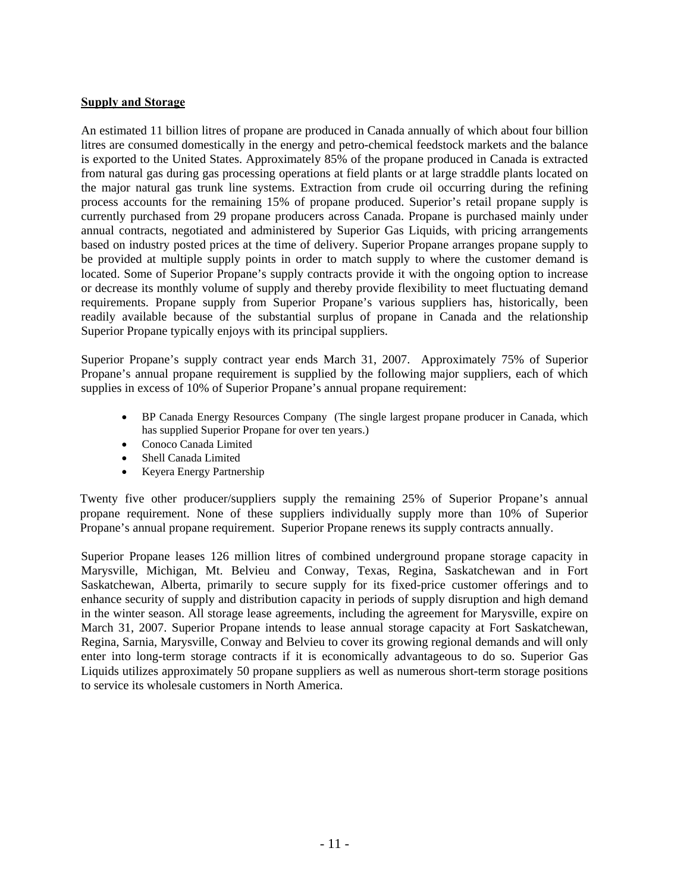## Supply and Storage

An estimated 11 billion litres of propane are produced in Canada annually of which about four billion litres are consumed domestically in the energy and petro-chemical feedstock markets and the balance is exported to the United States. Approximately 85% of the propane produced in Canada is extracted from natural gas during gas processing operations at field plants or at large straddle plants located on the major natural gas trunk line systems. Extraction from crude oil occurring during the refining process accounts for the remaining 15% of propane produced. Superior's retail propane supply is currently purchased from 29 propane producers across Canada. Propane is purchased mainly under annual contracts, negotiated and administered by Superior Gas Liquids, with pricing arrangements based on industry posted prices at the time of delivery. Superior Propane arranges propane supply to be provided at multiple supply points in order to match supply to where the customer demand is located. Some of Superior Propane's supply contracts provide it with the ongoing option to increase or decrease its monthly volume of supply and thereby provide flexibility to meet fluctuating demand requirements. Propane supply from Superior Propane's various suppliers has, historically, been readily available because of the substantial surplus of propane in Canada and the relationship Superior Propane typically enjoys with its principal suppliers.

Superior Propane's supply contract year ends March 31, 2007. Approximately 75% of Superior Propane's annual propane requirement is supplied by the following major suppliers, each of which supplies in excess of 10% of Superior Propane's annual propane requirement:

- BP Canada Energy Resources Company (The single largest propane producer in Canada, which has supplied Superior Propane for over ten years.)
- Conoco Canada Limited
- Shell Canada Limited
- Keyera Energy Partnership

Twenty five other producer/suppliers supply the remaining 25% of Superior Propane's annual propane requirement. None of these suppliers individually supply more than 10% of Superior Propane's annual propane requirement. Superior Propane renews its supply contracts annually.

Superior Propane leases 126 million litres of combined underground propane storage capacity in Marysville, Michigan, Mt. Belvieu and Conway, Texas, Regina, Saskatchewan and in Fort Saskatchewan, Alberta, primarily to secure supply for its fixed-price customer offerings and to enhance security of supply and distribution capacity in periods of supply disruption and high demand in the winter season. All storage lease agreements, including the agreement for Marysville, expire on March 31, 2007. Superior Propane intends to lease annual storage capacity at Fort Saskatchewan, Regina, Sarnia, Marysville, Conway and Belvieu to cover its growing regional demands and will only enter into long-term storage contracts if it is economically advantageous to do so. Superior Gas Liquids utilizes approximately 50 propane suppliers as well as numerous short-term storage positions to service its wholesale customers in North America.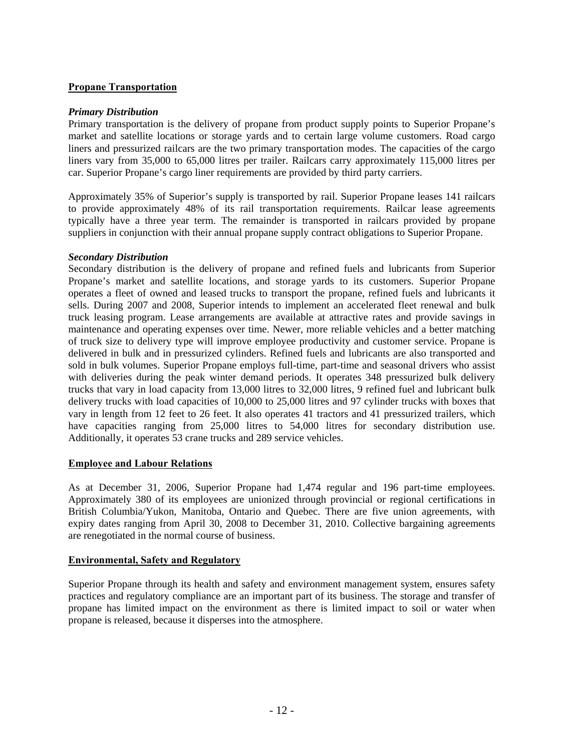## Propane Transportation

### *Primary Distribution*

Primary transportation is the delivery of propane from product supply points to Superior Propane's market and satellite locations or storage yards and to certain large volume customers. Road cargo liners and pressurized railcars are the two primary transportation modes. The capacities of the cargo liners vary from 35,000 to 65,000 litres per trailer. Railcars carry approximately 115,000 litres per car. Superior Propane's cargo liner requirements are provided by third party carriers.

Approximately 35% of Superior's supply is transported by rail. Superior Propane leases 141 railcars to provide approximately 48% of its rail transportation requirements. Railcar lease agreements typically have a three year term. The remainder is transported in railcars provided by propane suppliers in conjunction with their annual propane supply contract obligations to Superior Propane.

### *Secondary Distribution*

Secondary distribution is the delivery of propane and refined fuels and lubricants from Superior Propane's market and satellite locations, and storage yards to its customers. Superior Propane operates a fleet of owned and leased trucks to transport the propane, refined fuels and lubricants it sells. During 2007 and 2008, Superior intends to implement an accelerated fleet renewal and bulk truck leasing program. Lease arrangements are available at attractive rates and provide savings in maintenance and operating expenses over time. Newer, more reliable vehicles and a better matching of truck size to delivery type will improve employee productivity and customer service. Propane is delivered in bulk and in pressurized cylinders. Refined fuels and lubricants are also transported and sold in bulk volumes. Superior Propane employs full-time, part-time and seasonal drivers who assist with deliveries during the peak winter demand periods. It operates 348 pressurized bulk delivery trucks that vary in load capacity from 13,000 litres to 32,000 litres, 9 refined fuel and lubricant bulk delivery trucks with load capacities of 10,000 to 25,000 litres and 97 cylinder trucks with boxes that vary in length from 12 feet to 26 feet. It also operates 41 tractors and 41 pressurized trailers, which have capacities ranging from 25,000 litres to 54,000 litres for secondary distribution use. Additionally, it operates 53 crane trucks and 289 service vehicles.

## Employee and Labour Relations

As at December 31, 2006, Superior Propane had 1,474 regular and 196 part-time employees. Approximately 380 of its employees are unionized through provincial or regional certifications in British Columbia/Yukon, Manitoba, Ontario and Quebec. There are five union agreements, with expiry dates ranging from April 30, 2008 to December 31, 2010. Collective bargaining agreements are renegotiated in the normal course of business.

## Environmental, Safety and Regulatory

Superior Propane through its health and safety and environment management system, ensures safety practices and regulatory compliance are an important part of its business. The storage and transfer of propane has limited impact on the environment as there is limited impact to soil or water when propane is released, because it disperses into the atmosphere.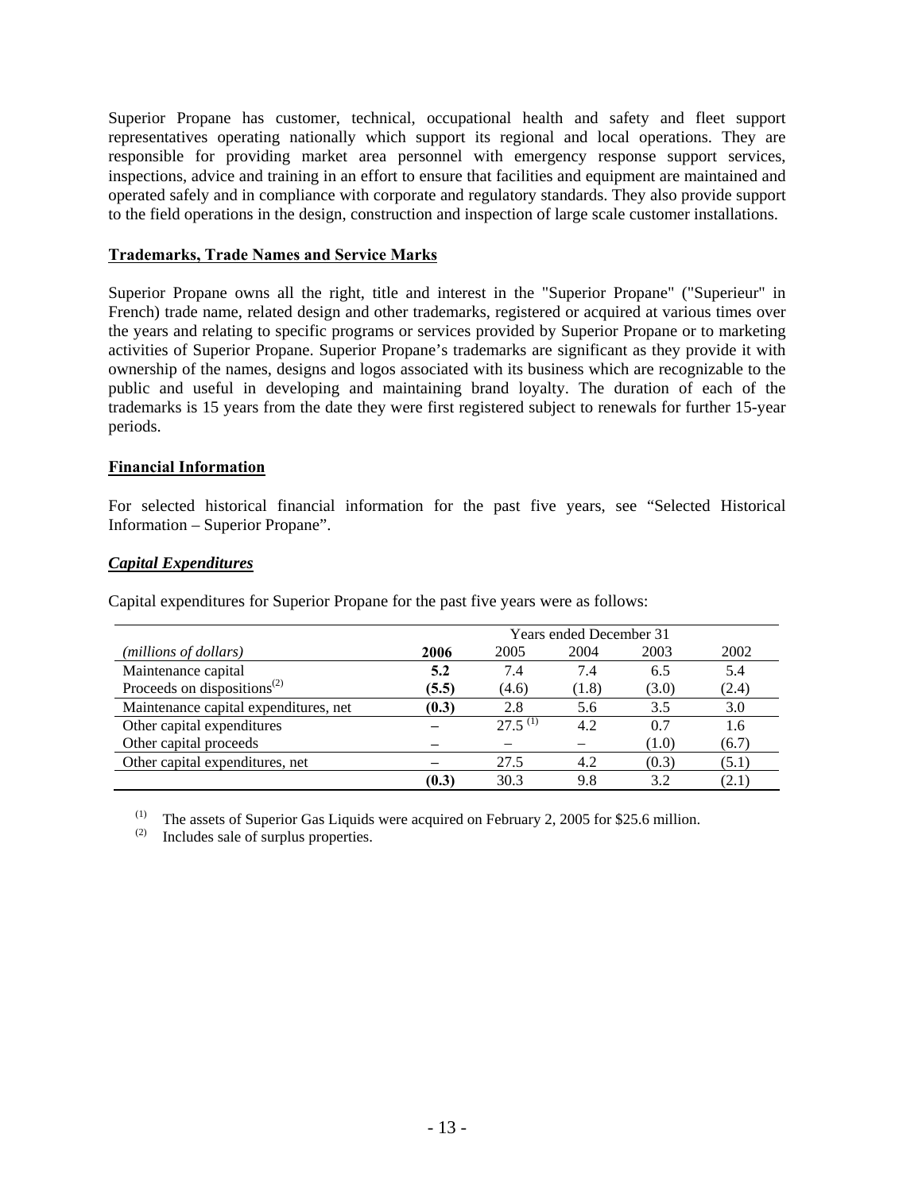Superior Propane has customer, technical, occupational health and safety and fleet support representatives operating nationally which support its regional and local operations. They are responsible for providing market area personnel with emergency response support services, inspections, advice and training in an effort to ensure that facilities and equipment are maintained and operated safely and in compliance with corporate and regulatory standards. They also provide support to the field operations in the design, construction and inspection of large scale customer installations.

## Trademarks, Trade Names and Service Marks

Superior Propane owns all the right, title and interest in the "Superior Propane" ("Superieur" in French) trade name, related design and other trademarks, registered or acquired at various times over the years and relating to specific programs or services provided by Superior Propane or to marketing activities of Superior Propane. Superior Propane's trademarks are significant as they provide it with ownership of the names, designs and logos associated with its business which are recognizable to the public and useful in developing and maintaining brand loyalty. The duration of each of the trademarks is 15 years from the date they were first registered subject to renewals for further 15-year periods.

## Financial Information

For selected historical financial information for the past five years, see "Selected Historical Information – Superior Propane".

### *Capital Expenditures*

Capital expenditures for Superior Propane for the past five years were as follows:

| | Years ended December 31 | | | | |
|---|---|---|---|---|---|
| *(millions of dollars)* | **2006** | 2005 | 2004 | 2003 | 2002 |
| Maintenance capital | **5.2** | 7.4 | 7.4 | 6.5 | 5.4 |
| Proceeds on dispositions[2] | **(5.5)** | (4.6) | (1.8) | (3.0) | (2.4) |
| Maintenance capital expenditures, net | **(0.3)** | 2.8 | 5.6 | 3.5 | 3.0 |
| Other capital expenditures | **–** | 27.5 [1] | 4.2 | 0.7 | 1.6 |
| Other capital proceeds | **–** | – | – | (1.0) | (6.7) |
| Other capital expenditures, net | **–** | 27.5 | 4.2 | (0.3) | (5.1) |
| | **(0.3)** | 30.3 | 9.8 | 3.2 | (2.1) |

[1] The assets of Superior Gas Liquids were acquired on February 2, 2005 for $25.6 million.

[2] Includes sale of surplus properties.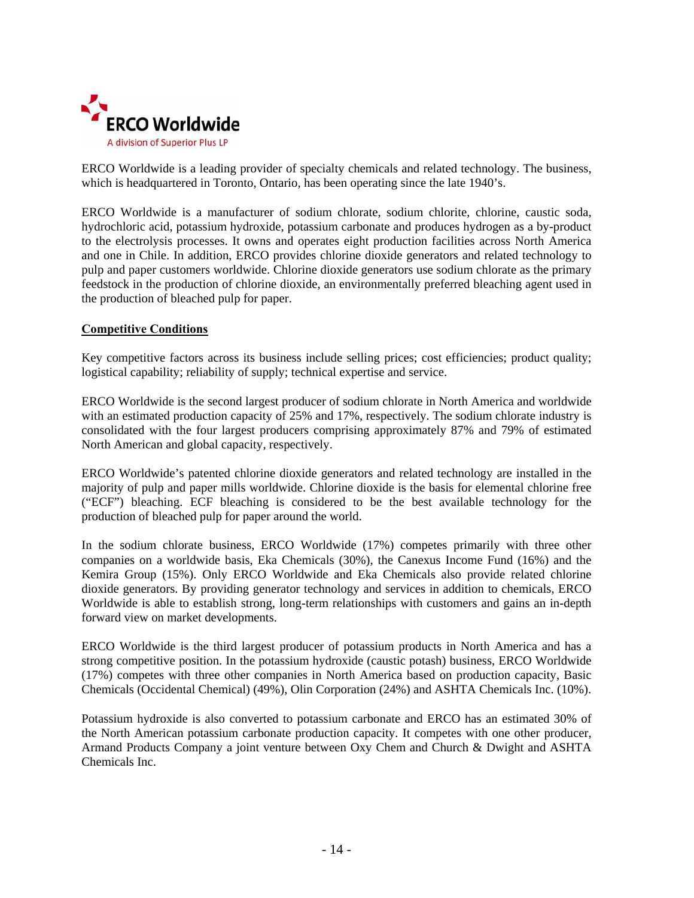ERCO Worldwide

A division of Superior Plus LP

ERCO Worldwide is a leading provider of specialty chemicals and related technology. The business, which is headquartered in Toronto, Ontario, has been operating since the late 1940's.

ERCO Worldwide is a manufacturer of sodium chlorate, sodium chlorite, chlorine, caustic soda, hydrochloric acid, potassium hydroxide, potassium carbonate and produces hydrogen as a by-product to the electrolysis processes. It owns and operates eight production facilities across North America and one in Chile. In addition, ERCO provides chlorine dioxide generators and related technology to pulp and paper customers worldwide. Chlorine dioxide generators use sodium chlorate as the primary feedstock in the production of chlorine dioxide, an environmentally preferred bleaching agent used in the production of bleached pulp for paper.

## Competitive Conditions

Key competitive factors across its business include selling prices; cost efficiencies; product quality; logistical capability; reliability of supply; technical expertise and service.

ERCO Worldwide is the second largest producer of sodium chlorate in North America and worldwide with an estimated production capacity of 25% and 17%, respectively. The sodium chlorate industry is consolidated with the four largest producers comprising approximately 87% and 79% of estimated North American and global capacity, respectively.

ERCO Worldwide's patented chlorine dioxide generators and related technology are installed in the majority of pulp and paper mills worldwide. Chlorine dioxide is the basis for elemental chlorine free ("ECF") bleaching. ECF bleaching is considered to be the best available technology for the production of bleached pulp for paper around the world.

In the sodium chlorate business, ERCO Worldwide (17%) competes primarily with three other companies on a worldwide basis, Eka Chemicals (30%), the Canexus Income Fund (16%) and the Kemira Group (15%). Only ERCO Worldwide and Eka Chemicals also provide related chlorine dioxide generators. By providing generator technology and services in addition to chemicals, ERCO Worldwide is able to establish strong, long-term relationships with customers and gains an in-depth forward view on market developments.

ERCO Worldwide is the third largest producer of potassium products in North America and has a strong competitive position. In the potassium hydroxide (caustic potash) business, ERCO Worldwide (17%) competes with three other companies in North America based on production capacity, Basic Chemicals (Occidental Chemical) (49%), Olin Corporation (24%) and ASHTA Chemicals Inc. (10%).

Potassium hydroxide is also converted to potassium carbonate and ERCO has an estimated 30% of the North American potassium carbonate production capacity. It competes with one other producer, Armand Products Company a joint venture between Oxy Chem and Church & Dwight and ASHTA Chemicals Inc.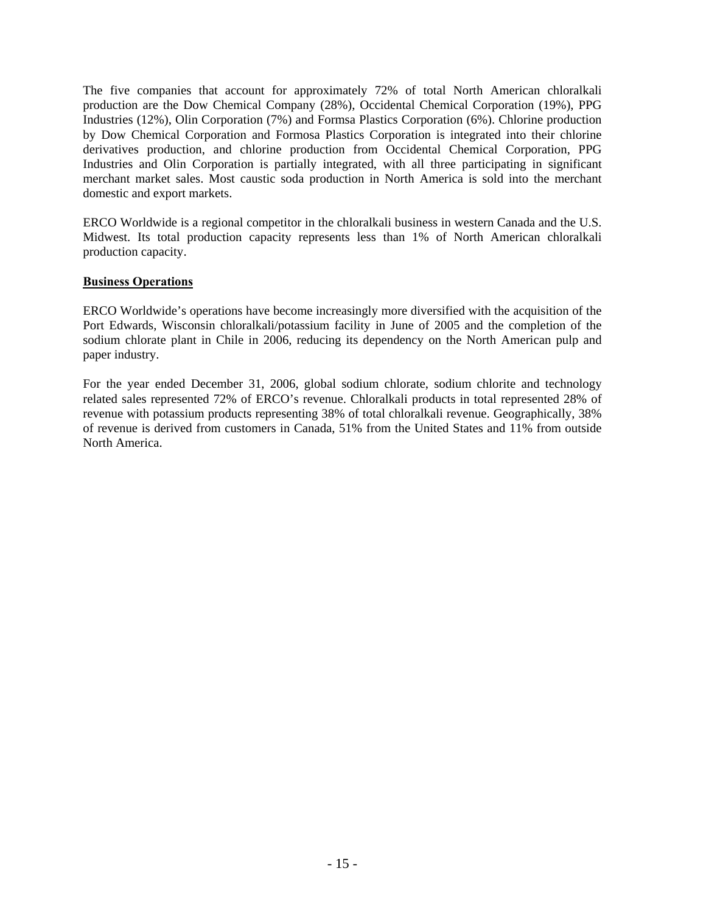The five companies that account for approximately 72% of total North American chloralkali production are the Dow Chemical Company (28%), Occidental Chemical Corporation (19%), PPG Industries (12%), Olin Corporation (7%) and Formsa Plastics Corporation (6%). Chlorine production by Dow Chemical Corporation and Formosa Plastics Corporation is integrated into their chlorine derivatives production, and chlorine production from Occidental Chemical Corporation, PPG Industries and Olin Corporation is partially integrated, with all three participating in significant merchant market sales. Most caustic soda production in North America is sold into the merchant domestic and export markets.

ERCO Worldwide is a regional competitor in the chloralkali business in western Canada and the U.S. Midwest. Its total production capacity represents less than 1% of North American chloralkali production capacity.

**Business Operations**

ERCO Worldwide's operations have become increasingly more diversified with the acquisition of the Port Edwards, Wisconsin chloralkali/potassium facility in June of 2005 and the completion of the sodium chlorate plant in Chile in 2006, reducing its dependency on the North American pulp and paper industry.

For the year ended December 31, 2006, global sodium chlorate, sodium chlorite and technology related sales represented 72% of ERCO's revenue. Chloralkali products in total represented 28% of revenue with potassium products representing 38% of total chloralkali revenue. Geographically, 38% of revenue is derived from customers in Canada, 51% from the United States and 11% from outside North America.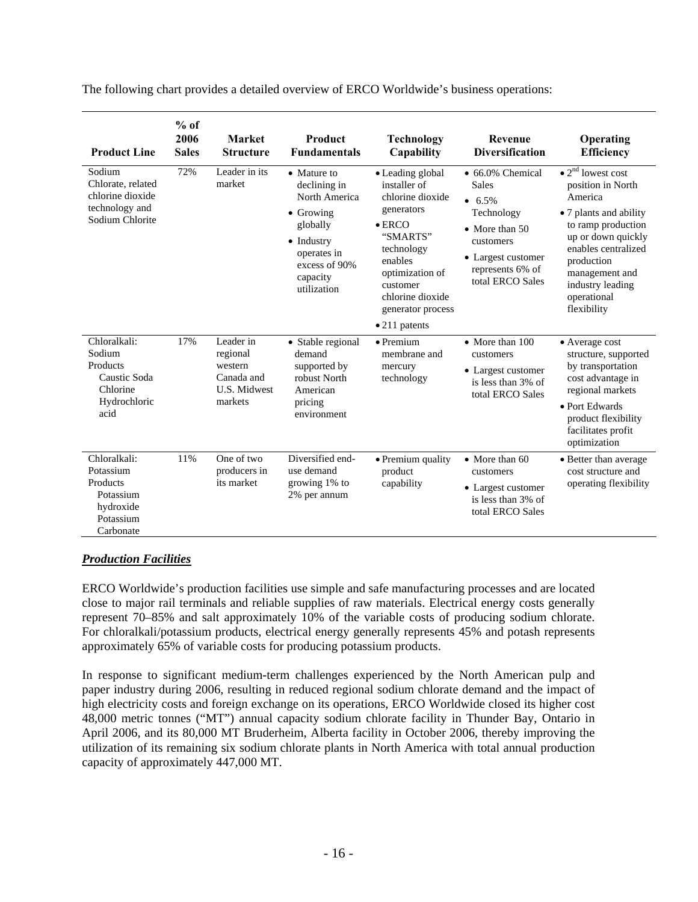The following chart provides a detailed overview of ERCO Worldwide's business operations:

| Product Line | % of 2006 Sales | Market Structure | Product Fundamentals | Technology Capability | Revenue Diversification | Operating Efficiency |
|---|---|---|---|---|---|---|
| Sodium Chlorate, related chlorine dioxide technology and Sodium Chlorite | 72% | Leader in its market | • Mature to declining in North America<br>• Growing globally<br>• Industry operates in excess of 90% capacity utilization | • Leading global installer of chlorine dioxide generators<br>• ERCO "SMARTS" technology enables optimization of customer chlorine dioxide generator process<br>• 211 patents | • 66.0% Chemical Sales<br>• 6.5% Technology<br>• More than 50 customers<br>• Largest customer represents 6% of total ERCO Sales | • 2nd lowest cost position in North America<br>• 7 plants and ability to ramp production up or down quickly enables centralized production management and industry leading operational flexibility |
| Chloralkali: Sodium Products<br>Caustic Soda<br>Chlorine<br>Hydrochloric acid | 17% | Leader in regional western Canada and U.S. Midwest markets | • Stable regional demand supported by robust North American pricing environment | • Premium membrane and mercury technology | • More than 100 customers<br>• Largest customer is less than 3% of total ERCO Sales | • Average cost structure, supported by transportation cost advantage in regional markets<br>• Port Edwards product flexibility facilitates profit optimization |
| Chloralkali: Potassium Products<br>Potassium hydroxide<br>Potassium Carbonate | 11% | One of two producers in its market | Diversified end-use demand growing 1% to 2% per annum | • Premium quality product capability | • More than 60 customers<br>• Largest customer is less than 3% of total ERCO Sales | • Better than average cost structure and operating flexibility |

***Production Facilities***

ERCO Worldwide's production facilities use simple and safe manufacturing processes and are located close to major rail terminals and reliable supplies of raw materials. Electrical energy costs generally represent 70–85% and salt approximately 10% of the variable costs of producing sodium chlorate. For chloralkali/potassium products, electrical energy generally represents 45% and potash represents approximately 65% of variable costs for producing potassium products.

In response to significant medium-term challenges experienced by the North American pulp and paper industry during 2006, resulting in reduced regional sodium chlorate demand and the impact of high electricity costs and foreign exchange on its operations, ERCO Worldwide closed its higher cost 48,000 metric tonnes ("MT") annual capacity sodium chlorate facility in Thunder Bay, Ontario in April 2006, and its 80,000 MT Bruderheim, Alberta facility in October 2006, thereby improving the utilization of its remaining six sodium chlorate plants in North America with total annual production capacity of approximately 447,000 MT.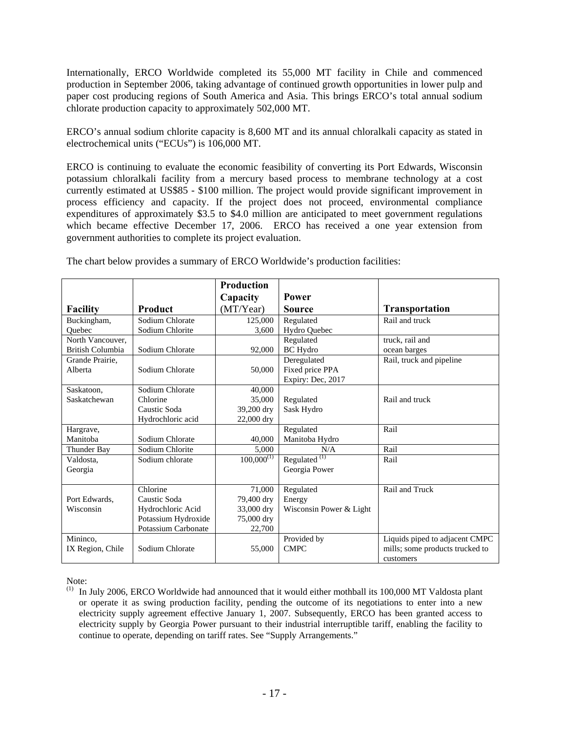Internationally, ERCO Worldwide completed its 55,000 MT facility in Chile and commenced production in September 2006, taking advantage of continued growth opportunities in lower pulp and paper cost producing regions of South America and Asia. This brings ERCO's total annual sodium chlorate production capacity to approximately 502,000 MT.

ERCO's annual sodium chlorite capacity is 8,600 MT and its annual chloralkali capacity as stated in electrochemical units ("ECUs") is 106,000 MT.

ERCO is continuing to evaluate the economic feasibility of converting its Port Edwards, Wisconsin potassium chloralkali facility from a mercury based process to membrane technology at a cost currently estimated at US$85 - $100 million. The project would provide significant improvement in process efficiency and capacity. If the project does not proceed, environmental compliance expenditures of approximately $3.5 to $4.0 million are anticipated to meet government regulations which became effective December 17, 2006. ERCO has received a one year extension from government authorities to complete its project evaluation.

The chart below provides a summary of ERCO Worldwide's production facilities:

| Facility | Product | Production Capacity (MT/Year) | Power Source | Transportation |
|---|---|---|---|---|
| Buckingham, Quebec | Sodium Chlorate<br>Sodium Chlorite | 125,000<br>3,600 | Regulated<br>Hydro Quebec | Rail and truck |
| North Vancouver, British Columbia | Sodium Chlorate | 92,000 | Regulated<br>BC Hydro | truck, rail and ocean barges |
| Grande Prairie, Alberta | Sodium Chlorate | 50,000 | Deregulated<br>Fixed price PPA<br>Expiry: Dec, 2017 | Rail, truck and pipeline |
| Saskatoon, Saskatchewan | Sodium Chlorate<br>Chlorine<br>Caustic Soda<br>Hydrochloric acid | 40,000<br>35,000<br>39,200 dry<br>22,000 dry | Regulated<br>Sask Hydro | Rail and truck |
| Hargrave, Manitoba | Sodium Chlorate | 40,000 | Regulated<br>Manitoba Hydro | Rail |
| Thunder Bay | Sodium Chlorite | 5,000 | N/A | Rail |
| Valdosta, Georgia | Sodium chlorate | 100,000[(1)] | Regulated [(1)]<br>Georgia Power | Rail |
| Port Edwards, Wisconsin | Chlorine<br>Caustic Soda<br>Hydrochloric Acid<br>Potassium Hydroxide<br>Potassium Carbonate | 71,000<br>79,400 dry<br>33,000 dry<br>75,000 dry<br>22,700 | Regulated<br>Energy<br>Wisconsin Power & Light | Rail and Truck |
| Mininco, IX Region, Chile | Sodium Chlorate | 55,000 | Provided by CMPC | Liquids piped to adjacent CMPC mills; some products trucked to customers |

Note:

(1) In July 2006, ERCO Worldwide had announced that it would either mothball its 100,000 MT Valdosta plant or operate it as swing production facility, pending the outcome of its negotiations to enter into a new electricity supply agreement effective January 1, 2007. Subsequently, ERCO has been granted access to electricity supply by Georgia Power pursuant to their industrial interruptible tariff, enabling the facility to continue to operate, depending on tariff rates. See "Supply Arrangements."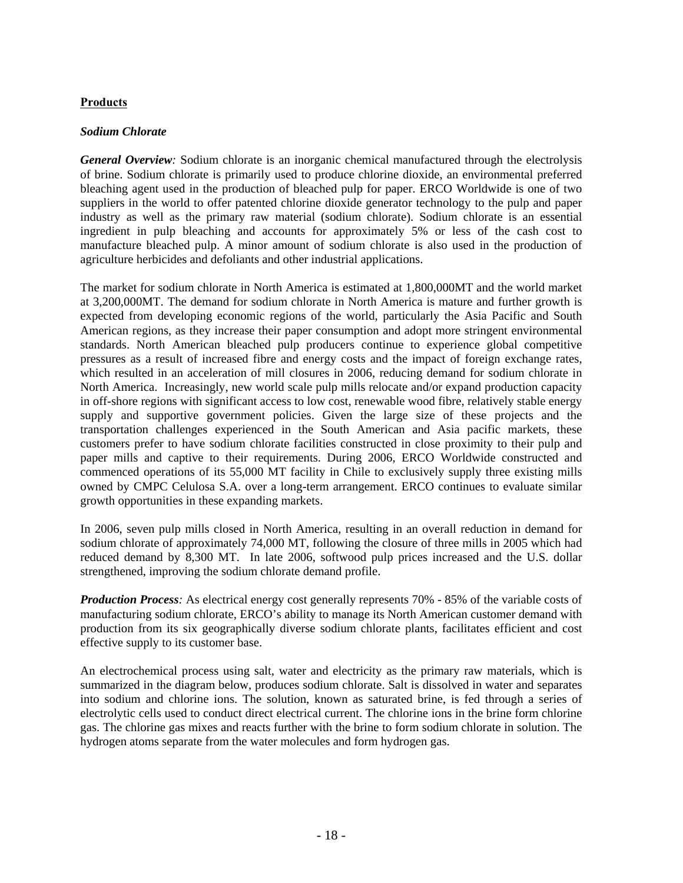## Products

### *Sodium Chlorate*

***General Overview**:* Sodium chlorate is an inorganic chemical manufactured through the electrolysis of brine. Sodium chlorate is primarily used to produce chlorine dioxide, an environmental preferred bleaching agent used in the production of bleached pulp for paper. ERCO Worldwide is one of two suppliers in the world to offer patented chlorine dioxide generator technology to the pulp and paper industry as well as the primary raw material (sodium chlorate). Sodium chlorate is an essential ingredient in pulp bleaching and accounts for approximately 5% or less of the cash cost to manufacture bleached pulp. A minor amount of sodium chlorate is also used in the production of agriculture herbicides and defoliants and other industrial applications.

The market for sodium chlorate in North America is estimated at 1,800,000MT and the world market at 3,200,000MT. The demand for sodium chlorate in North America is mature and further growth is expected from developing economic regions of the world, particularly the Asia Pacific and South American regions, as they increase their paper consumption and adopt more stringent environmental standards. North American bleached pulp producers continue to experience global competitive pressures as a result of increased fibre and energy costs and the impact of foreign exchange rates, which resulted in an acceleration of mill closures in 2006, reducing demand for sodium chlorate in North America. Increasingly, new world scale pulp mills relocate and/or expand production capacity in off-shore regions with significant access to low cost, renewable wood fibre, relatively stable energy supply and supportive government policies. Given the large size of these projects and the transportation challenges experienced in the South American and Asia pacific markets, these customers prefer to have sodium chlorate facilities constructed in close proximity to their pulp and paper mills and captive to their requirements. During 2006, ERCO Worldwide constructed and commenced operations of its 55,000 MT facility in Chile to exclusively supply three existing mills owned by CMPC Celulosa S.A. over a long-term arrangement. ERCO continues to evaluate similar growth opportunities in these expanding markets.

In 2006, seven pulp mills closed in North America, resulting in an overall reduction in demand for sodium chlorate of approximately 74,000 MT, following the closure of three mills in 2005 which had reduced demand by 8,300 MT. In late 2006, softwood pulp prices increased and the U.S. dollar strengthened, improving the sodium chlorate demand profile.

***Production Process**:* As electrical energy cost generally represents 70% - 85% of the variable costs of manufacturing sodium chlorate, ERCO's ability to manage its North American customer demand with production from its six geographically diverse sodium chlorate plants, facilitates efficient and cost effective supply to its customer base.

An electrochemical process using salt, water and electricity as the primary raw materials, which is summarized in the diagram below, produces sodium chlorate. Salt is dissolved in water and separates into sodium and chlorine ions. The solution, known as saturated brine, is fed through a series of electrolytic cells used to conduct direct electrical current. The chlorine ions in the brine form chlorine gas. The chlorine gas mixes and reacts further with the brine to form sodium chlorate in solution. The hydrogen atoms separate from the water molecules and form hydrogen gas.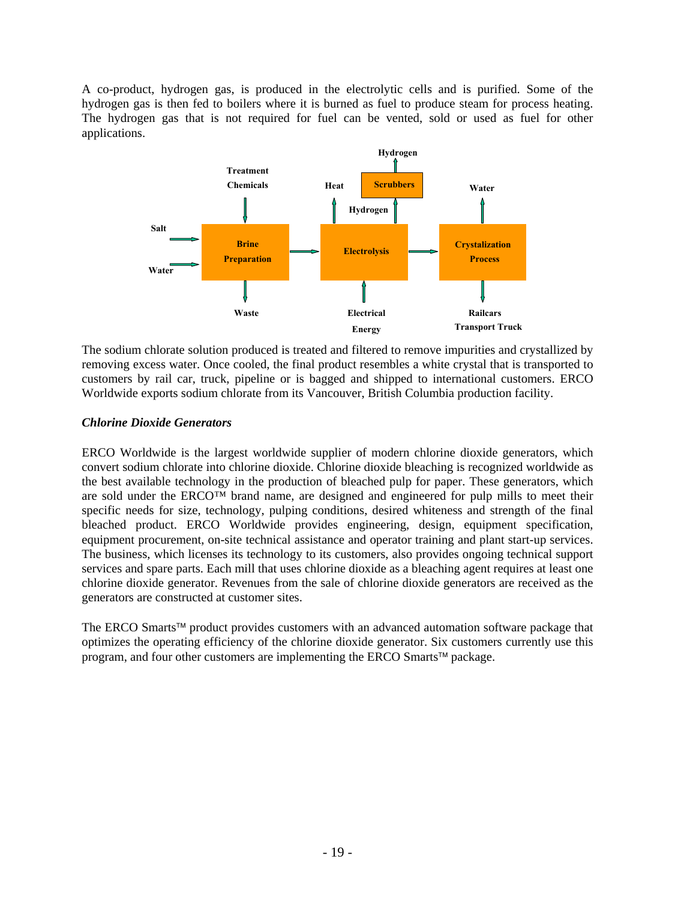A co-product, hydrogen gas, is produced in the electrolytic cells and is purified. Some of the hydrogen gas is then fed to boilers where it is burned as fuel to produce steam for process heating. The hydrogen gas that is not required for fuel can be vented, sold or used as fuel for other applications.

Hydrogen

Treatment Chemicals

Heat

Scrubbers

Water

Hydrogen

Salt

Brine Preparation

Electrolysis

Crystalization Process

Water

Waste

Electrical Energy

Railcars Transport Truck

The sodium chlorate solution produced is treated and filtered to remove impurities and crystallized by removing excess water. Once cooled, the final product resembles a white crystal that is transported to customers by rail car, truck, pipeline or is bagged and shipped to international customers. ERCO Worldwide exports sodium chlorate from its Vancouver, British Columbia production facility.

***Chlorine Dioxide Generators***

ERCO Worldwide is the largest worldwide supplier of modern chlorine dioxide generators, which convert sodium chlorate into chlorine dioxide. Chlorine dioxide bleaching is recognized worldwide as the best available technology in the production of bleached pulp for paper. These generators, which are sold under the ERCO™ brand name, are designed and engineered for pulp mills to meet their specific needs for size, technology, pulping conditions, desired whiteness and strength of the final bleached product. ERCO Worldwide provides engineering, design, equipment specification, equipment procurement, on-site technical assistance and operator training and plant start-up services. The business, which licenses its technology to its customers, also provides ongoing technical support services and spare parts. Each mill that uses chlorine dioxide as a bleaching agent requires at least one chlorine dioxide generator. Revenues from the sale of chlorine dioxide generators are received as the generators are constructed at customer sites.

The ERCO Smarts™ product provides customers with an advanced automation software package that optimizes the operating efficiency of the chlorine dioxide generator. Six customers currently use this program, and four other customers are implementing the ERCO Smarts™ package.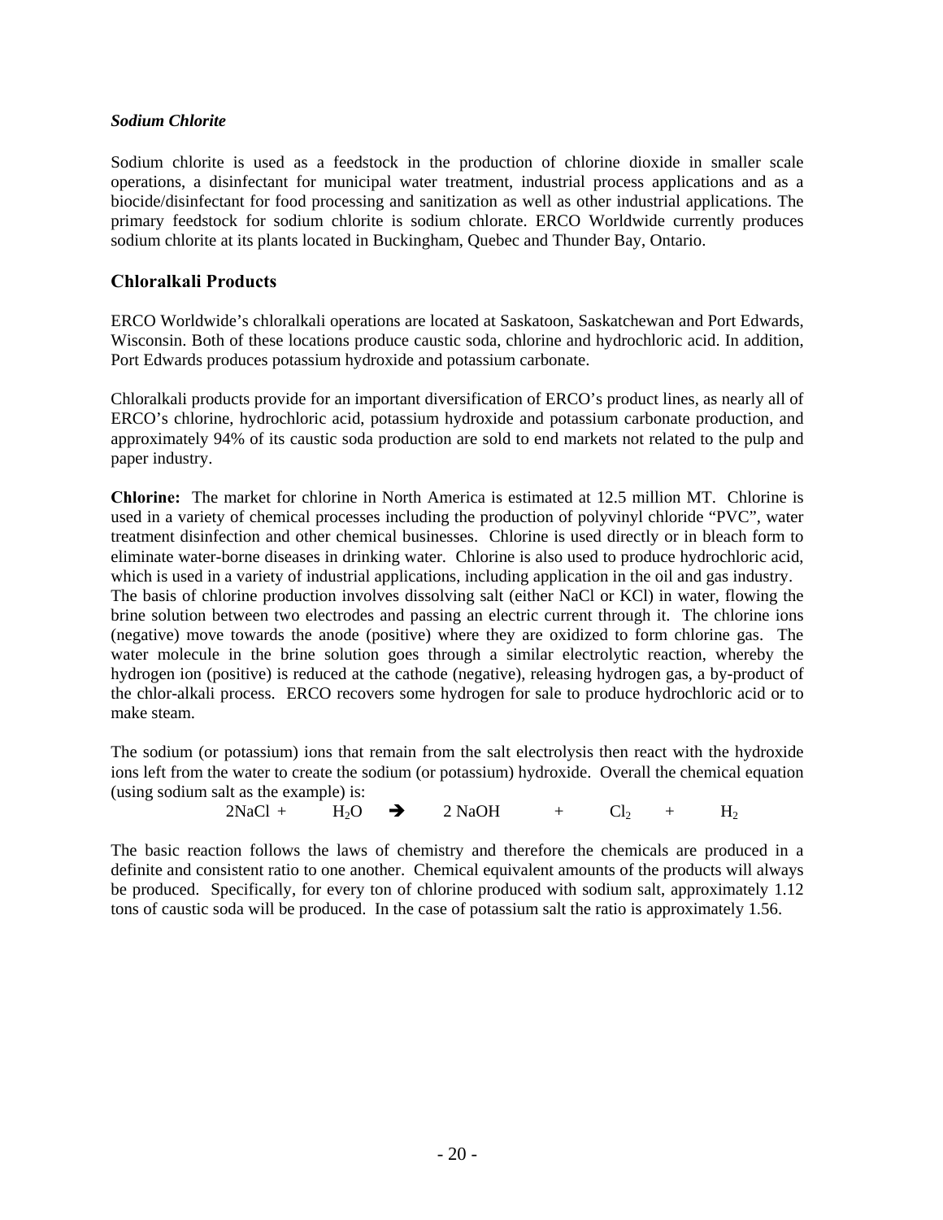### *Sodium Chlorite*

Sodium chlorite is used as a feedstock in the production of chlorine dioxide in smaller scale operations, a disinfectant for municipal water treatment, industrial process applications and as a biocide/disinfectant for food processing and sanitization as well as other industrial applications. The primary feedstock for sodium chlorite is sodium chlorate. ERCO Worldwide currently produces sodium chlorite at its plants located in Buckingham, Quebec and Thunder Bay, Ontario.

## Chloralkali Products

ERCO Worldwide's chloralkali operations are located at Saskatoon, Saskatchewan and Port Edwards, Wisconsin. Both of these locations produce caustic soda, chlorine and hydrochloric acid. In addition, Port Edwards produces potassium hydroxide and potassium carbonate.

Chloralkali products provide for an important diversification of ERCO's product lines, as nearly all of ERCO's chlorine, hydrochloric acid, potassium hydroxide and potassium carbonate production, and approximately 94% of its caustic soda production are sold to end markets not related to the pulp and paper industry.

**Chlorine:** The market for chlorine in North America is estimated at 12.5 million MT. Chlorine is used in a variety of chemical processes including the production of polyvinyl chloride "PVC", water treatment disinfection and other chemical businesses. Chlorine is used directly or in bleach form to eliminate water-borne diseases in drinking water. Chlorine is also used to produce hydrochloric acid, which is used in a variety of industrial applications, including application in the oil and gas industry. The basis of chlorine production involves dissolving salt (either NaCl or KCl) in water, flowing the brine solution between two electrodes and passing an electric current through it. The chlorine ions (negative) move towards the anode (positive) where they are oxidized to form chlorine gas. The water molecule in the brine solution goes through a similar electrolytic reaction, whereby the hydrogen ion (positive) is reduced at the cathode (negative), releasing hydrogen gas, a by-product of the chlor-alkali process. ERCO recovers some hydrogen for sale to produce hydrochloric acid or to make steam.

The sodium (or potassium) ions that remain from the salt electrolysis then react with the hydroxide ions left from the water to create the sodium (or potassium) hydroxide. Overall the chemical equation (using sodium salt as the example) is:

$$2NaCl + H_2O \rightarrow 2\,NaOH + Cl_2 + H_2$$

The basic reaction follows the laws of chemistry and therefore the chemicals are produced in a definite and consistent ratio to one another. Chemical equivalent amounts of the products will always be produced. Specifically, for every ton of chlorine produced with sodium salt, approximately 1.12 tons of caustic soda will be produced. In the case of potassium salt the ratio is approximately 1.56.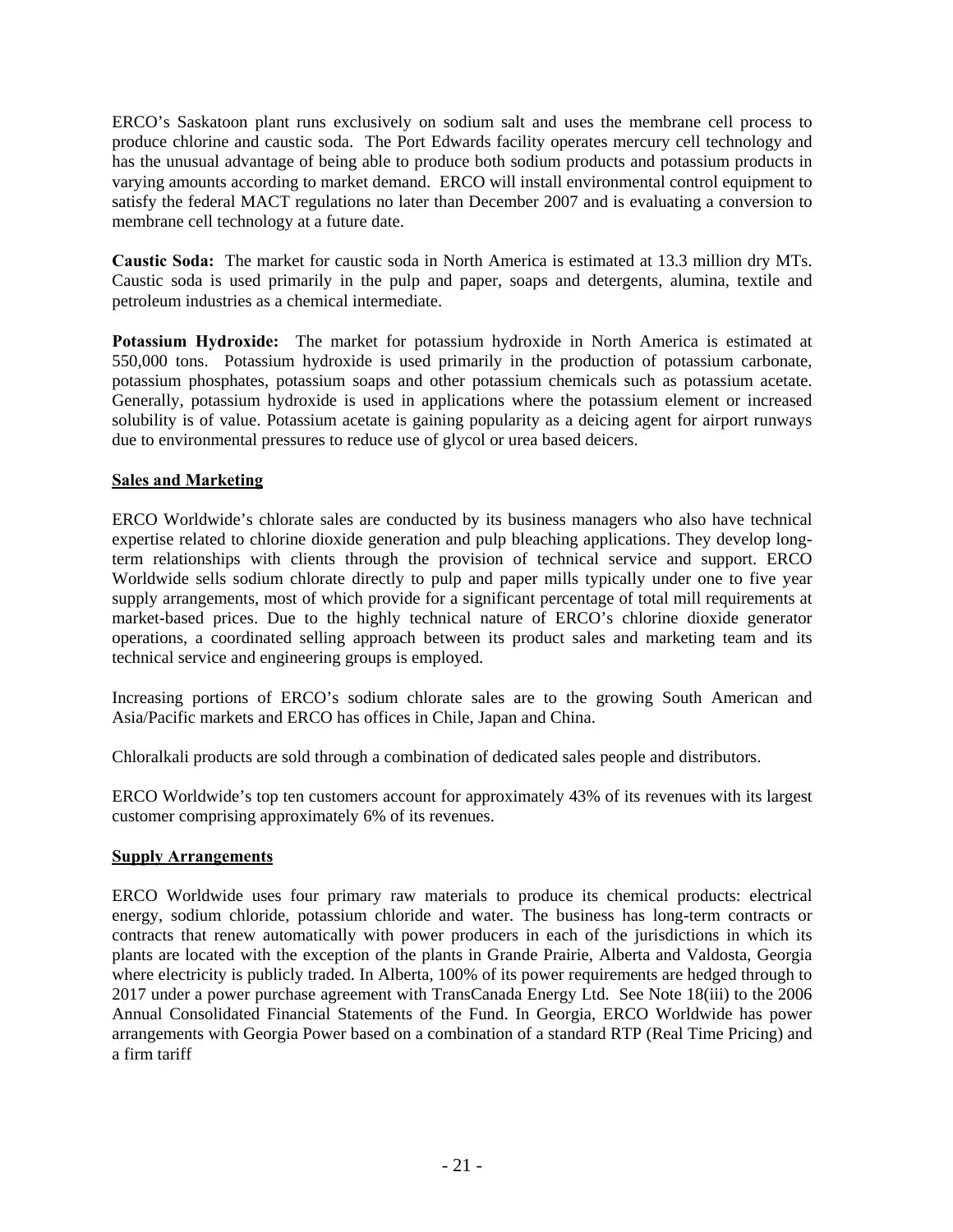ERCO's Saskatoon plant runs exclusively on sodium salt and uses the membrane cell process to produce chlorine and caustic soda. The Port Edwards facility operates mercury cell technology and has the unusual advantage of being able to produce both sodium products and potassium products in varying amounts according to market demand. ERCO will install environmental control equipment to satisfy the federal MACT regulations no later than December 2007 and is evaluating a conversion to membrane cell technology at a future date.

**Caustic Soda:** The market for caustic soda in North America is estimated at 13.3 million dry MTs. Caustic soda is used primarily in the pulp and paper, soaps and detergents, alumina, textile and petroleum industries as a chemical intermediate.

**Potassium Hydroxide:** The market for potassium hydroxide in North America is estimated at 550,000 tons. Potassium hydroxide is used primarily in the production of potassium carbonate, potassium phosphates, potassium soaps and other potassium chemicals such as potassium acetate. Generally, potassium hydroxide is used in applications where the potassium element or increased solubility is of value. Potassium acetate is gaining popularity as a deicing agent for airport runways due to environmental pressures to reduce use of glycol or urea based deicers.

## Sales and Marketing

ERCO Worldwide's chlorate sales are conducted by its business managers who also have technical expertise related to chlorine dioxide generation and pulp bleaching applications. They develop long-term relationships with clients through the provision of technical service and support. ERCO Worldwide sells sodium chlorate directly to pulp and paper mills typically under one to five year supply arrangements, most of which provide for a significant percentage of total mill requirements at market-based prices. Due to the highly technical nature of ERCO's chlorine dioxide generator operations, a coordinated selling approach between its product sales and marketing team and its technical service and engineering groups is employed.

Increasing portions of ERCO's sodium chlorate sales are to the growing South American and Asia/Pacific markets and ERCO has offices in Chile, Japan and China.

Chloralkali products are sold through a combination of dedicated sales people and distributors.

ERCO Worldwide's top ten customers account for approximately 43% of its revenues with its largest customer comprising approximately 6% of its revenues.

## Supply Arrangements

ERCO Worldwide uses four primary raw materials to produce its chemical products: electrical energy, sodium chloride, potassium chloride and water. The business has long-term contracts or contracts that renew automatically with power producers in each of the jurisdictions in which its plants are located with the exception of the plants in Grande Prairie, Alberta and Valdosta, Georgia where electricity is publicly traded. In Alberta, 100% of its power requirements are hedged through to 2017 under a power purchase agreement with TransCanada Energy Ltd. See Note 18(iii) to the 2006 Annual Consolidated Financial Statements of the Fund. In Georgia, ERCO Worldwide has power arrangements with Georgia Power based on a combination of a standard RTP (Real Time Pricing) and a firm tariff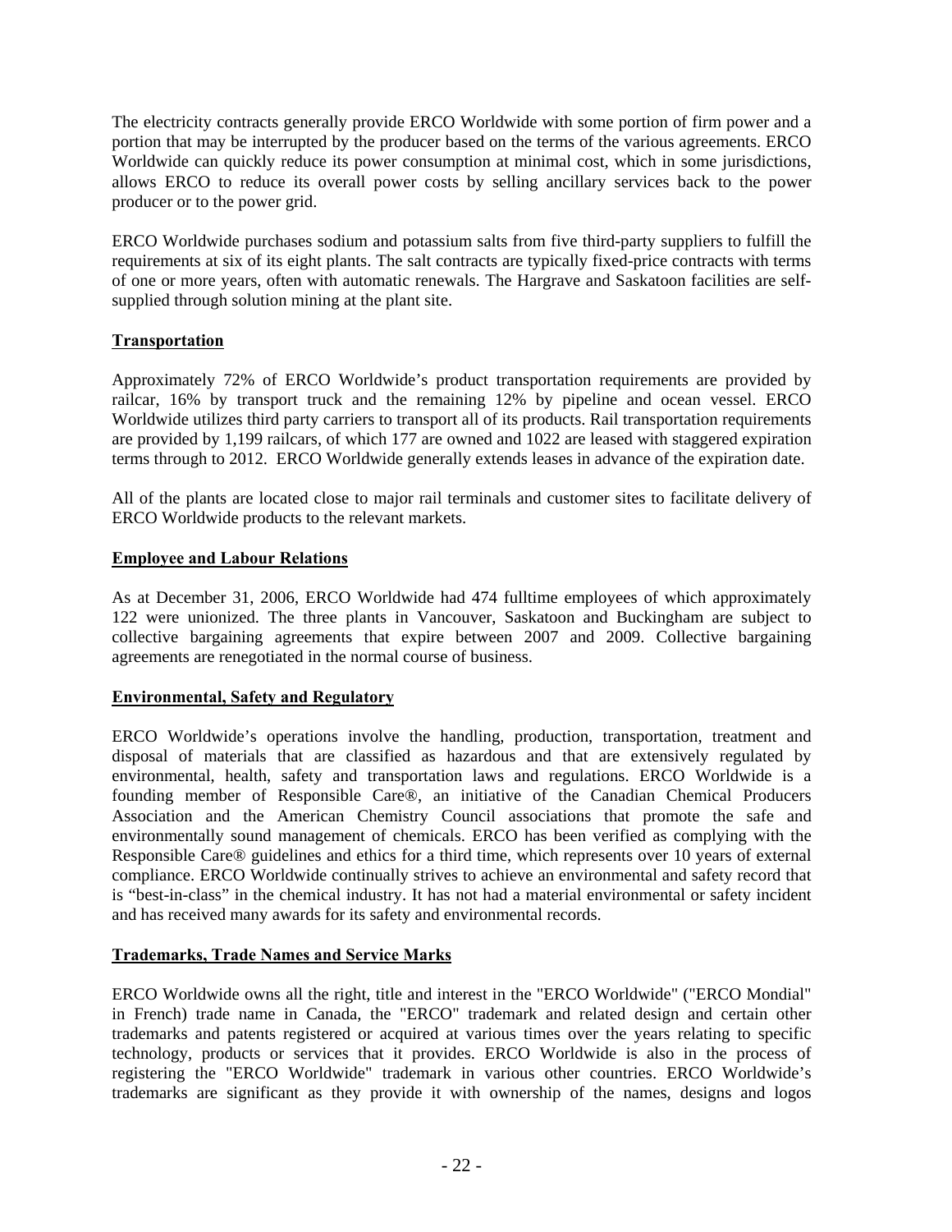The electricity contracts generally provide ERCO Worldwide with some portion of firm power and a portion that may be interrupted by the producer based on the terms of the various agreements. ERCO Worldwide can quickly reduce its power consumption at minimal cost, which in some jurisdictions, allows ERCO to reduce its overall power costs by selling ancillary services back to the power producer or to the power grid.

ERCO Worldwide purchases sodium and potassium salts from five third-party suppliers to fulfill the requirements at six of its eight plants. The salt contracts are typically fixed-price contracts with terms of one or more years, often with automatic renewals. The Hargrave and Saskatoon facilities are self-supplied through solution mining at the plant site.

## Transportation

Approximately 72% of ERCO Worldwide's product transportation requirements are provided by railcar, 16% by transport truck and the remaining 12% by pipeline and ocean vessel. ERCO Worldwide utilizes third party carriers to transport all of its products. Rail transportation requirements are provided by 1,199 railcars, of which 177 are owned and 1022 are leased with staggered expiration terms through to 2012. ERCO Worldwide generally extends leases in advance of the expiration date.

All of the plants are located close to major rail terminals and customer sites to facilitate delivery of ERCO Worldwide products to the relevant markets.

## Employee and Labour Relations

As at December 31, 2006, ERCO Worldwide had 474 fulltime employees of which approximately 122 were unionized. The three plants in Vancouver, Saskatoon and Buckingham are subject to collective bargaining agreements that expire between 2007 and 2009. Collective bargaining agreements are renegotiated in the normal course of business.

## Environmental, Safety and Regulatory

ERCO Worldwide's operations involve the handling, production, transportation, treatment and disposal of materials that are classified as hazardous and that are extensively regulated by environmental, health, safety and transportation laws and regulations. ERCO Worldwide is a founding member of Responsible Care®, an initiative of the Canadian Chemical Producers Association and the American Chemistry Council associations that promote the safe and environmentally sound management of chemicals. ERCO has been verified as complying with the Responsible Care® guidelines and ethics for a third time, which represents over 10 years of external compliance. ERCO Worldwide continually strives to achieve an environmental and safety record that is "best-in-class" in the chemical industry. It has not had a material environmental or safety incident and has received many awards for its safety and environmental records.

## Trademarks, Trade Names and Service Marks

ERCO Worldwide owns all the right, title and interest in the "ERCO Worldwide" ("ERCO Mondial" in French) trade name in Canada, the "ERCO" trademark and related design and certain other trademarks and patents registered or acquired at various times over the years relating to specific technology, products or services that it provides. ERCO Worldwide is also in the process of registering the "ERCO Worldwide" trademark in various other countries. ERCO Worldwide's trademarks are significant as they provide it with ownership of the names, designs and logos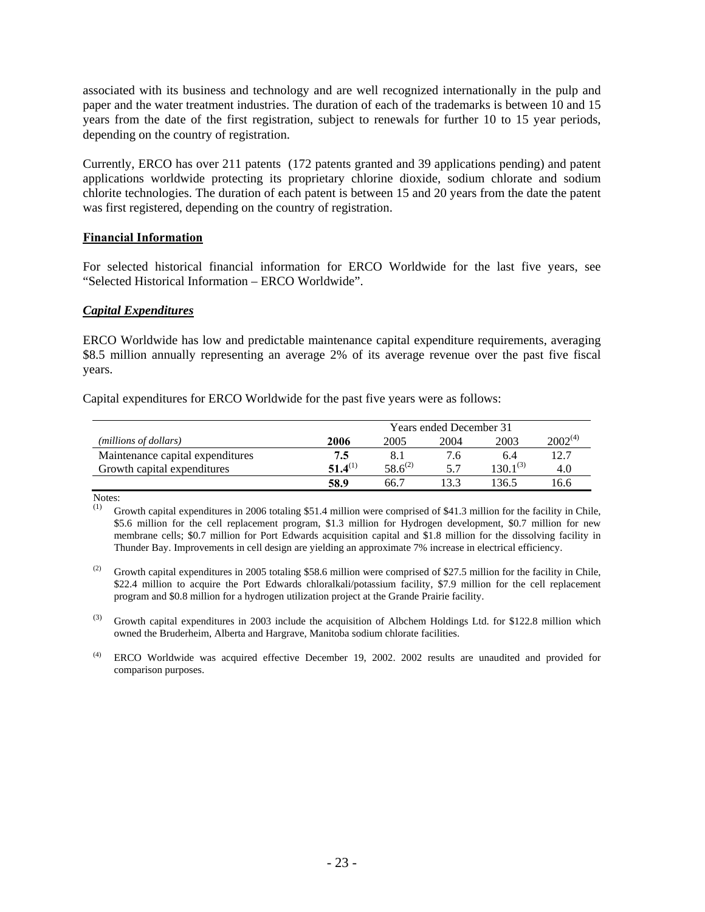associated with its business and technology and are well recognized internationally in the pulp and paper and the water treatment industries. The duration of each of the trademarks is between 10 and 15 years from the date of the first registration, subject to renewals for further 10 to 15 year periods, depending on the country of registration.

Currently, ERCO has over 211 patents (172 patents granted and 39 applications pending) and patent applications worldwide protecting its proprietary chlorine dioxide, sodium chlorate and sodium chlorite technologies. The duration of each patent is between 15 and 20 years from the date the patent was first registered, depending on the country of registration.

**Financial Information**

For selected historical financial information for ERCO Worldwide for the last five years, see "Selected Historical Information – ERCO Worldwide".

***Capital Expenditures***

ERCO Worldwide has low and predictable maintenance capital expenditure requirements, averaging $8.5 million annually representing an average 2% of its average revenue over the past five fiscal years.

Capital expenditures for ERCO Worldwide for the past five years were as follows:

| | Years ended December 31 | | | | |
|---|---|---|---|---|---|
| *(millions of dollars)* | **2006** | 2005 | 2004 | 2003 | 2002(4) |
| Maintenance capital expenditures | **7.5** | 8.1 | 7.6 | 6.4 | 12.7 |
| Growth capital expenditures | **51.4**(1) | 58.6(2) | 5.7 | 130.1(3) | 4.0 |
| | **58.9** | 66.7 | 13.3 | 136.5 | 16.6 |

Notes:

(1) Growth capital expenditures in 2006 totaling $51.4 million were comprised of $41.3 million for the facility in Chile, $5.6 million for the cell replacement program, $1.3 million for Hydrogen development, $0.7 million for new membrane cells; $0.7 million for Port Edwards acquisition capital and $1.8 million for the dissolving facility in Thunder Bay. Improvements in cell design are yielding an approximate 7% increase in electrical efficiency.

(2) Growth capital expenditures in 2005 totaling $58.6 million were comprised of $27.5 million for the facility in Chile, $22.4 million to acquire the Port Edwards chloralkali/potassium facility, $7.9 million for the cell replacement program and $0.8 million for a hydrogen utilization project at the Grande Prairie facility.

(3) Growth capital expenditures in 2003 include the acquisition of Albchem Holdings Ltd. for $122.8 million which owned the Bruderheim, Alberta and Hargrave, Manitoba sodium chlorate facilities.

(4) ERCO Worldwide was acquired effective December 19, 2002. 2002 results are unaudited and provided for comparison purposes.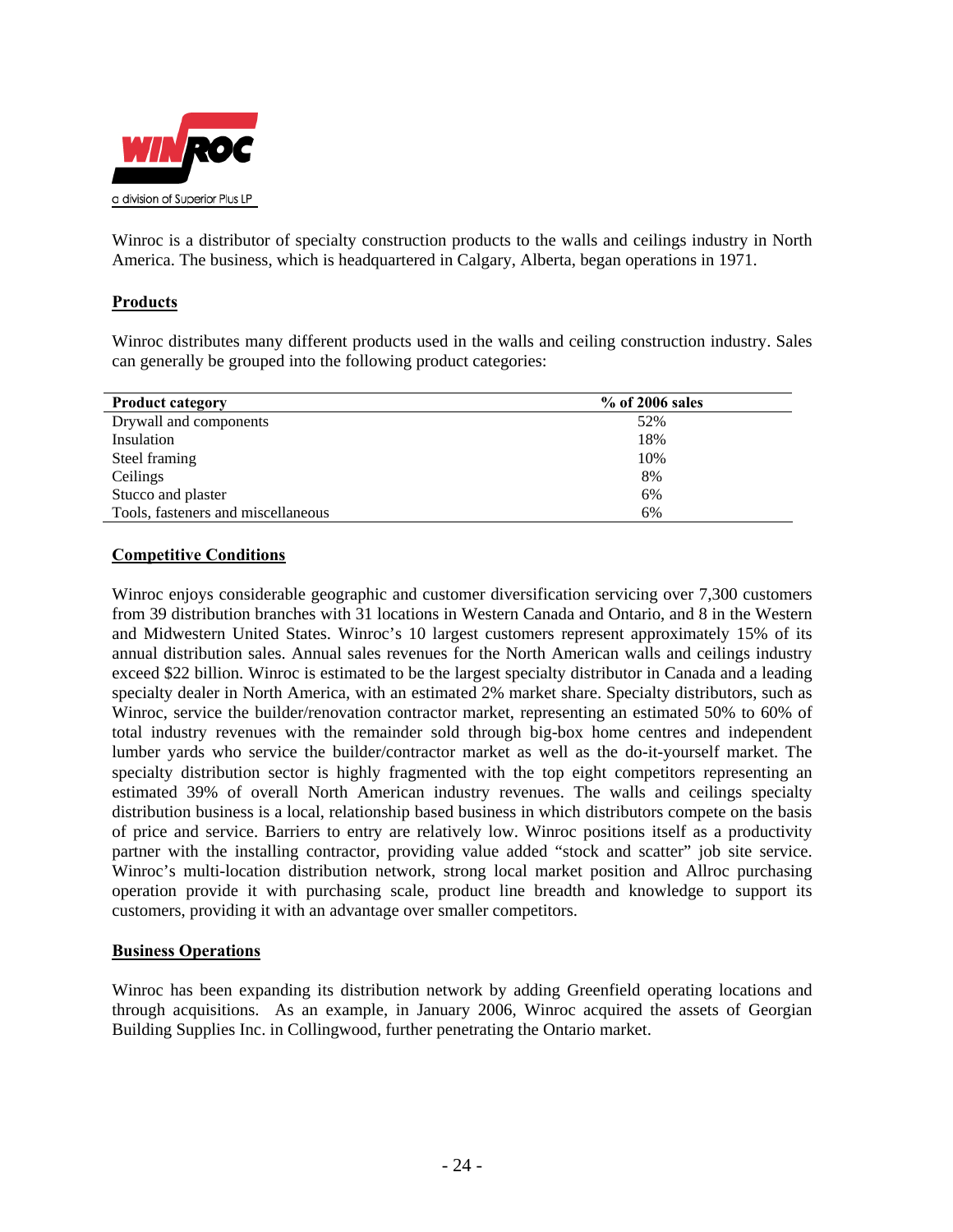a division of Superior Plus LP

Winroc is a distributor of specialty construction products to the walls and ceilings industry in North America. The business, which is headquartered in Calgary, Alberta, began operations in 1971.

## Products

Winroc distributes many different products used in the walls and ceiling construction industry. Sales can generally be grouped into the following product categories:

| Product category | % of 2006 sales |
|---|---|
| Drywall and components | 52% |
| Insulation | 18% |
| Steel framing | 10% |
| Ceilings | 8% |
| Stucco and plaster | 6% |
| Tools, fasteners and miscellaneous | 6% |

## Competitive Conditions

Winroc enjoys considerable geographic and customer diversification servicing over 7,300 customers from 39 distribution branches with 31 locations in Western Canada and Ontario, and 8 in the Western and Midwestern United States. Winroc's 10 largest customers represent approximately 15% of its annual distribution sales. Annual sales revenues for the North American walls and ceilings industry exceed $22 billion. Winroc is estimated to be the largest specialty distributor in Canada and a leading specialty dealer in North America, with an estimated 2% market share. Specialty distributors, such as Winroc, service the builder/renovation contractor market, representing an estimated 50% to 60% of total industry revenues with the remainder sold through big-box home centres and independent lumber yards who service the builder/contractor market as well as the do-it-yourself market. The specialty distribution sector is highly fragmented with the top eight competitors representing an estimated 39% of overall North American industry revenues. The walls and ceilings specialty distribution business is a local, relationship based business in which distributors compete on the basis of price and service. Barriers to entry are relatively low. Winroc positions itself as a productivity partner with the installing contractor, providing value added "stock and scatter" job site service. Winroc's multi-location distribution network, strong local market position and Allroc purchasing operation provide it with purchasing scale, product line breadth and knowledge to support its customers, providing it with an advantage over smaller competitors.

## Business Operations

Winroc has been expanding its distribution network by adding Greenfield operating locations and through acquisitions. As an example, in January 2006, Winroc acquired the assets of Georgian Building Supplies Inc. in Collingwood, further penetrating the Ontario market.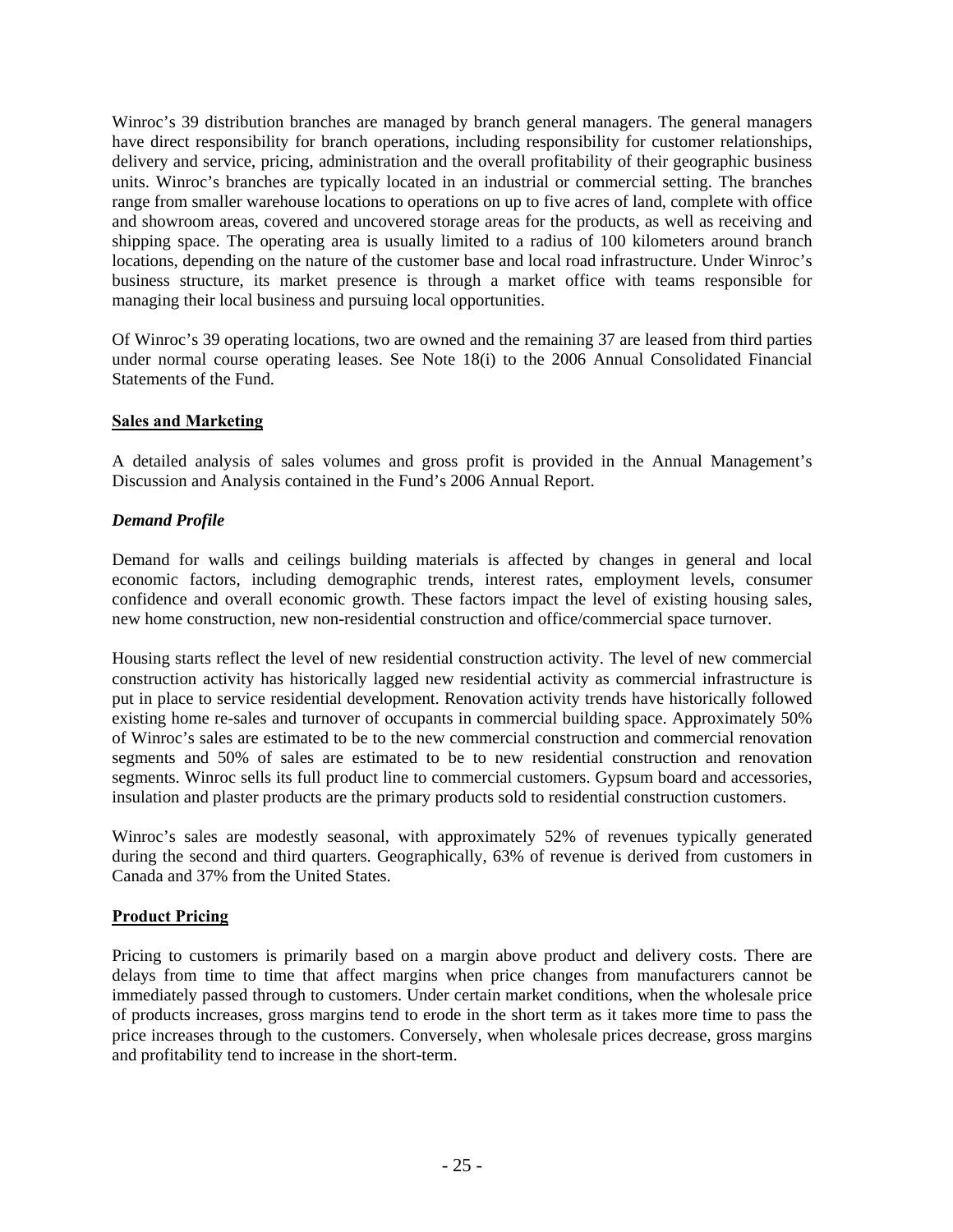Winroc's 39 distribution branches are managed by branch general managers. The general managers have direct responsibility for branch operations, including responsibility for customer relationships, delivery and service, pricing, administration and the overall profitability of their geographic business units. Winroc's branches are typically located in an industrial or commercial setting. The branches range from smaller warehouse locations to operations on up to five acres of land, complete with office and showroom areas, covered and uncovered storage areas for the products, as well as receiving and shipping space. The operating area is usually limited to a radius of 100 kilometers around branch locations, depending on the nature of the customer base and local road infrastructure. Under Winroc's business structure, its market presence is through a market office with teams responsible for managing their local business and pursuing local opportunities.

Of Winroc's 39 operating locations, two are owned and the remaining 37 are leased from third parties under normal course operating leases. See Note 18(i) to the 2006 Annual Consolidated Financial Statements of the Fund.

## Sales and Marketing

A detailed analysis of sales volumes and gross profit is provided in the Annual Management's Discussion and Analysis contained in the Fund's 2006 Annual Report.

### *Demand Profile*

Demand for walls and ceilings building materials is affected by changes in general and local economic factors, including demographic trends, interest rates, employment levels, consumer confidence and overall economic growth. These factors impact the level of existing housing sales, new home construction, new non-residential construction and office/commercial space turnover.

Housing starts reflect the level of new residential construction activity. The level of new commercial construction activity has historically lagged new residential activity as commercial infrastructure is put in place to service residential development. Renovation activity trends have historically followed existing home re-sales and turnover of occupants in commercial building space. Approximately 50% of Winroc's sales are estimated to be to the new commercial construction and commercial renovation segments and 50% of sales are estimated to be to new residential construction and renovation segments. Winroc sells its full product line to commercial customers. Gypsum board and accessories, insulation and plaster products are the primary products sold to residential construction customers.

Winroc's sales are modestly seasonal, with approximately 52% of revenues typically generated during the second and third quarters. Geographically, 63% of revenue is derived from customers in Canada and 37% from the United States.

## Product Pricing

Pricing to customers is primarily based on a margin above product and delivery costs. There are delays from time to time that affect margins when price changes from manufacturers cannot be immediately passed through to customers. Under certain market conditions, when the wholesale price of products increases, gross margins tend to erode in the short term as it takes more time to pass the price increases through to the customers. Conversely, when wholesale prices decrease, gross margins and profitability tend to increase in the short-term.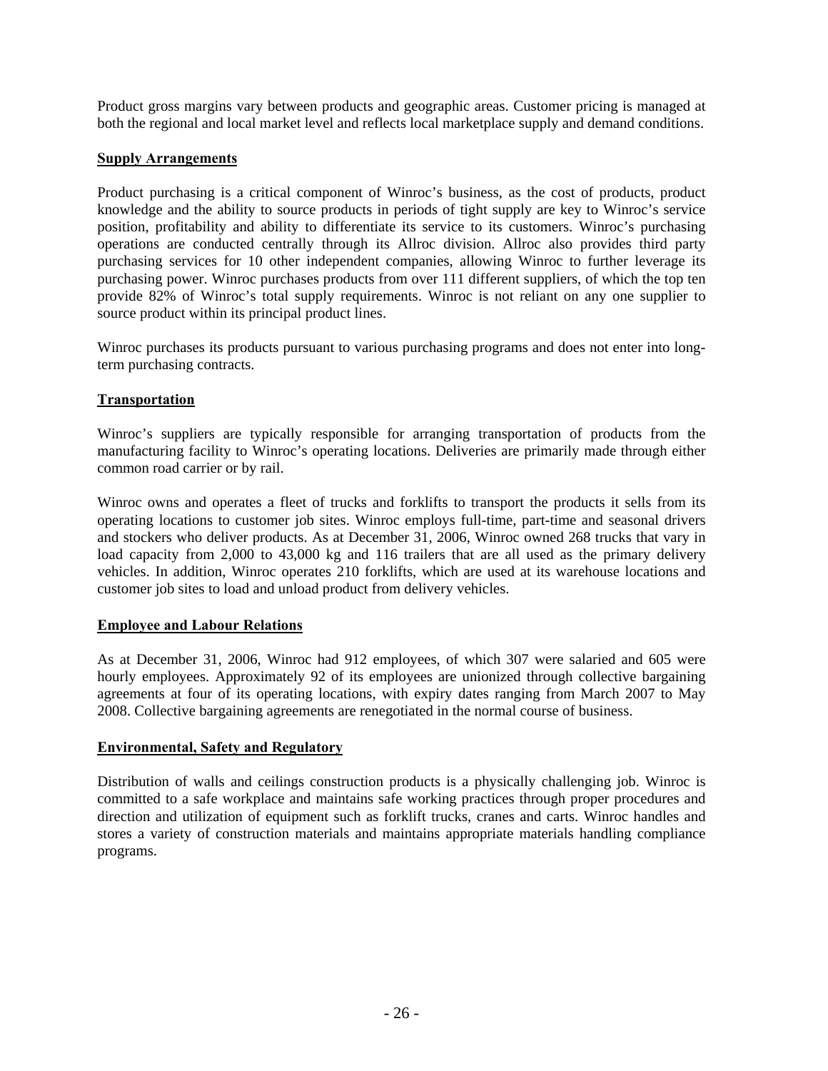Product gross margins vary between products and geographic areas. Customer pricing is managed at both the regional and local market level and reflects local marketplace supply and demand conditions.

### Supply Arrangements

Product purchasing is a critical component of Winroc's business, as the cost of products, product knowledge and the ability to source products in periods of tight supply are key to Winroc's service position, profitability and ability to differentiate its service to its customers. Winroc's purchasing operations are conducted centrally through its Allroc division. Allroc also provides third party purchasing services for 10 other independent companies, allowing Winroc to further leverage its purchasing power. Winroc purchases products from over 111 different suppliers, of which the top ten provide 82% of Winroc's total supply requirements. Winroc is not reliant on any one supplier to source product within its principal product lines.

Winroc purchases its products pursuant to various purchasing programs and does not enter into long-term purchasing contracts.

### Transportation

Winroc's suppliers are typically responsible for arranging transportation of products from the manufacturing facility to Winroc's operating locations. Deliveries are primarily made through either common road carrier or by rail.

Winroc owns and operates a fleet of trucks and forklifts to transport the products it sells from its operating locations to customer job sites. Winroc employs full-time, part-time and seasonal drivers and stockers who deliver products. As at December 31, 2006, Winroc owned 268 trucks that vary in load capacity from 2,000 to 43,000 kg and 116 trailers that are all used as the primary delivery vehicles. In addition, Winroc operates 210 forklifts, which are used at its warehouse locations and customer job sites to load and unload product from delivery vehicles.

### Employee and Labour Relations

As at December 31, 2006, Winroc had 912 employees, of which 307 were salaried and 605 were hourly employees. Approximately 92 of its employees are unionized through collective bargaining agreements at four of its operating locations, with expiry dates ranging from March 2007 to May 2008. Collective bargaining agreements are renegotiated in the normal course of business.

### Environmental, Safety and Regulatory

Distribution of walls and ceilings construction products is a physically challenging job. Winroc is committed to a safe workplace and maintains safe working practices through proper procedures and direction and utilization of equipment such as forklift trucks, cranes and carts. Winroc handles and stores a variety of construction materials and maintains appropriate materials handling compliance programs.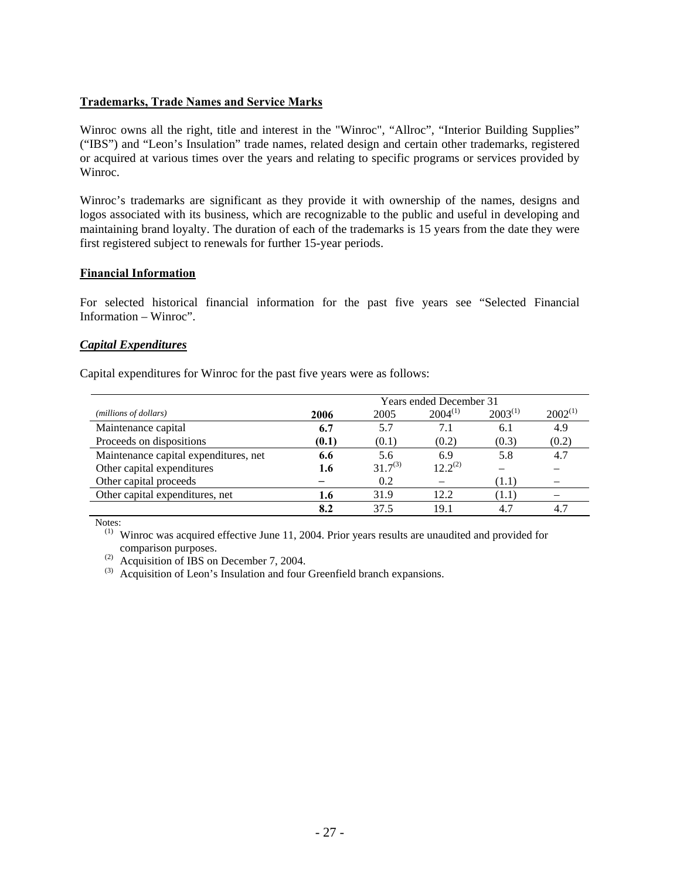**Trademarks, Trade Names and Service Marks**

Winroc owns all the right, title and interest in the "Winroc", "Allroc", "Interior Building Supplies" ("IBS") and "Leon's Insulation" trade names, related design and certain other trademarks, registered or acquired at various times over the years and relating to specific programs or services provided by Winroc.

Winroc's trademarks are significant as they provide it with ownership of the names, designs and logos associated with its business, which are recognizable to the public and useful in developing and maintaining brand loyalty. The duration of each of the trademarks is 15 years from the date they were first registered subject to renewals for further 15-year periods.

**Financial Information**

For selected historical financial information for the past five years see "Selected Financial Information – Winroc".

***Capital Expenditures***

Capital expenditures for Winroc for the past five years were as follows:

| | Years ended December 31 | | | | |
|---|---|---|---|---|---|
| *(millions of dollars)* | **2006** | 2005 | 2004(1) | 2003(1) | 2002(1) |
| Maintenance capital | **6.7** | 5.7 | 7.1 | 6.1 | 4.9 |
| Proceeds on dispositions | **(0.1)** | (0.1) | (0.2) | (0.3) | (0.2) |
| Maintenance capital expenditures, net | **6.6** | 5.6 | 6.9 | 5.8 | 4.7 |
| Other capital expenditures | **1.6** | 31.7(3) | 12.2(2) | – | – |
| Other capital proceeds | **–** | 0.2 | – | (1.1) | – |
| Other capital expenditures, net | **1.6** | 31.9 | 12.2 | (1.1) | – |
| | **8.2** | 37.5 | 19.1 | 4.7 | 4.7 |

Notes:

(1) Winroc was acquired effective June 11, 2004. Prior years results are unaudited and provided for comparison purposes.

(2) Acquisition of IBS on December 7, 2004.

(3) Acquisition of Leon's Insulation and four Greenfield branch expansions.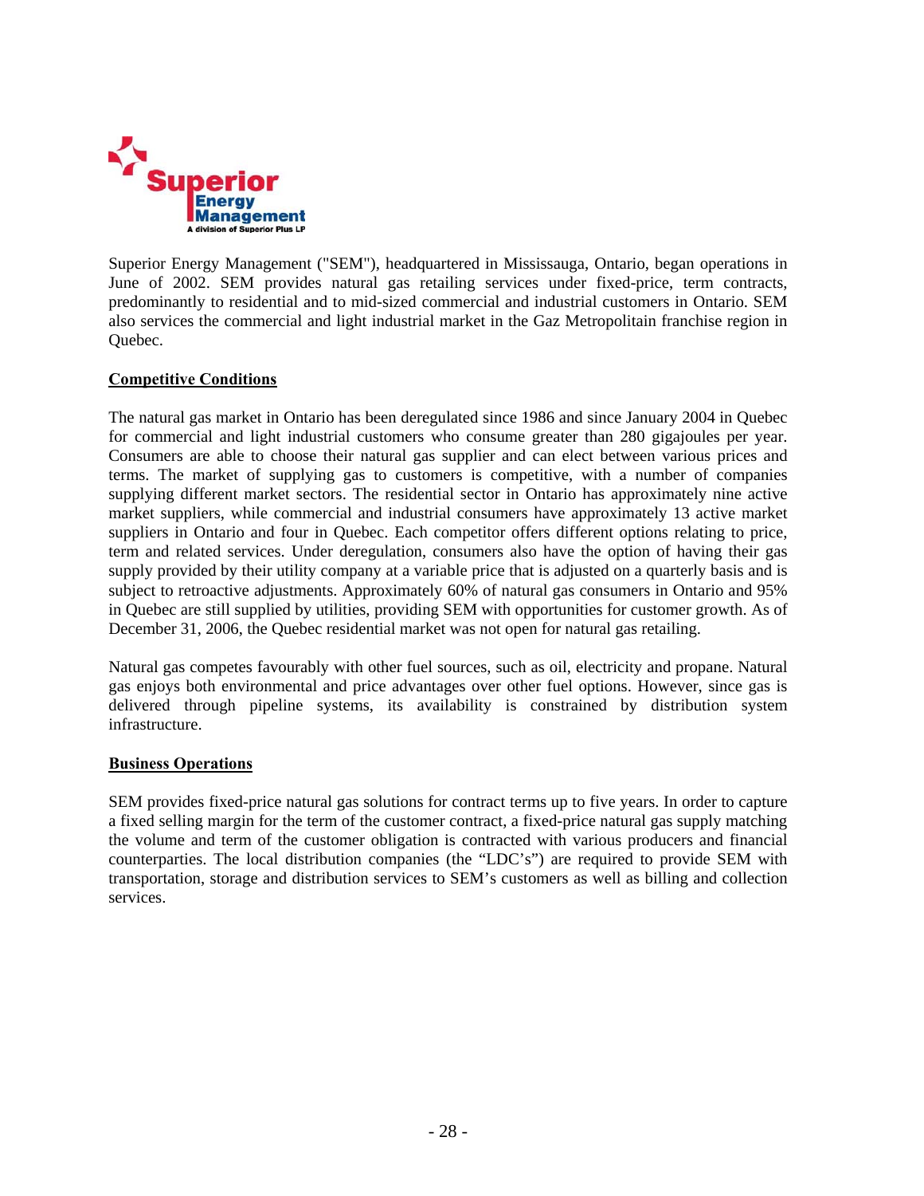Superior Energy Management ("SEM"), headquartered in Mississauga, Ontario, began operations in June of 2002. SEM provides natural gas retailing services under fixed-price, term contracts, predominantly to residential and to mid-sized commercial and industrial customers in Ontario. SEM also services the commercial and light industrial market in the Gaz Metropolitain franchise region in Quebec.

## Competitive Conditions

The natural gas market in Ontario has been deregulated since 1986 and since January 2004 in Quebec for commercial and light industrial customers who consume greater than 280 gigajoules per year. Consumers are able to choose their natural gas supplier and can elect between various prices and terms. The market of supplying gas to customers is competitive, with a number of companies supplying different market sectors. The residential sector in Ontario has approximately nine active market suppliers, while commercial and industrial consumers have approximately 13 active market suppliers in Ontario and four in Quebec. Each competitor offers different options relating to price, term and related services. Under deregulation, consumers also have the option of having their gas supply provided by their utility company at a variable price that is adjusted on a quarterly basis and is subject to retroactive adjustments. Approximately 60% of natural gas consumers in Ontario and 95% in Quebec are still supplied by utilities, providing SEM with opportunities for customer growth. As of December 31, 2006, the Quebec residential market was not open for natural gas retailing.

Natural gas competes favourably with other fuel sources, such as oil, electricity and propane. Natural gas enjoys both environmental and price advantages over other fuel options. However, since gas is delivered through pipeline systems, its availability is constrained by distribution system infrastructure.

## Business Operations

SEM provides fixed-price natural gas solutions for contract terms up to five years. In order to capture a fixed selling margin for the term of the customer contract, a fixed-price natural gas supply matching the volume and term of the customer obligation is contracted with various producers and financial counterparties. The local distribution companies (the "LDC's") are required to provide SEM with transportation, storage and distribution services to SEM's customers as well as billing and collection services.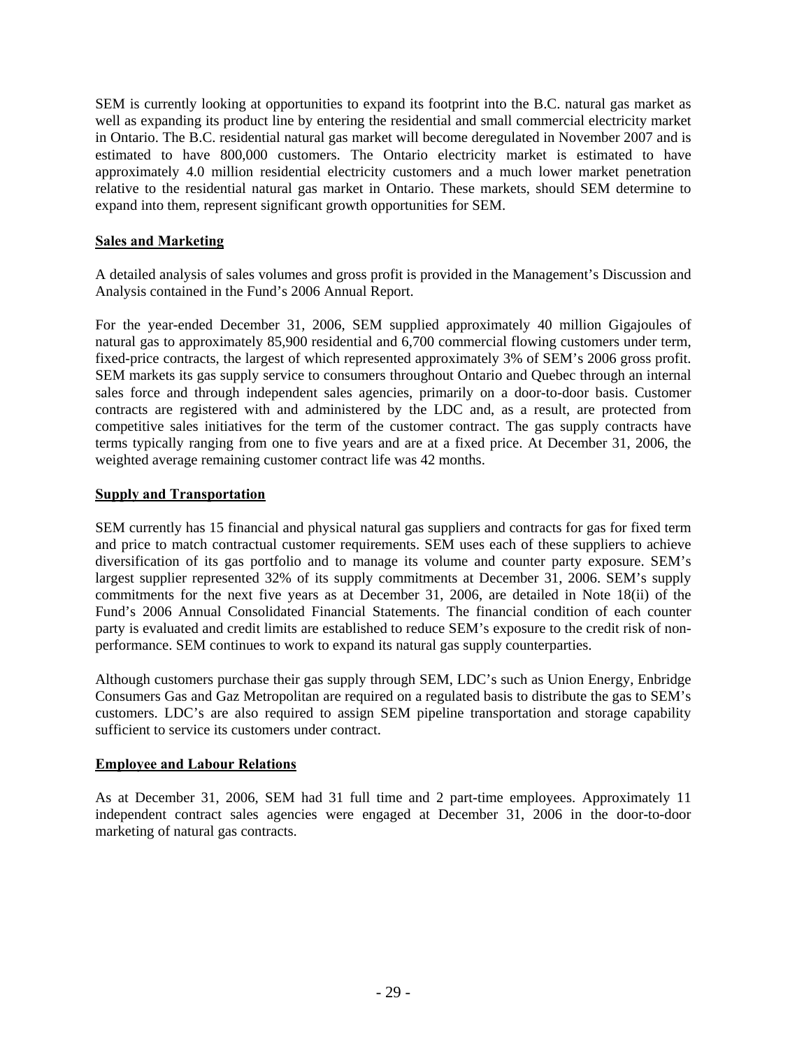SEM is currently looking at opportunities to expand its footprint into the B.C. natural gas market as well as expanding its product line by entering the residential and small commercial electricity market in Ontario. The B.C. residential natural gas market will become deregulated in November 2007 and is estimated to have 800,000 customers. The Ontario electricity market is estimated to have approximately 4.0 million residential electricity customers and a much lower market penetration relative to the residential natural gas market in Ontario. These markets, should SEM determine to expand into them, represent significant growth opportunities for SEM.

## Sales and Marketing

A detailed analysis of sales volumes and gross profit is provided in the Management's Discussion and Analysis contained in the Fund's 2006 Annual Report.

For the year-ended December 31, 2006, SEM supplied approximately 40 million Gigajoules of natural gas to approximately 85,900 residential and 6,700 commercial flowing customers under term, fixed-price contracts, the largest of which represented approximately 3% of SEM's 2006 gross profit. SEM markets its gas supply service to consumers throughout Ontario and Quebec through an internal sales force and through independent sales agencies, primarily on a door-to-door basis. Customer contracts are registered with and administered by the LDC and, as a result, are protected from competitive sales initiatives for the term of the customer contract. The gas supply contracts have terms typically ranging from one to five years and are at a fixed price. At December 31, 2006, the weighted average remaining customer contract life was 42 months.

## Supply and Transportation

SEM currently has 15 financial and physical natural gas suppliers and contracts for gas for fixed term and price to match contractual customer requirements. SEM uses each of these suppliers to achieve diversification of its gas portfolio and to manage its volume and counter party exposure. SEM's largest supplier represented 32% of its supply commitments at December 31, 2006. SEM's supply commitments for the next five years as at December 31, 2006, are detailed in Note 18(ii) of the Fund's 2006 Annual Consolidated Financial Statements. The financial condition of each counter party is evaluated and credit limits are established to reduce SEM's exposure to the credit risk of non-performance. SEM continues to work to expand its natural gas supply counterparties.

Although customers purchase their gas supply through SEM, LDC's such as Union Energy, Enbridge Consumers Gas and Gaz Metropolitan are required on a regulated basis to distribute the gas to SEM's customers. LDC's are also required to assign SEM pipeline transportation and storage capability sufficient to service its customers under contract.

## Employee and Labour Relations

As at December 31, 2006, SEM had 31 full time and 2 part-time employees. Approximately 11 independent contract sales agencies were engaged at December 31, 2006 in the door-to-door marketing of natural gas contracts.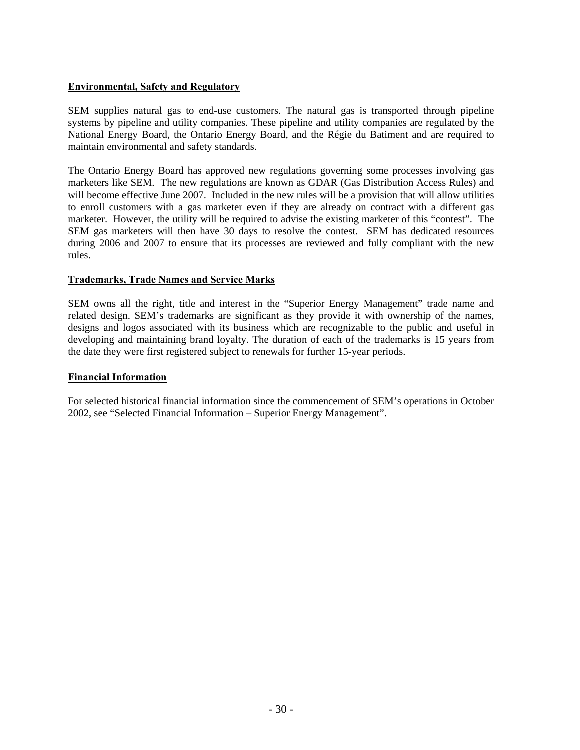**Environmental, Safety and Regulatory**

SEM supplies natural gas to end-use customers. The natural gas is transported through pipeline systems by pipeline and utility companies. These pipeline and utility companies are regulated by the National Energy Board, the Ontario Energy Board, and the Régie du Batiment and are required to maintain environmental and safety standards.

The Ontario Energy Board has approved new regulations governing some processes involving gas marketers like SEM. The new regulations are known as GDAR (Gas Distribution Access Rules) and will become effective June 2007. Included in the new rules will be a provision that will allow utilities to enroll customers with a gas marketer even if they are already on contract with a different gas marketer. However, the utility will be required to advise the existing marketer of this "contest". The SEM gas marketers will then have 30 days to resolve the contest. SEM has dedicated resources during 2006 and 2007 to ensure that its processes are reviewed and fully compliant with the new rules.

**Trademarks, Trade Names and Service Marks**

SEM owns all the right, title and interest in the "Superior Energy Management" trade name and related design. SEM's trademarks are significant as they provide it with ownership of the names, designs and logos associated with its business which are recognizable to the public and useful in developing and maintaining brand loyalty. The duration of each of the trademarks is 15 years from the date they were first registered subject to renewals for further 15-year periods.

**Financial Information**

For selected historical financial information since the commencement of SEM's operations in October 2002, see "Selected Financial Information – Superior Energy Management".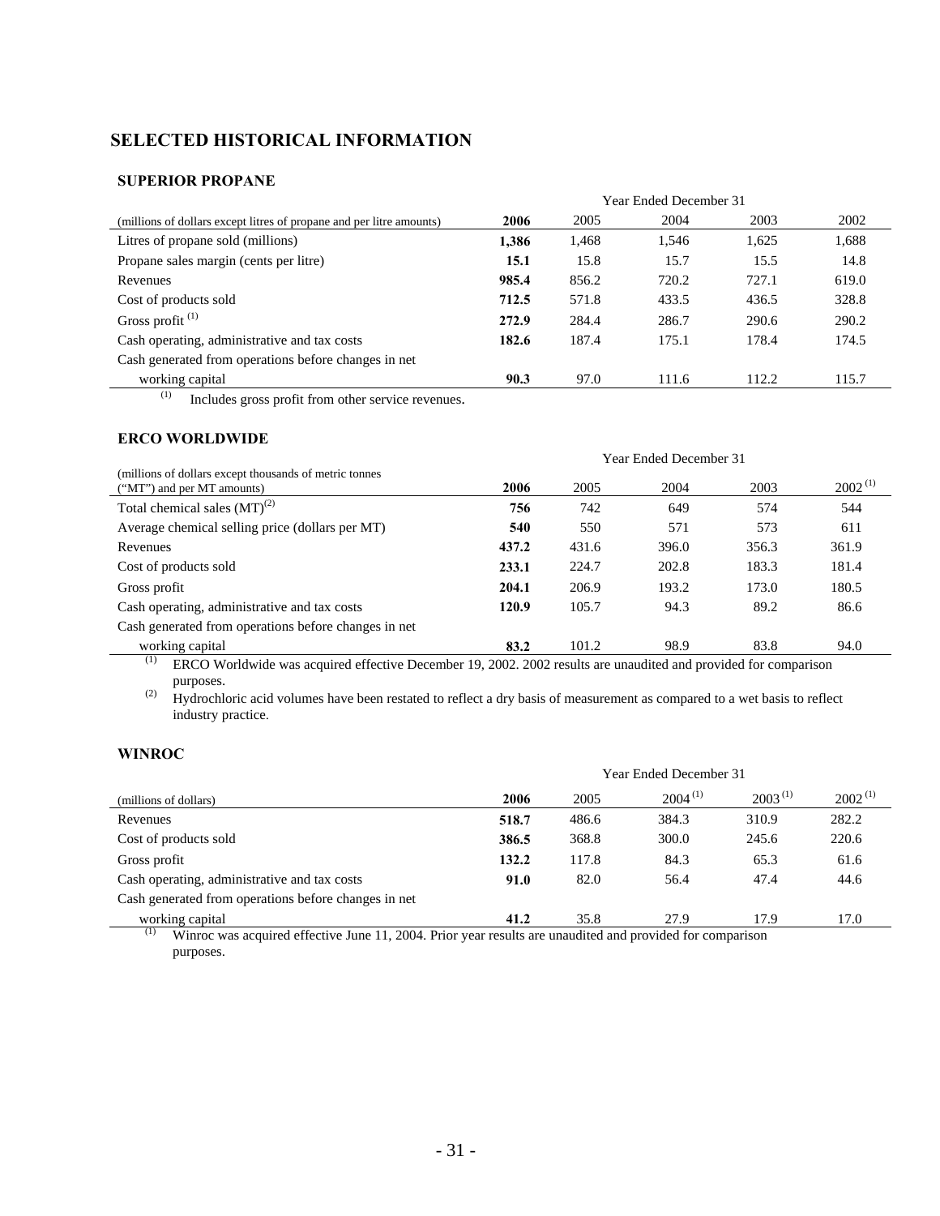# SELECTED HISTORICAL INFORMATION

## SUPERIOR PROPANE

| (millions of dollars except litres of propane and per litre amounts) | Year Ended December 31 | | | | |
|---|---|---|---|---|---|
| | **2006** | 2005 | 2004 | 2003 | 2002 |
| Litres of propane sold (millions) | **1,386** | 1,468 | 1,546 | 1,625 | 1,688 |
| Propane sales margin (cents per litre) | **15.1** | 15.8 | 15.7 | 15.5 | 14.8 |
| Revenues | **985.4** | 856.2 | 720.2 | 727.1 | 619.0 |
| Cost of products sold | **712.5** | 571.8 | 433.5 | 436.5 | 328.8 |
| Gross profit [(1)] | **272.9** | 284.4 | 286.7 | 290.6 | 290.2 |
| Cash operating, administrative and tax costs | **182.6** | 187.4 | 175.1 | 178.4 | 174.5 |
| Cash generated from operations before changes in net working capital | **90.3** | 97.0 | 111.6 | 112.2 | 115.7 |

(1) Includes gross profit from other service revenues.

## ERCO WORLDWIDE

| (millions of dollars except thousands of metric tonnes ("MT") and per MT amounts) | Year Ended December 31 | | | | |
|---|---|---|---|---|---|
| | **2006** | 2005 | 2004 | 2003 | 2002 [(1)] |
| Total chemical sales (MT)[(2)] | **756** | 742 | 649 | 574 | 544 |
| Average chemical selling price (dollars per MT) | **540** | 550 | 571 | 573 | 611 |
| Revenues | **437.2** | 431.6 | 396.0 | 356.3 | 361.9 |
| Cost of products sold | **233.1** | 224.7 | 202.8 | 183.3 | 181.4 |
| Gross profit | **204.1** | 206.9 | 193.2 | 173.0 | 180.5 |
| Cash operating, administrative and tax costs | **120.9** | 105.7 | 94.3 | 89.2 | 86.6 |
| Cash generated from operations before changes in net working capital | **83.2** | 101.2 | 98.9 | 83.8 | 94.0 |

(1) ERCO Worldwide was acquired effective December 19, 2002. 2002 results are unaudited and provided for comparison purposes.

(2) Hydrochloric acid volumes have been restated to reflect a dry basis of measurement as compared to a wet basis to reflect industry practice.

## WINROC

| (millions of dollars) | Year Ended December 31 | | | | |
|---|---|---|---|---|---|
| | **2006** | 2005 | 2004 [(1)] | 2003 [(1)] | 2002 [(1)] |
| Revenues | **518.7** | 486.6 | 384.3 | 310.9 | 282.2 |
| Cost of products sold | **386.5** | 368.8 | 300.0 | 245.6 | 220.6 |
| Gross profit | **132.2** | 117.8 | 84.3 | 65.3 | 61.6 |
| Cash operating, administrative and tax costs | **91.0** | 82.0 | 56.4 | 47.4 | 44.6 |
| Cash generated from operations before changes in net working capital | **41.2** | 35.8 | 27.9 | 17.9 | 17.0 |

(1) Winroc was acquired effective June 11, 2004. Prior year results are unaudited and provided for comparison purposes.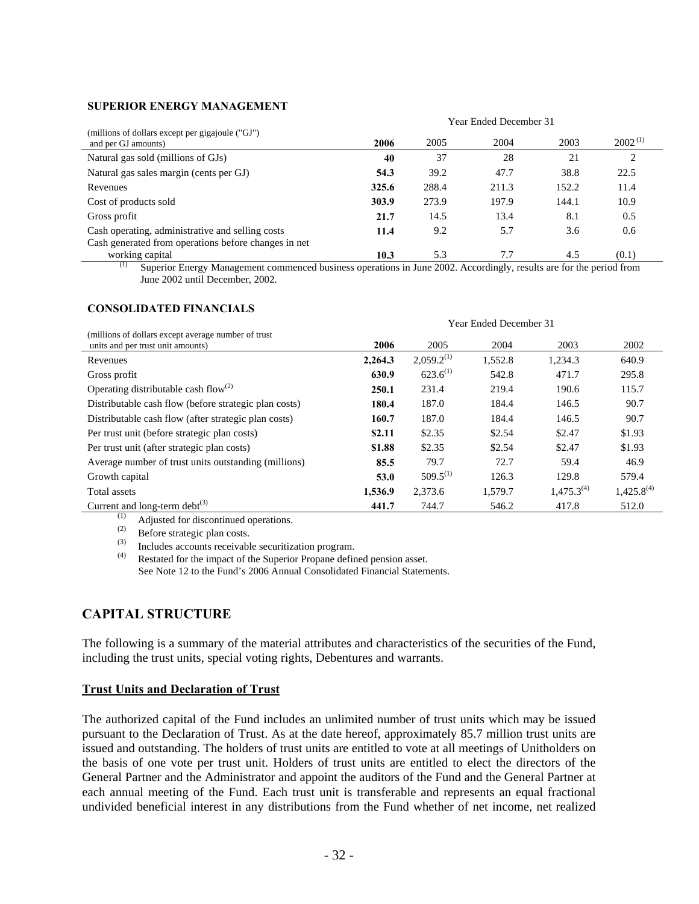**SUPERIOR ENERGY MANAGEMENT**

| (millions of dollars except per gigajoule ("GJ") and per GJ amounts) | Year Ended December 31 | | | | |
|---|---|---|---|---|---|
| | **2006** | 2005 | 2004 | 2003 | 2002 [(1)] |
| Natural gas sold (millions of GJs) | **40** | 37 | 28 | 21 | 2 |
| Natural gas sales margin (cents per GJ) | **54.3** | 39.2 | 47.7 | 38.8 | 22.5 |
| Revenues | **325.6** | 288.4 | 211.3 | 152.2 | 11.4 |
| Cost of products sold | **303.9** | 273.9 | 197.9 | 144.1 | 10.9 |
| Gross profit | **21.7** | 14.5 | 13.4 | 8.1 | 0.5 |
| Cash operating, administrative and selling costs | **11.4** | 9.2 | 5.7 | 3.6 | 0.6 |
| Cash generated from operations before changes in net working capital | **10.3** | 5.3 | 7.7 | 4.5 | (0.1) |

(1) Superior Energy Management commenced business operations in June 2002. Accordingly, results are for the period from June 2002 until December, 2002.

**CONSOLIDATED FINANCIALS**

| (millions of dollars except average number of trust units and per trust unit amounts) | Year Ended December 31 | | | | |
|---|---|---|---|---|---|
| | **2006** | 2005 | 2004 | 2003 | 2002 |
| Revenues | **2,264.3** | 2,059.2 [(1)] | 1,552.8 | 1,234.3 | 640.9 |
| Gross profit | **630.9** | 623.6 [(1)] | 542.8 | 471.7 | 295.8 |
| Operating distributable cash flow [(2)] | **250.1** | 231.4 | 219.4 | 190.6 | 115.7 |
| Distributable cash flow (before strategic plan costs) | **180.4** | 187.0 | 184.4 | 146.5 | 90.7 |
| Distributable cash flow (after strategic plan costs) | **160.7** | 187.0 | 184.4 | 146.5 | 90.7 |
| Per trust unit (before strategic plan costs) | **$2.11** | $2.35 | $2.54 | $2.47 | $1.93 |
| Per trust unit (after strategic plan costs) | **$1.88** | $2.35 | $2.54 | $2.47 | $1.93 |
| Average number of trust units outstanding (millions) | **85.5** | 79.7 | 72.7 | 59.4 | 46.9 |
| Growth capital | **53.0** | 509.5 [(1)] | 126.3 | 129.8 | 579.4 |
| Total assets | **1,536.9** | 2,373.6 | 1,579.7 | 1,475.3 [(4)] | 1,425.8 [(4)] |
| Current and long-term debt [(3)] | **441.7** | 744.7 | 546.2 | 417.8 | 512.0 |

(1) Adjusted for discontinued operations.
(2) Before strategic plan costs.
(3) Includes accounts receivable securitization program.
(4) Restated for the impact of the Superior Propane defined pension asset. See Note 12 to the Fund's 2006 Annual Consolidated Financial Statements.

## CAPITAL STRUCTURE

The following is a summary of the material attributes and characteristics of the securities of the Fund, including the trust units, special voting rights, Debentures and warrants.

### Trust Units and Declaration of Trust

The authorized capital of the Fund includes an unlimited number of trust units which may be issued pursuant to the Declaration of Trust. As at the date hereof, approximately 85.7 million trust units are issued and outstanding. The holders of trust units are entitled to vote at all meetings of Unitholders on the basis of one vote per trust unit. Holders of trust units are entitled to elect the directors of the General Partner and the Administrator and appoint the auditors of the Fund and the General Partner at each annual meeting of the Fund. Each trust unit is transferable and represents an equal fractional undivided beneficial interest in any distributions from the Fund whether of net income, net realized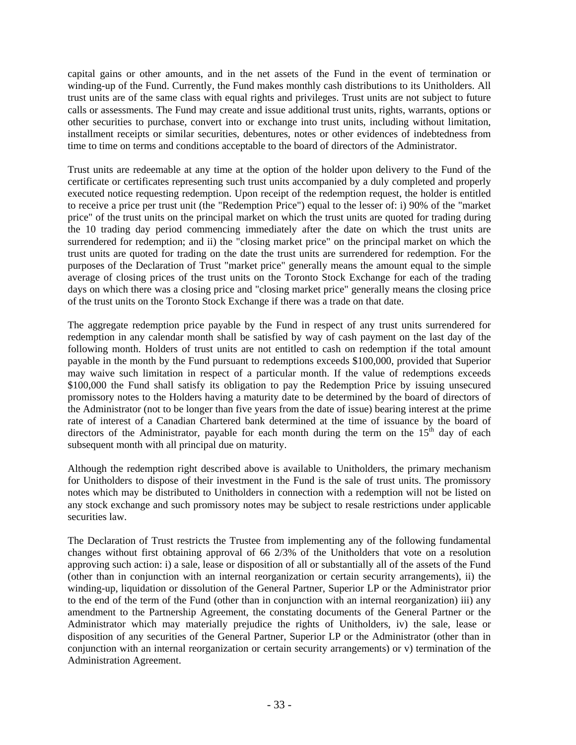capital gains or other amounts, and in the net assets of the Fund in the event of termination or winding-up of the Fund. Currently, the Fund makes monthly cash distributions to its Unitholders. All trust units are of the same class with equal rights and privileges. Trust units are not subject to future calls or assessments. The Fund may create and issue additional trust units, rights, warrants, options or other securities to purchase, convert into or exchange into trust units, including without limitation, installment receipts or similar securities, debentures, notes or other evidences of indebtedness from time to time on terms and conditions acceptable to the board of directors of the Administrator.

Trust units are redeemable at any time at the option of the holder upon delivery to the Fund of the certificate or certificates representing such trust units accompanied by a duly completed and properly executed notice requesting redemption. Upon receipt of the redemption request, the holder is entitled to receive a price per trust unit (the "Redemption Price") equal to the lesser of: i) 90% of the "market price" of the trust units on the principal market on which the trust units are quoted for trading during the 10 trading day period commencing immediately after the date on which the trust units are surrendered for redemption; and ii) the "closing market price" on the principal market on which the trust units are quoted for trading on the date the trust units are surrendered for redemption. For the purposes of the Declaration of Trust "market price" generally means the amount equal to the simple average of closing prices of the trust units on the Toronto Stock Exchange for each of the trading days on which there was a closing price and "closing market price" generally means the closing price of the trust units on the Toronto Stock Exchange if there was a trade on that date.

The aggregate redemption price payable by the Fund in respect of any trust units surrendered for redemption in any calendar month shall be satisfied by way of cash payment on the last day of the following month. Holders of trust units are not entitled to cash on redemption if the total amount payable in the month by the Fund pursuant to redemptions exceeds $100,000, provided that Superior may waive such limitation in respect of a particular month. If the value of redemptions exceeds $100,000 the Fund shall satisfy its obligation to pay the Redemption Price by issuing unsecured promissory notes to the Holders having a maturity date to be determined by the board of directors of the Administrator (not to be longer than five years from the date of issue) bearing interest at the prime rate of interest of a Canadian Chartered bank determined at the time of issuance by the board of directors of the Administrator, payable for each month during the term on the 15th day of each subsequent month with all principal due on maturity.

Although the redemption right described above is available to Unitholders, the primary mechanism for Unitholders to dispose of their investment in the Fund is the sale of trust units. The promissory notes which may be distributed to Unitholders in connection with a redemption will not be listed on any stock exchange and such promissory notes may be subject to resale restrictions under applicable securities law.

The Declaration of Trust restricts the Trustee from implementing any of the following fundamental changes without first obtaining approval of 66 2/3% of the Unitholders that vote on a resolution approving such action: i) a sale, lease or disposition of all or substantially all of the assets of the Fund (other than in conjunction with an internal reorganization or certain security arrangements), ii) the winding-up, liquidation or dissolution of the General Partner, Superior LP or the Administrator prior to the end of the term of the Fund (other than in conjunction with an internal reorganization) iii) any amendment to the Partnership Agreement, the constating documents of the General Partner or the Administrator which may materially prejudice the rights of Unitholders, iv) the sale, lease or disposition of any securities of the General Partner, Superior LP or the Administrator (other than in conjunction with an internal reorganization or certain security arrangements) or v) termination of the Administration Agreement.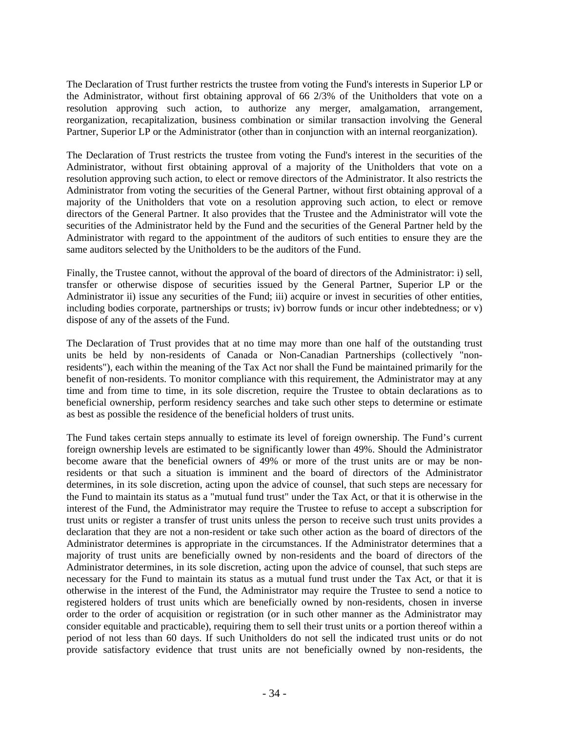The Declaration of Trust further restricts the trustee from voting the Fund's interests in Superior LP or the Administrator, without first obtaining approval of 66 2/3% of the Unitholders that vote on a resolution approving such action, to authorize any merger, amalgamation, arrangement, reorganization, recapitalization, business combination or similar transaction involving the General Partner, Superior LP or the Administrator (other than in conjunction with an internal reorganization).

The Declaration of Trust restricts the trustee from voting the Fund's interest in the securities of the Administrator, without first obtaining approval of a majority of the Unitholders that vote on a resolution approving such action, to elect or remove directors of the Administrator. It also restricts the Administrator from voting the securities of the General Partner, without first obtaining approval of a majority of the Unitholders that vote on a resolution approving such action, to elect or remove directors of the General Partner. It also provides that the Trustee and the Administrator will vote the securities of the Administrator held by the Fund and the securities of the General Partner held by the Administrator with regard to the appointment of the auditors of such entities to ensure they are the same auditors selected by the Unitholders to be the auditors of the Fund.

Finally, the Trustee cannot, without the approval of the board of directors of the Administrator: i) sell, transfer or otherwise dispose of securities issued by the General Partner, Superior LP or the Administrator ii) issue any securities of the Fund; iii) acquire or invest in securities of other entities, including bodies corporate, partnerships or trusts; iv) borrow funds or incur other indebtedness; or v) dispose of any of the assets of the Fund.

The Declaration of Trust provides that at no time may more than one half of the outstanding trust units be held by non-residents of Canada or Non-Canadian Partnerships (collectively "non-residents"), each within the meaning of the Tax Act nor shall the Fund be maintained primarily for the benefit of non-residents. To monitor compliance with this requirement, the Administrator may at any time and from time to time, in its sole discretion, require the Trustee to obtain declarations as to beneficial ownership, perform residency searches and take such other steps to determine or estimate as best as possible the residence of the beneficial holders of trust units.

The Fund takes certain steps annually to estimate its level of foreign ownership. The Fund's current foreign ownership levels are estimated to be significantly lower than 49%. Should the Administrator become aware that the beneficial owners of 49% or more of the trust units are or may be non-residents or that such a situation is imminent and the board of directors of the Administrator determines, in its sole discretion, acting upon the advice of counsel, that such steps are necessary for the Fund to maintain its status as a "mutual fund trust" under the Tax Act, or that it is otherwise in the interest of the Fund, the Administrator may require the Trustee to refuse to accept a subscription for trust units or register a transfer of trust units unless the person to receive such trust units provides a declaration that they are not a non-resident or take such other action as the board of directors of the Administrator determines is appropriate in the circumstances. If the Administrator determines that a majority of trust units are beneficially owned by non-residents and the board of directors of the Administrator determines, in its sole discretion, acting upon the advice of counsel, that such steps are necessary for the Fund to maintain its status as a mutual fund trust under the Tax Act, or that it is otherwise in the interest of the Fund, the Administrator may require the Trustee to send a notice to registered holders of trust units which are beneficially owned by non-residents, chosen in inverse order to the order of acquisition or registration (or in such other manner as the Administrator may consider equitable and practicable), requiring them to sell their trust units or a portion thereof within a period of not less than 60 days. If such Unitholders do not sell the indicated trust units or do not provide satisfactory evidence that trust units are not beneficially owned by non-residents, the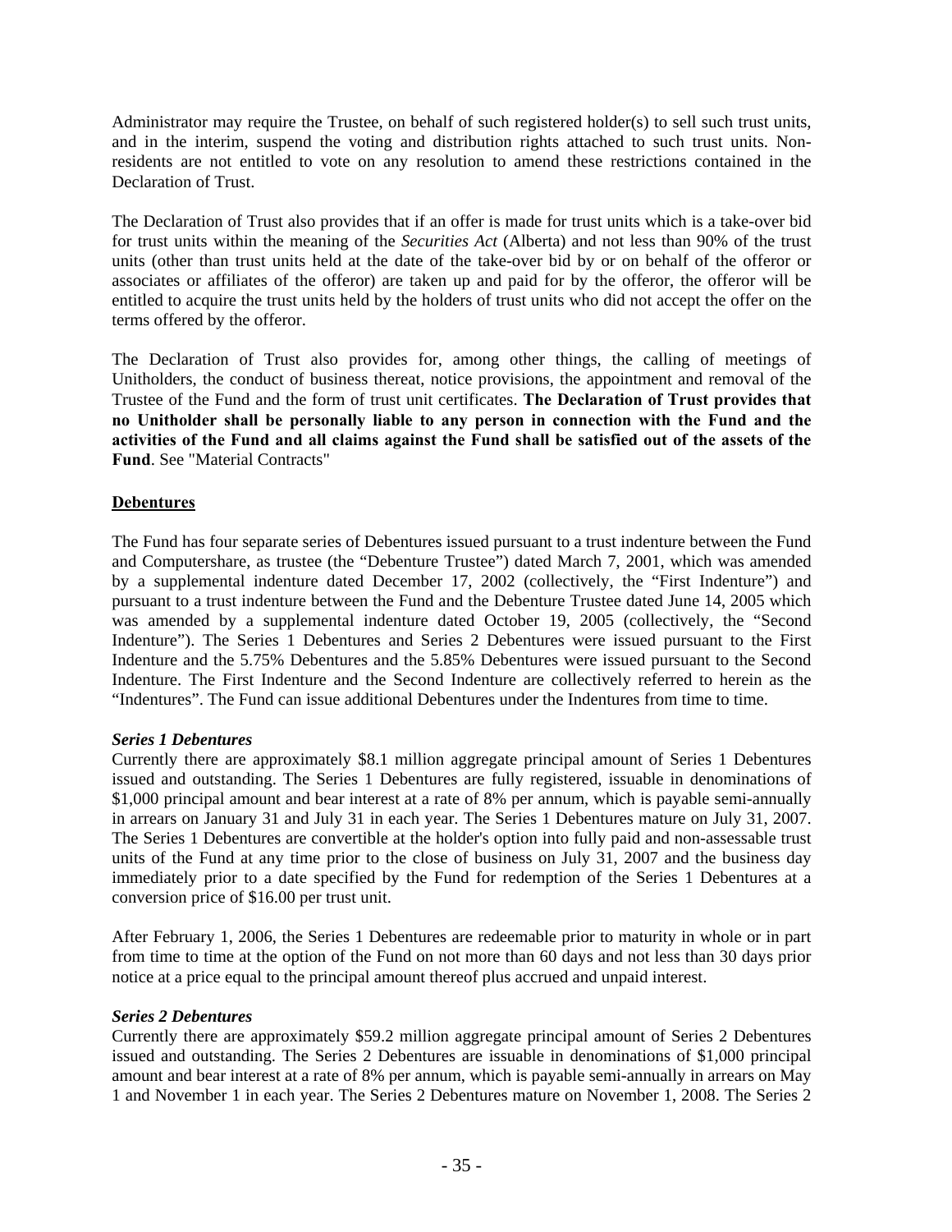Administrator may require the Trustee, on behalf of such registered holder(s) to sell such trust units, and in the interim, suspend the voting and distribution rights attached to such trust units. Non-residents are not entitled to vote on any resolution to amend these restrictions contained in the Declaration of Trust.

The Declaration of Trust also provides that if an offer is made for trust units which is a take-over bid for trust units within the meaning of the *Securities Act* (Alberta) and not less than 90% of the trust units (other than trust units held at the date of the take-over bid by or on behalf of the offeror or associates or affiliates of the offeror) are taken up and paid for by the offeror, the offeror will be entitled to acquire the trust units held by the holders of trust units who did not accept the offer on the terms offered by the offeror.

The Declaration of Trust also provides for, among other things, the calling of meetings of Unitholders, the conduct of business thereat, notice provisions, the appointment and removal of the Trustee of the Fund and the form of trust unit certificates. **The Declaration of Trust provides that no Unitholder shall be personally liable to any person in connection with the Fund and the activities of the Fund and all claims against the Fund shall be satisfied out of the assets of the Fund**. See "Material Contracts"

## Debentures

The Fund has four separate series of Debentures issued pursuant to a trust indenture between the Fund and Computershare, as trustee (the "Debenture Trustee") dated March 7, 2001, which was amended by a supplemental indenture dated December 17, 2002 (collectively, the "First Indenture") and pursuant to a trust indenture between the Fund and the Debenture Trustee dated June 14, 2005 which was amended by a supplemental indenture dated October 19, 2005 (collectively, the "Second Indenture"). The Series 1 Debentures and Series 2 Debentures were issued pursuant to the First Indenture and the 5.75% Debentures and the 5.85% Debentures were issued pursuant to the Second Indenture. The First Indenture and the Second Indenture are collectively referred to herein as the "Indentures". The Fund can issue additional Debentures under the Indentures from time to time.

### *Series 1 Debentures*

Currently there are approximately $8.1 million aggregate principal amount of Series 1 Debentures issued and outstanding. The Series 1 Debentures are fully registered, issuable in denominations of $1,000 principal amount and bear interest at a rate of 8% per annum, which is payable semi-annually in arrears on January 31 and July 31 in each year. The Series 1 Debentures mature on July 31, 2007. The Series 1 Debentures are convertible at the holder's option into fully paid and non-assessable trust units of the Fund at any time prior to the close of business on July 31, 2007 and the business day immediately prior to a date specified by the Fund for redemption of the Series 1 Debentures at a conversion price of $16.00 per trust unit.

After February 1, 2006, the Series 1 Debentures are redeemable prior to maturity in whole or in part from time to time at the option of the Fund on not more than 60 days and not less than 30 days prior notice at a price equal to the principal amount thereof plus accrued and unpaid interest.

### *Series 2 Debentures*

Currently there are approximately $59.2 million aggregate principal amount of Series 2 Debentures issued and outstanding. The Series 2 Debentures are issuable in denominations of $1,000 principal amount and bear interest at a rate of 8% per annum, which is payable semi-annually in arrears on May 1 and November 1 in each year. The Series 2 Debentures mature on November 1, 2008. The Series 2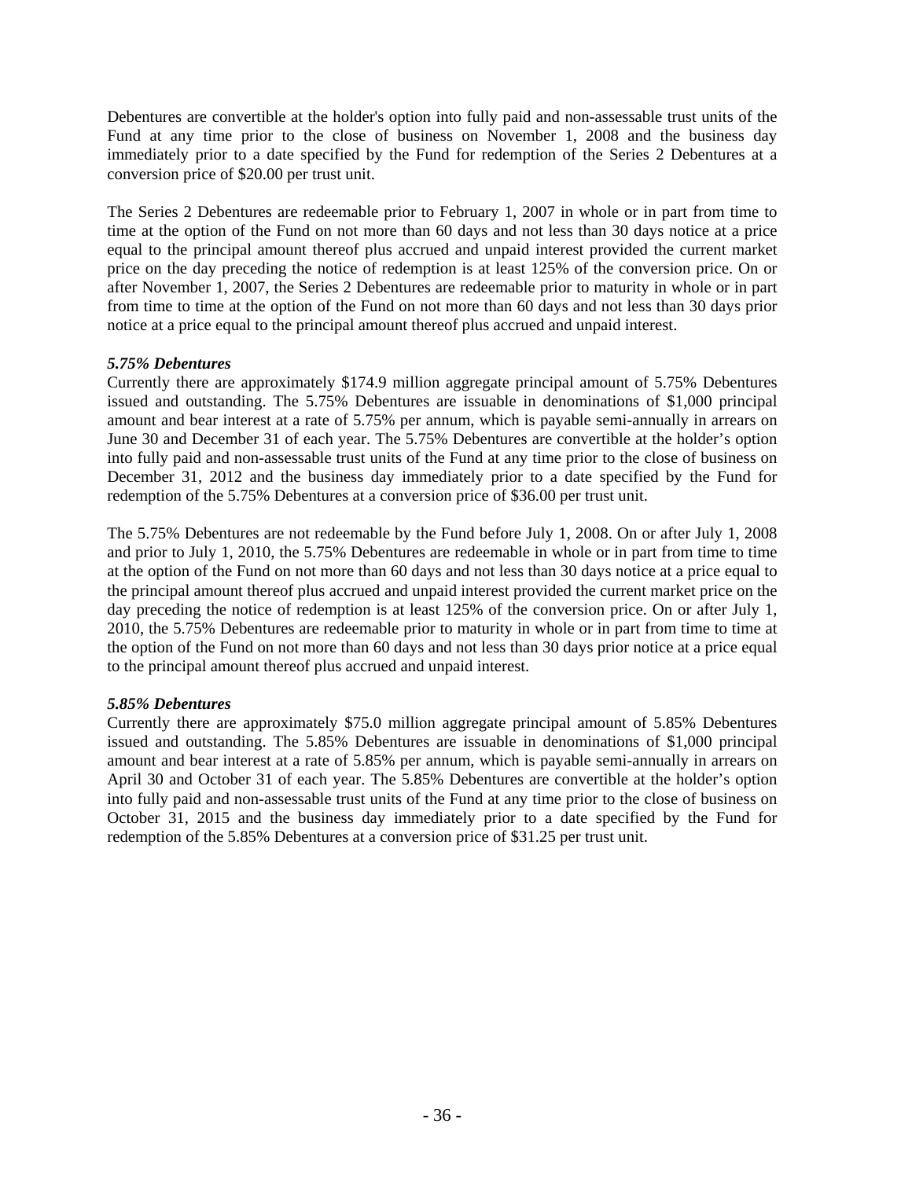Debentures are convertible at the holder's option into fully paid and non-assessable trust units of the Fund at any time prior to the close of business on November 1, 2008 and the business day immediately prior to a date specified by the Fund for redemption of the Series 2 Debentures at a conversion price of $20.00 per trust unit.

The Series 2 Debentures are redeemable prior to February 1, 2007 in whole or in part from time to time at the option of the Fund on not more than 60 days and not less than 30 days notice at a price equal to the principal amount thereof plus accrued and unpaid interest provided the current market price on the day preceding the notice of redemption is at least 125% of the conversion price. On or after November 1, 2007, the Series 2 Debentures are redeemable prior to maturity in whole or in part from time to time at the option of the Fund on not more than 60 days and not less than 30 days prior notice at a price equal to the principal amount thereof plus accrued and unpaid interest.

***5.75% Debentures***

Currently there are approximately $174.9 million aggregate principal amount of 5.75% Debentures issued and outstanding. The 5.75% Debentures are issuable in denominations of $1,000 principal amount and bear interest at a rate of 5.75% per annum, which is payable semi-annually in arrears on June 30 and December 31 of each year. The 5.75% Debentures are convertible at the holder's option into fully paid and non-assessable trust units of the Fund at any time prior to the close of business on December 31, 2012 and the business day immediately prior to a date specified by the Fund for redemption of the 5.75% Debentures at a conversion price of $36.00 per trust unit.

The 5.75% Debentures are not redeemable by the Fund before July 1, 2008. On or after July 1, 2008 and prior to July 1, 2010, the 5.75% Debentures are redeemable in whole or in part from time to time at the option of the Fund on not more than 60 days and not less than 30 days notice at a price equal to the principal amount thereof plus accrued and unpaid interest provided the current market price on the day preceding the notice of redemption is at least 125% of the conversion price. On or after July 1, 2010, the 5.75% Debentures are redeemable prior to maturity in whole or in part from time to time at the option of the Fund on not more than 60 days and not less than 30 days prior notice at a price equal to the principal amount thereof plus accrued and unpaid interest.

***5.85% Debentures***

Currently there are approximately $75.0 million aggregate principal amount of 5.85% Debentures issued and outstanding. The 5.85% Debentures are issuable in denominations of $1,000 principal amount and bear interest at a rate of 5.85% per annum, which is payable semi-annually in arrears on April 30 and October 31 of each year. The 5.85% Debentures are convertible at the holder's option into fully paid and non-assessable trust units of the Fund at any time prior to the close of business on October 31, 2015 and the business day immediately prior to a date specified by the Fund for redemption of the 5.85% Debentures at a conversion price of $31.25 per trust unit.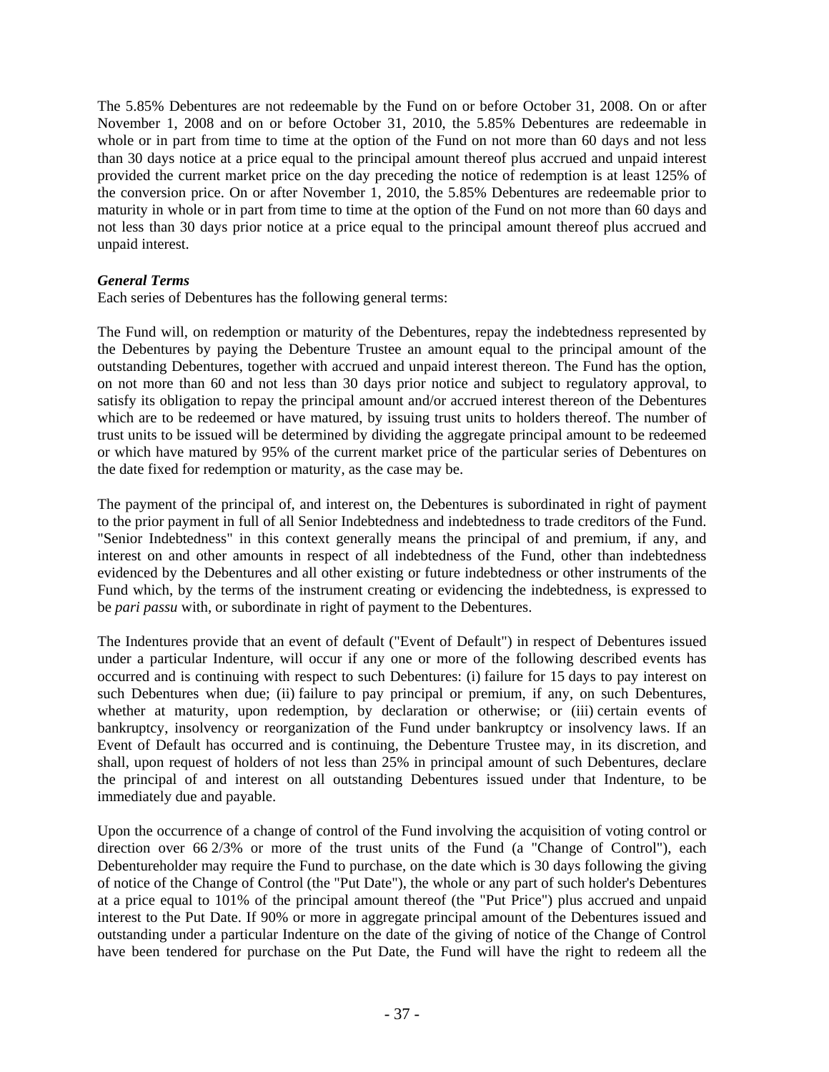The 5.85% Debentures are not redeemable by the Fund on or before October 31, 2008. On or after November 1, 2008 and on or before October 31, 2010, the 5.85% Debentures are redeemable in whole or in part from time to time at the option of the Fund on not more than 60 days and not less than 30 days notice at a price equal to the principal amount thereof plus accrued and unpaid interest provided the current market price on the day preceding the notice of redemption is at least 125% of the conversion price. On or after November 1, 2010, the 5.85% Debentures are redeemable prior to maturity in whole or in part from time to time at the option of the Fund on not more than 60 days and not less than 30 days prior notice at a price equal to the principal amount thereof plus accrued and unpaid interest.

***General Terms***

Each series of Debentures has the following general terms:

The Fund will, on redemption or maturity of the Debentures, repay the indebtedness represented by the Debentures by paying the Debenture Trustee an amount equal to the principal amount of the outstanding Debentures, together with accrued and unpaid interest thereon. The Fund has the option, on not more than 60 and not less than 30 days prior notice and subject to regulatory approval, to satisfy its obligation to repay the principal amount and/or accrued interest thereon of the Debentures which are to be redeemed or have matured, by issuing trust units to holders thereof. The number of trust units to be issued will be determined by dividing the aggregate principal amount to be redeemed or which have matured by 95% of the current market price of the particular series of Debentures on the date fixed for redemption or maturity, as the case may be.

The payment of the principal of, and interest on, the Debentures is subordinated in right of payment to the prior payment in full of all Senior Indebtedness and indebtedness to trade creditors of the Fund. "Senior Indebtedness" in this context generally means the principal of and premium, if any, and interest on and other amounts in respect of all indebtedness of the Fund, other than indebtedness evidenced by the Debentures and all other existing or future indebtedness or other instruments of the Fund which, by the terms of the instrument creating or evidencing the indebtedness, is expressed to be *pari passu* with, or subordinate in right of payment to the Debentures.

The Indentures provide that an event of default ("Event of Default") in respect of Debentures issued under a particular Indenture, will occur if any one or more of the following described events has occurred and is continuing with respect to such Debentures: (i) failure for 15 days to pay interest on such Debentures when due; (ii) failure to pay principal or premium, if any, on such Debentures, whether at maturity, upon redemption, by declaration or otherwise; or (iii) certain events of bankruptcy, insolvency or reorganization of the Fund under bankruptcy or insolvency laws. If an Event of Default has occurred and is continuing, the Debenture Trustee may, in its discretion, and shall, upon request of holders of not less than 25% in principal amount of such Debentures, declare the principal of and interest on all outstanding Debentures issued under that Indenture, to be immediately due and payable.

Upon the occurrence of a change of control of the Fund involving the acquisition of voting control or direction over 66 2/3% or more of the trust units of the Fund (a "Change of Control"), each Debentureholder may require the Fund to purchase, on the date which is 30 days following the giving of notice of the Change of Control (the "Put Date"), the whole or any part of such holder's Debentures at a price equal to 101% of the principal amount thereof (the "Put Price") plus accrued and unpaid interest to the Put Date. If 90% or more in aggregate principal amount of the Debentures issued and outstanding under a particular Indenture on the date of the giving of notice of the Change of Control have been tendered for purchase on the Put Date, the Fund will have the right to redeem all the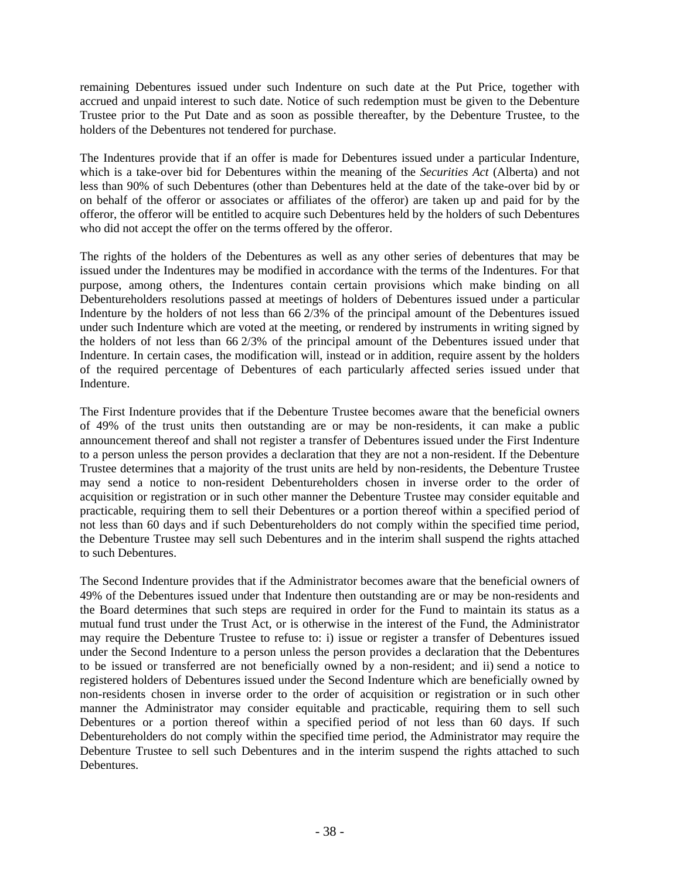remaining Debentures issued under such Indenture on such date at the Put Price, together with accrued and unpaid interest to such date. Notice of such redemption must be given to the Debenture Trustee prior to the Put Date and as soon as possible thereafter, by the Debenture Trustee, to the holders of the Debentures not tendered for purchase.

The Indentures provide that if an offer is made for Debentures issued under a particular Indenture, which is a take-over bid for Debentures within the meaning of the *Securities Act* (Alberta) and not less than 90% of such Debentures (other than Debentures held at the date of the take-over bid by or on behalf of the offeror or associates or affiliates of the offeror) are taken up and paid for by the offeror, the offeror will be entitled to acquire such Debentures held by the holders of such Debentures who did not accept the offer on the terms offered by the offeror.

The rights of the holders of the Debentures as well as any other series of debentures that may be issued under the Indentures may be modified in accordance with the terms of the Indentures. For that purpose, among others, the Indentures contain certain provisions which make binding on all Debentureholders resolutions passed at meetings of holders of Debentures issued under a particular Indenture by the holders of not less than 66 2/3% of the principal amount of the Debentures issued under such Indenture which are voted at the meeting, or rendered by instruments in writing signed by the holders of not less than 66 2/3% of the principal amount of the Debentures issued under that Indenture. In certain cases, the modification will, instead or in addition, require assent by the holders of the required percentage of Debentures of each particularly affected series issued under that Indenture.

The First Indenture provides that if the Debenture Trustee becomes aware that the beneficial owners of 49% of the trust units then outstanding are or may be non-residents, it can make a public announcement thereof and shall not register a transfer of Debentures issued under the First Indenture to a person unless the person provides a declaration that they are not a non-resident. If the Debenture Trustee determines that a majority of the trust units are held by non-residents, the Debenture Trustee may send a notice to non-resident Debentureholders chosen in inverse order to the order of acquisition or registration or in such other manner the Debenture Trustee may consider equitable and practicable, requiring them to sell their Debentures or a portion thereof within a specified period of not less than 60 days and if such Debentureholders do not comply within the specified time period, the Debenture Trustee may sell such Debentures and in the interim shall suspend the rights attached to such Debentures.

The Second Indenture provides that if the Administrator becomes aware that the beneficial owners of 49% of the Debentures issued under that Indenture then outstanding are or may be non-residents and the Board determines that such steps are required in order for the Fund to maintain its status as a mutual fund trust under the Trust Act, or is otherwise in the interest of the Fund, the Administrator may require the Debenture Trustee to refuse to: i) issue or register a transfer of Debentures issued under the Second Indenture to a person unless the person provides a declaration that the Debentures to be issued or transferred are not beneficially owned by a non-resident; and ii) send a notice to registered holders of Debentures issued under the Second Indenture which are beneficially owned by non-residents chosen in inverse order to the order of acquisition or registration or in such other manner the Administrator may consider equitable and practicable, requiring them to sell such Debentures or a portion thereof within a specified period of not less than 60 days. If such Debentureholders do not comply within the specified time period, the Administrator may require the Debenture Trustee to sell such Debentures and in the interim suspend the rights attached to such Debentures.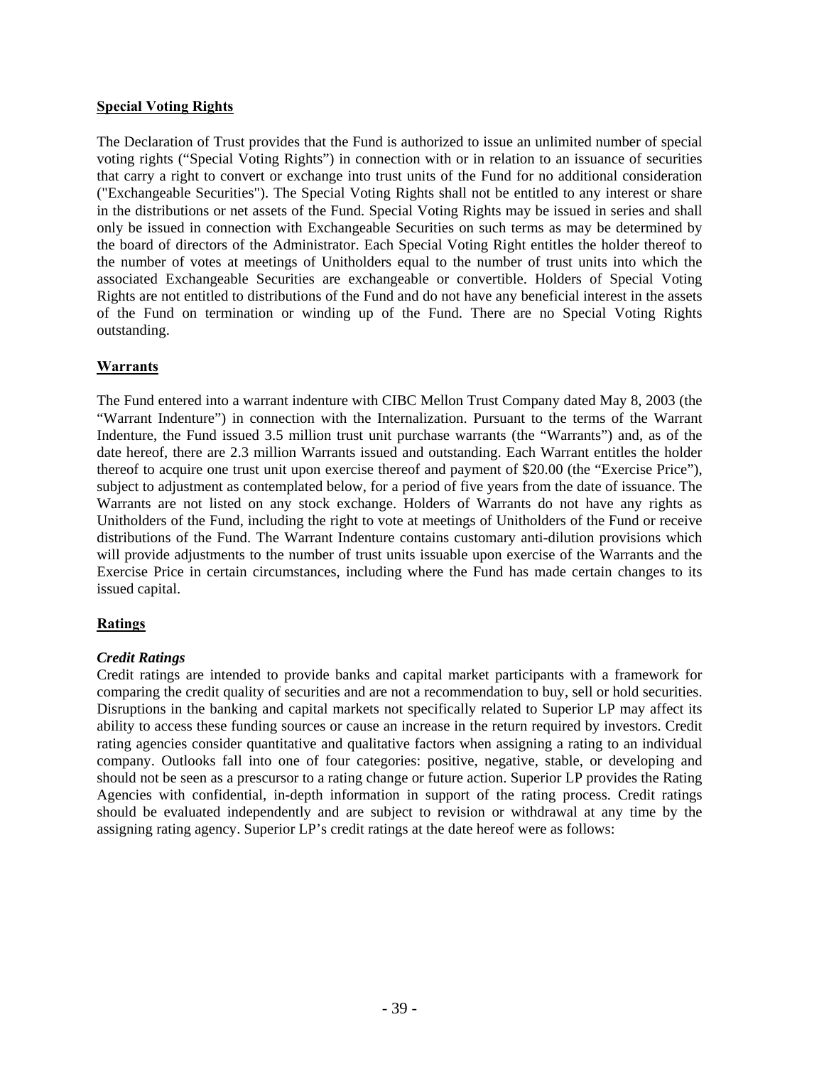**Special Voting Rights**

The Declaration of Trust provides that the Fund is authorized to issue an unlimited number of special voting rights ("Special Voting Rights") in connection with or in relation to an issuance of securities that carry a right to convert or exchange into trust units of the Fund for no additional consideration ("Exchangeable Securities"). The Special Voting Rights shall not be entitled to any interest or share in the distributions or net assets of the Fund. Special Voting Rights may be issued in series and shall only be issued in connection with Exchangeable Securities on such terms as may be determined by the board of directors of the Administrator. Each Special Voting Right entitles the holder thereof to the number of votes at meetings of Unitholders equal to the number of trust units into which the associated Exchangeable Securities are exchangeable or convertible. Holders of Special Voting Rights are not entitled to distributions of the Fund and do not have any beneficial interest in the assets of the Fund on termination or winding up of the Fund. There are no Special Voting Rights outstanding.

**Warrants**

The Fund entered into a warrant indenture with CIBC Mellon Trust Company dated May 8, 2003 (the "Warrant Indenture") in connection with the Internalization. Pursuant to the terms of the Warrant Indenture, the Fund issued 3.5 million trust unit purchase warrants (the "Warrants") and, as of the date hereof, there are 2.3 million Warrants issued and outstanding. Each Warrant entitles the holder thereof to acquire one trust unit upon exercise thereof and payment of $20.00 (the "Exercise Price"), subject to adjustment as contemplated below, for a period of five years from the date of issuance. The Warrants are not listed on any stock exchange. Holders of Warrants do not have any rights as Unitholders of the Fund, including the right to vote at meetings of Unitholders of the Fund or receive distributions of the Fund. The Warrant Indenture contains customary anti-dilution provisions which will provide adjustments to the number of trust units issuable upon exercise of the Warrants and the Exercise Price in certain circumstances, including where the Fund has made certain changes to its issued capital.

**Ratings**

***Credit Ratings***

Credit ratings are intended to provide banks and capital market participants with a framework for comparing the credit quality of securities and are not a recommendation to buy, sell or hold securities. Disruptions in the banking and capital markets not specifically related to Superior LP may affect its ability to access these funding sources or cause an increase in the return required by investors. Credit rating agencies consider quantitative and qualitative factors when assigning a rating to an individual company. Outlooks fall into one of four categories: positive, negative, stable, or developing and should not be seen as a prescursor to a rating change or future action. Superior LP provides the Rating Agencies with confidential, in-depth information in support of the rating process. Credit ratings should be evaluated independently and are subject to revision or withdrawal at any time by the assigning rating agency. Superior LP's credit ratings at the date hereof were as follows: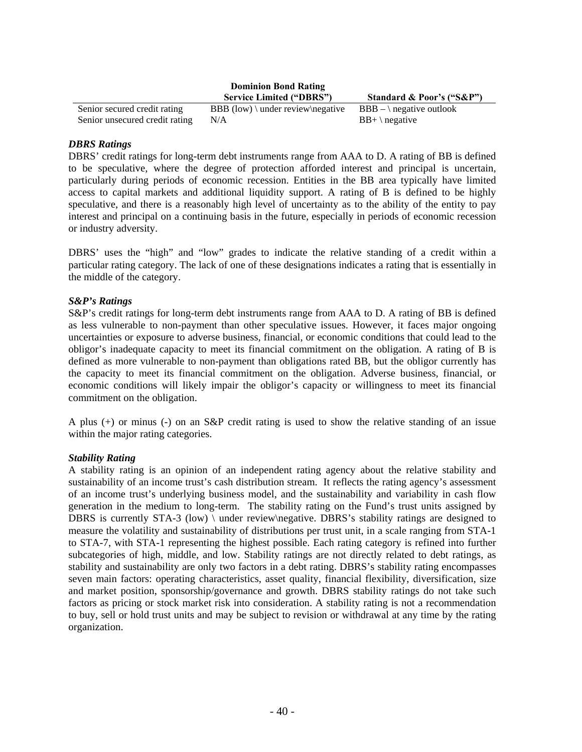| | Dominion Bond Rating Service Limited ("DBRS") | Standard & Poor's ("S&P") |
|---|---|---|
| Senior secured credit rating | BBB (low) \ under review\negative | BBB – \ negative outlook |
| Senior unsecured credit rating | N/A | BB+ \ negative |

***DBRS Ratings***

DBRS' credit ratings for long-term debt instruments range from AAA to D. A rating of BB is defined to be speculative, where the degree of protection afforded interest and principal is uncertain, particularly during periods of economic recession. Entities in the BB area typically have limited access to capital markets and additional liquidity support. A rating of B is defined to be highly speculative, and there is a reasonably high level of uncertainty as to the ability of the entity to pay interest and principal on a continuing basis in the future, especially in periods of economic recession or industry adversity.

DBRS' uses the "high" and "low" grades to indicate the relative standing of a credit within a particular rating category. The lack of one of these designations indicates a rating that is essentially in the middle of the category.

***S&P's Ratings***

S&P's credit ratings for long-term debt instruments range from AAA to D. A rating of BB is defined as less vulnerable to non-payment than other speculative issues. However, it faces major ongoing uncertainties or exposure to adverse business, financial, or economic conditions that could lead to the obligor's inadequate capacity to meet its financial commitment on the obligation. A rating of B is defined as more vulnerable to non-payment than obligations rated BB, but the obligor currently has the capacity to meet its financial commitment on the obligation. Adverse business, financial, or economic conditions will likely impair the obligor's capacity or willingness to meet its financial commitment on the obligation.

A plus (+) or minus (-) on an S&P credit rating is used to show the relative standing of an issue within the major rating categories.

***Stability Rating***

A stability rating is an opinion of an independent rating agency about the relative stability and sustainability of an income trust's cash distribution stream. It reflects the rating agency's assessment of an income trust's underlying business model, and the sustainability and variability in cash flow generation in the medium to long-term. The stability rating on the Fund's trust units assigned by DBRS is currently STA-3 (low) \ under review\negative. DBRS's stability ratings are designed to measure the volatility and sustainability of distributions per trust unit, in a scale ranging from STA-1 to STA-7, with STA-1 representing the highest possible. Each rating category is refined into further subcategories of high, middle, and low. Stability ratings are not directly related to debt ratings, as stability and sustainability are only two factors in a debt rating. DBRS's stability rating encompasses seven main factors: operating characteristics, asset quality, financial flexibility, diversification, size and market position, sponsorship/governance and growth. DBRS stability ratings do not take such factors as pricing or stock market risk into consideration. A stability rating is not a recommendation to buy, sell or hold trust units and may be subject to revision or withdrawal at any time by the rating organization.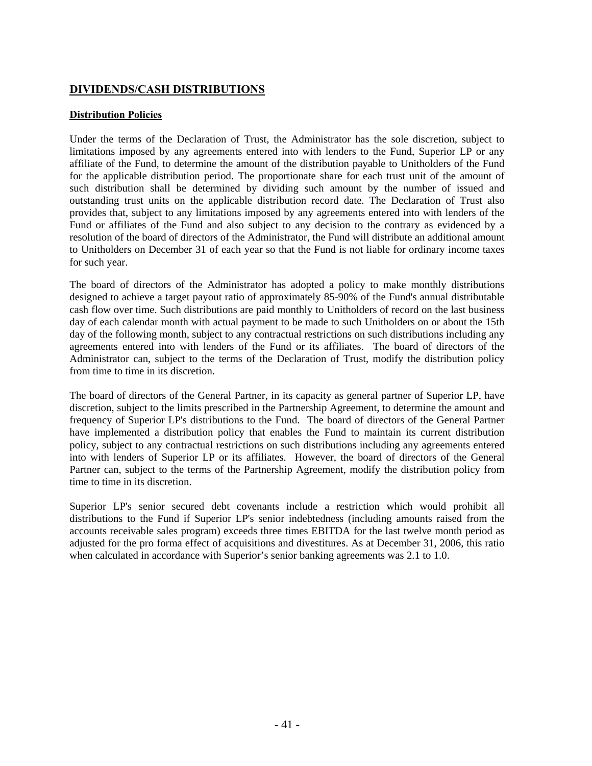## DIVIDENDS/CASH DISTRIBUTIONS

### Distribution Policies

Under the terms of the Declaration of Trust, the Administrator has the sole discretion, subject to limitations imposed by any agreements entered into with lenders to the Fund, Superior LP or any affiliate of the Fund, to determine the amount of the distribution payable to Unitholders of the Fund for the applicable distribution period. The proportionate share for each trust unit of the amount of such distribution shall be determined by dividing such amount by the number of issued and outstanding trust units on the applicable distribution record date. The Declaration of Trust also provides that, subject to any limitations imposed by any agreements entered into with lenders of the Fund or affiliates of the Fund and also subject to any decision to the contrary as evidenced by a resolution of the board of directors of the Administrator, the Fund will distribute an additional amount to Unitholders on December 31 of each year so that the Fund is not liable for ordinary income taxes for such year.

The board of directors of the Administrator has adopted a policy to make monthly distributions designed to achieve a target payout ratio of approximately 85-90% of the Fund's annual distributable cash flow over time. Such distributions are paid monthly to Unitholders of record on the last business day of each calendar month with actual payment to be made to such Unitholders on or about the 15th day of the following month, subject to any contractual restrictions on such distributions including any agreements entered into with lenders of the Fund or its affiliates. The board of directors of the Administrator can, subject to the terms of the Declaration of Trust, modify the distribution policy from time to time in its discretion.

The board of directors of the General Partner, in its capacity as general partner of Superior LP, have discretion, subject to the limits prescribed in the Partnership Agreement, to determine the amount and frequency of Superior LP's distributions to the Fund. The board of directors of the General Partner have implemented a distribution policy that enables the Fund to maintain its current distribution policy, subject to any contractual restrictions on such distributions including any agreements entered into with lenders of Superior LP or its affiliates. However, the board of directors of the General Partner can, subject to the terms of the Partnership Agreement, modify the distribution policy from time to time in its discretion.

Superior LP's senior secured debt covenants include a restriction which would prohibit all distributions to the Fund if Superior LP's senior indebtedness (including amounts raised from the accounts receivable sales program) exceeds three times EBITDA for the last twelve month period as adjusted for the pro forma effect of acquisitions and divestitures. As at December 31, 2006, this ratio when calculated in accordance with Superior's senior banking agreements was 2.1 to 1.0.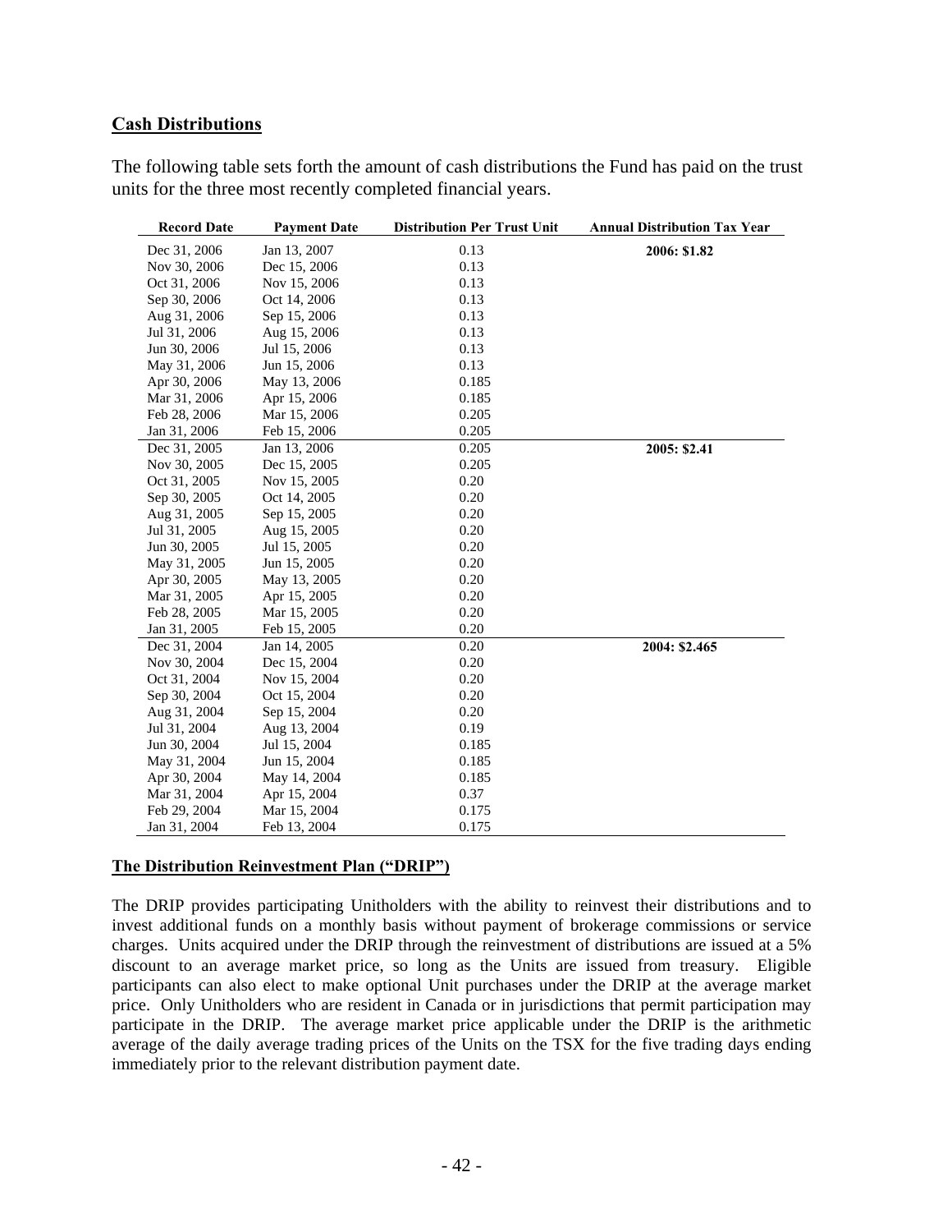## Cash Distributions

The following table sets forth the amount of cash distributions the Fund has paid on the trust units for the three most recently completed financial years.

| Record Date | Payment Date | Distribution Per Trust Unit | Annual Distribution Tax Year |
|---|---|---|---|
| Dec 31, 2006 | Jan 13, 2007 | 0.13 | **2006: $1.82** |
| Nov 30, 2006 | Dec 15, 2006 | 0.13 | |
| Oct 31, 2006 | Nov 15, 2006 | 0.13 | |
| Sep 30, 2006 | Oct 14, 2006 | 0.13 | |
| Aug 31, 2006 | Sep 15, 2006 | 0.13 | |
| Jul 31, 2006 | Aug 15, 2006 | 0.13 | |
| Jun 30, 2006 | Jul 15, 2006 | 0.13 | |
| May 31, 2006 | Jun 15, 2006 | 0.13 | |
| Apr 30, 2006 | May 13, 2006 | 0.185 | |
| Mar 31, 2006 | Apr 15, 2006 | 0.185 | |
| Feb 28, 2006 | Mar 15, 2006 | 0.205 | |
| Jan 31, 2006 | Feb 15, 2006 | 0.205 | |
| Dec 31, 2005 | Jan 13, 2006 | 0.205 | **2005: $2.41** |
| Nov 30, 2005 | Dec 15, 2005 | 0.205 | |
| Oct 31, 2005 | Nov 15, 2005 | 0.20 | |
| Sep 30, 2005 | Oct 14, 2005 | 0.20 | |
| Aug 31, 2005 | Sep 15, 2005 | 0.20 | |
| Jul 31, 2005 | Aug 15, 2005 | 0.20 | |
| Jun 30, 2005 | Jul 15, 2005 | 0.20 | |
| May 31, 2005 | Jun 15, 2005 | 0.20 | |
| Apr 30, 2005 | May 13, 2005 | 0.20 | |
| Mar 31, 2005 | Apr 15, 2005 | 0.20 | |
| Feb 28, 2005 | Mar 15, 2005 | 0.20 | |
| Jan 31, 2005 | Feb 15, 2005 | 0.20 | |
| Dec 31, 2004 | Jan 14, 2005 | 0.20 | **2004: $2.465** |
| Nov 30, 2004 | Dec 15, 2004 | 0.20 | |
| Oct 31, 2004 | Nov 15, 2004 | 0.20 | |
| Sep 30, 2004 | Oct 15, 2004 | 0.20 | |
| Aug 31, 2004 | Sep 15, 2004 | 0.20 | |
| Jul 31, 2004 | Aug 13, 2004 | 0.19 | |
| Jun 30, 2004 | Jul 15, 2004 | 0.185 | |
| May 31, 2004 | Jun 15, 2004 | 0.185 | |
| Apr 30, 2004 | May 14, 2004 | 0.185 | |
| Mar 31, 2004 | Apr 15, 2004 | 0.37 | |
| Feb 29, 2004 | Mar 15, 2004 | 0.175 | |
| Jan 31, 2004 | Feb 13, 2004 | 0.175 | |

### The Distribution Reinvestment Plan ("DRIP")

The DRIP provides participating Unitholders with the ability to reinvest their distributions and to invest additional funds on a monthly basis without payment of brokerage commissions or service charges. Units acquired under the DRIP through the reinvestment of distributions are issued at a 5% discount to an average market price, so long as the Units are issued from treasury. Eligible participants can also elect to make optional Unit purchases under the DRIP at the average market price. Only Unitholders who are resident in Canada or in jurisdictions that permit participation may participate in the DRIP. The average market price applicable under the DRIP is the arithmetic average of the daily average trading prices of the Units on the TSX for the five trading days ending immediately prior to the relevant distribution payment date.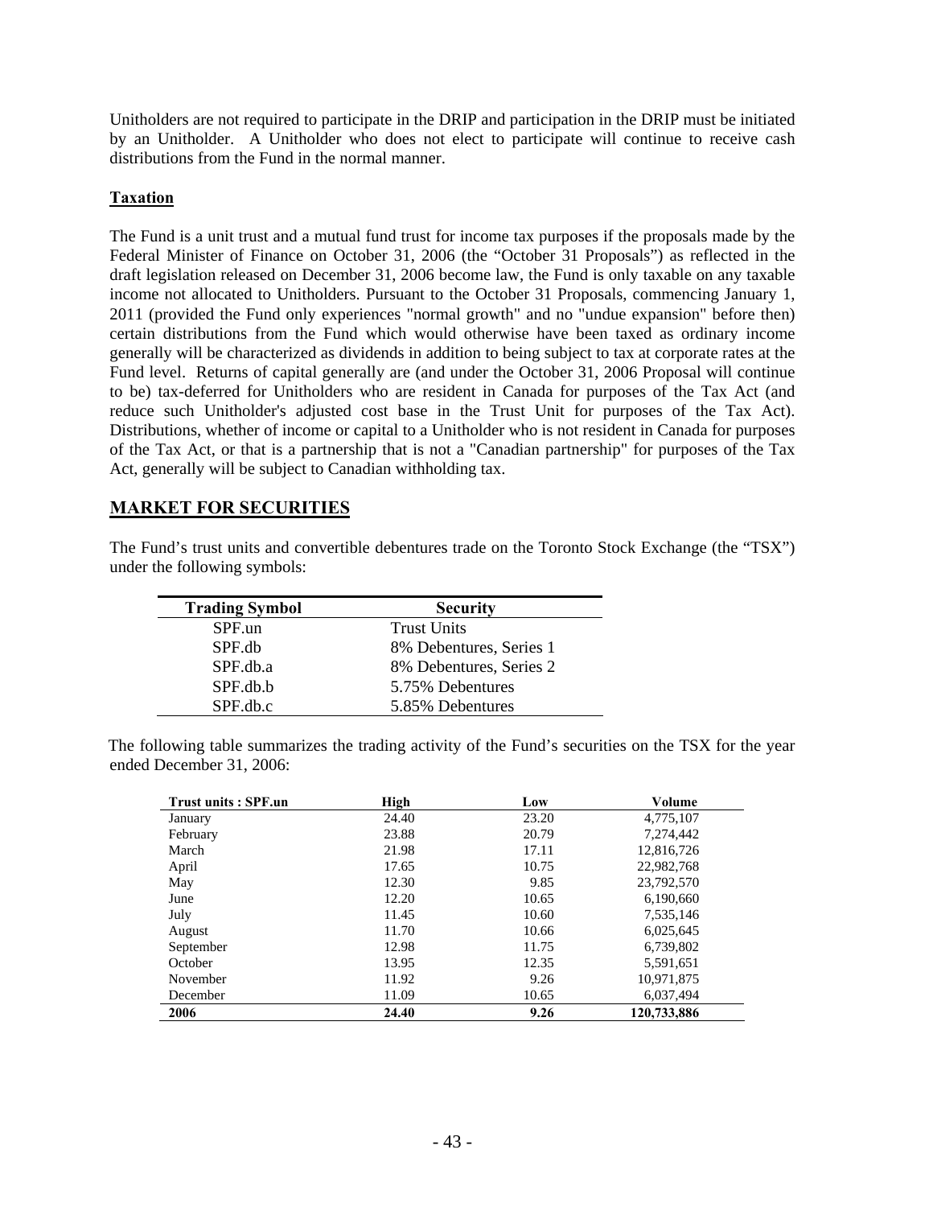Unitholders are not required to participate in the DRIP and participation in the DRIP must be initiated by an Unitholder. A Unitholder who does not elect to participate will continue to receive cash distributions from the Fund in the normal manner.

### Taxation

The Fund is a unit trust and a mutual fund trust for income tax purposes if the proposals made by the Federal Minister of Finance on October 31, 2006 (the "October 31 Proposals") as reflected in the draft legislation released on December 31, 2006 become law, the Fund is only taxable on any taxable income not allocated to Unitholders. Pursuant to the October 31 Proposals, commencing January 1, 2011 (provided the Fund only experiences "normal growth" and no "undue expansion" before then) certain distributions from the Fund which would otherwise have been taxed as ordinary income generally will be characterized as dividends in addition to being subject to tax at corporate rates at the Fund level. Returns of capital generally are (and under the October 31, 2006 Proposal will continue to be) tax-deferred for Unitholders who are resident in Canada for purposes of the Tax Act (and reduce such Unitholder's adjusted cost base in the Trust Unit for purposes of the Tax Act). Distributions, whether of income or capital to a Unitholder who is not resident in Canada for purposes of the Tax Act, or that is a partnership that is not a "Canadian partnership" for purposes of the Tax Act, generally will be subject to Canadian withholding tax.

## MARKET FOR SECURITIES

The Fund's trust units and convertible debentures trade on the Toronto Stock Exchange (the "TSX") under the following symbols:

| Trading Symbol | Security |
|---|---|
| SPF.un | Trust Units |
| SPF.db | 8% Debentures, Series 1 |
| SPF.db.a | 8% Debentures, Series 2 |
| SPF.db.b | 5.75% Debentures |
| SPF.db.c | 5.85% Debentures |

The following table summarizes the trading activity of the Fund's securities on the TSX for the year ended December 31, 2006:

| Trust units : SPF.un | High | Low | Volume |
|---|---|---|---|
| January | 24.40 | 23.20 | 4,775,107 |
| February | 23.88 | 20.79 | 7,274,442 |
| March | 21.98 | 17.11 | 12,816,726 |
| April | 17.65 | 10.75 | 22,982,768 |
| May | 12.30 | 9.85 | 23,792,570 |
| June | 12.20 | 10.65 | 6,190,660 |
| July | 11.45 | 10.60 | 7,535,146 |
| August | 11.70 | 10.66 | 6,025,645 |
| September | 12.98 | 11.75 | 6,739,802 |
| October | 13.95 | 12.35 | 5,591,651 |
| November | 11.92 | 9.26 | 10,971,875 |
| December | 11.09 | 10.65 | 6,037,494 |
| **2006** | **24.40** | **9.26** | **120,733,886** |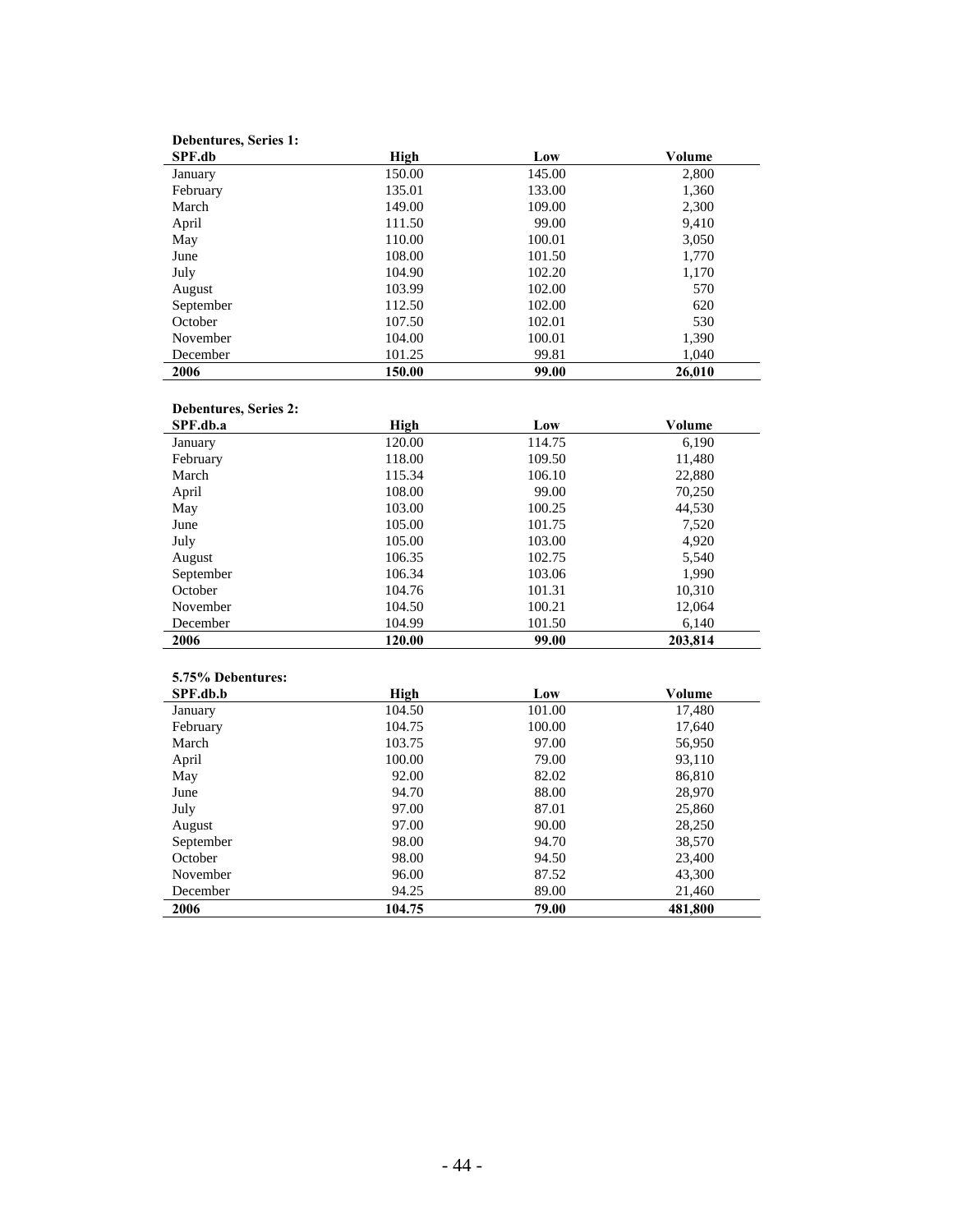**Debentures, Series 1:**

| SPF.db | High | Low | Volume |
|---|---|---|---|
| January | 150.00 | 145.00 | 2,800 |
| February | 135.01 | 133.00 | 1,360 |
| March | 149.00 | 109.00 | 2,300 |
| April | 111.50 | 99.00 | 9,410 |
| May | 110.00 | 100.01 | 3,050 |
| June | 108.00 | 101.50 | 1,770 |
| July | 104.90 | 102.20 | 1,170 |
| August | 103.99 | 102.00 | 570 |
| September | 112.50 | 102.00 | 620 |
| October | 107.50 | 102.01 | 530 |
| November | 104.00 | 100.01 | 1,390 |
| December | 101.25 | 99.81 | 1,040 |
| **2006** | **150.00** | **99.00** | **26,010** |

**Debentures, Series 2:**

| SPF.db.a | High | Low | Volume |
|---|---|---|---|
| January | 120.00 | 114.75 | 6,190 |
| February | 118.00 | 109.50 | 11,480 |
| March | 115.34 | 106.10 | 22,880 |
| April | 108.00 | 99.00 | 70,250 |
| May | 103.00 | 100.25 | 44,530 |
| June | 105.00 | 101.75 | 7,520 |
| July | 105.00 | 103.00 | 4,920 |
| August | 106.35 | 102.75 | 5,540 |
| September | 106.34 | 103.06 | 1,990 |
| October | 104.76 | 101.31 | 10,310 |
| November | 104.50 | 100.21 | 12,064 |
| December | 104.99 | 101.50 | 6,140 |
| **2006** | **120.00** | **99.00** | **203,814** |

**5.75% Debentures:**

| SPF.db.b | High | Low | Volume |
|---|---|---|---|
| January | 104.50 | 101.00 | 17,480 |
| February | 104.75 | 100.00 | 17,640 |
| March | 103.75 | 97.00 | 56,950 |
| April | 100.00 | 79.00 | 93,110 |
| May | 92.00 | 82.02 | 86,810 |
| June | 94.70 | 88.00 | 28,970 |
| July | 97.00 | 87.01 | 25,860 |
| August | 97.00 | 90.00 | 28,250 |
| September | 98.00 | 94.70 | 38,570 |
| October | 98.00 | 94.50 | 23,400 |
| November | 96.00 | 87.52 | 43,300 |
| December | 94.25 | 89.00 | 21,460 |
| **2006** | **104.75** | **79.00** | **481,800** |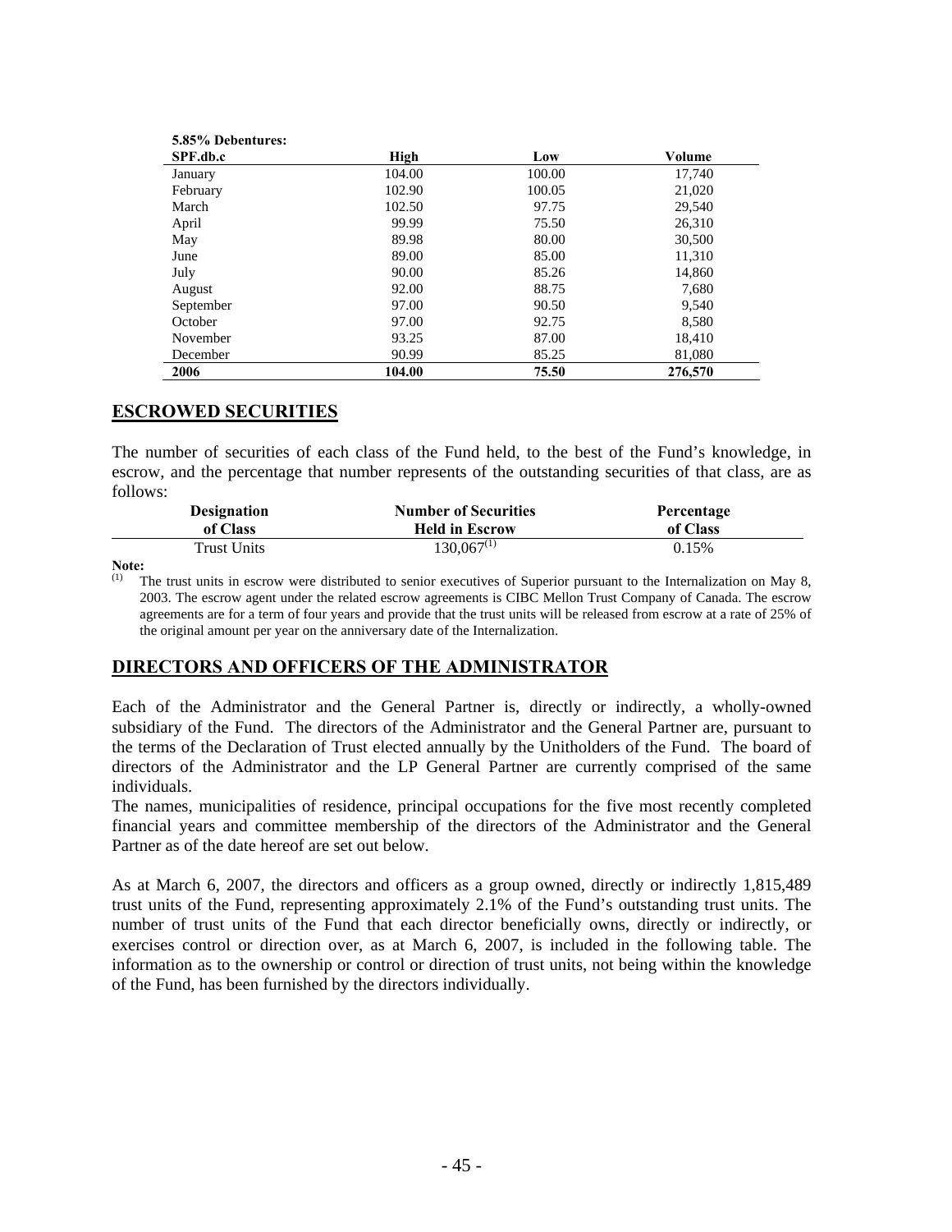| **5.85% Debentures:** | | | |
|---|---|---|---|
| **SPF.db.c** | **High** | **Low** | **Volume** |
| January | 104.00 | 100.00 | 17,740 |
| February | 102.90 | 100.05 | 21,020 |
| March | 102.50 | 97.75 | 29,540 |
| April | 99.99 | 75.50 | 26,310 |
| May | 89.98 | 80.00 | 30,500 |
| June | 89.00 | 85.00 | 11,310 |
| July | 90.00 | 85.26 | 14,860 |
| August | 92.00 | 88.75 | 7,680 |
| September | 97.00 | 90.50 | 9,540 |
| October | 97.00 | 92.75 | 8,580 |
| November | 93.25 | 87.00 | 18,410 |
| December | 90.99 | 85.25 | 81,080 |
| **2006** | **104.00** | **75.50** | **276,570** |

## ESCROWED SECURITIES

The number of securities of each class of the Fund held, to the best of the Fund's knowledge, in escrow, and the percentage that number represents of the outstanding securities of that class, are as follows:

| Designation of Class | Number of Securities Held in Escrow | Percentage of Class |
|---|---|---|
| Trust Units | 130,067[(1)] | 0.15% |

**Note:**

(1) The trust units in escrow were distributed to senior executives of Superior pursuant to the Internalization on May 8, 2003. The escrow agent under the related escrow agreements is CIBC Mellon Trust Company of Canada. The escrow agreements are for a term of four years and provide that the trust units will be released from escrow at a rate of 25% of the original amount per year on the anniversary date of the Internalization.

## DIRECTORS AND OFFICERS OF THE ADMINISTRATOR

Each of the Administrator and the General Partner is, directly or indirectly, a wholly-owned subsidiary of the Fund. The directors of the Administrator and the General Partner are, pursuant to the terms of the Declaration of Trust elected annually by the Unitholders of the Fund. The board of directors of the Administrator and the LP General Partner are currently comprised of the same individuals.

The names, municipalities of residence, principal occupations for the five most recently completed financial years and committee membership of the directors of the Administrator and the General Partner as of the date hereof are set out below.

As at March 6, 2007, the directors and officers as a group owned, directly or indirectly 1,815,489 trust units of the Fund, representing approximately 2.1% of the Fund's outstanding trust units. The number of trust units of the Fund that each director beneficially owns, directly or indirectly, or exercises control or direction over, as at March 6, 2007, is included in the following table. The information as to the ownership or control or direction of trust units, not being within the knowledge of the Fund, has been furnished by the directors individually.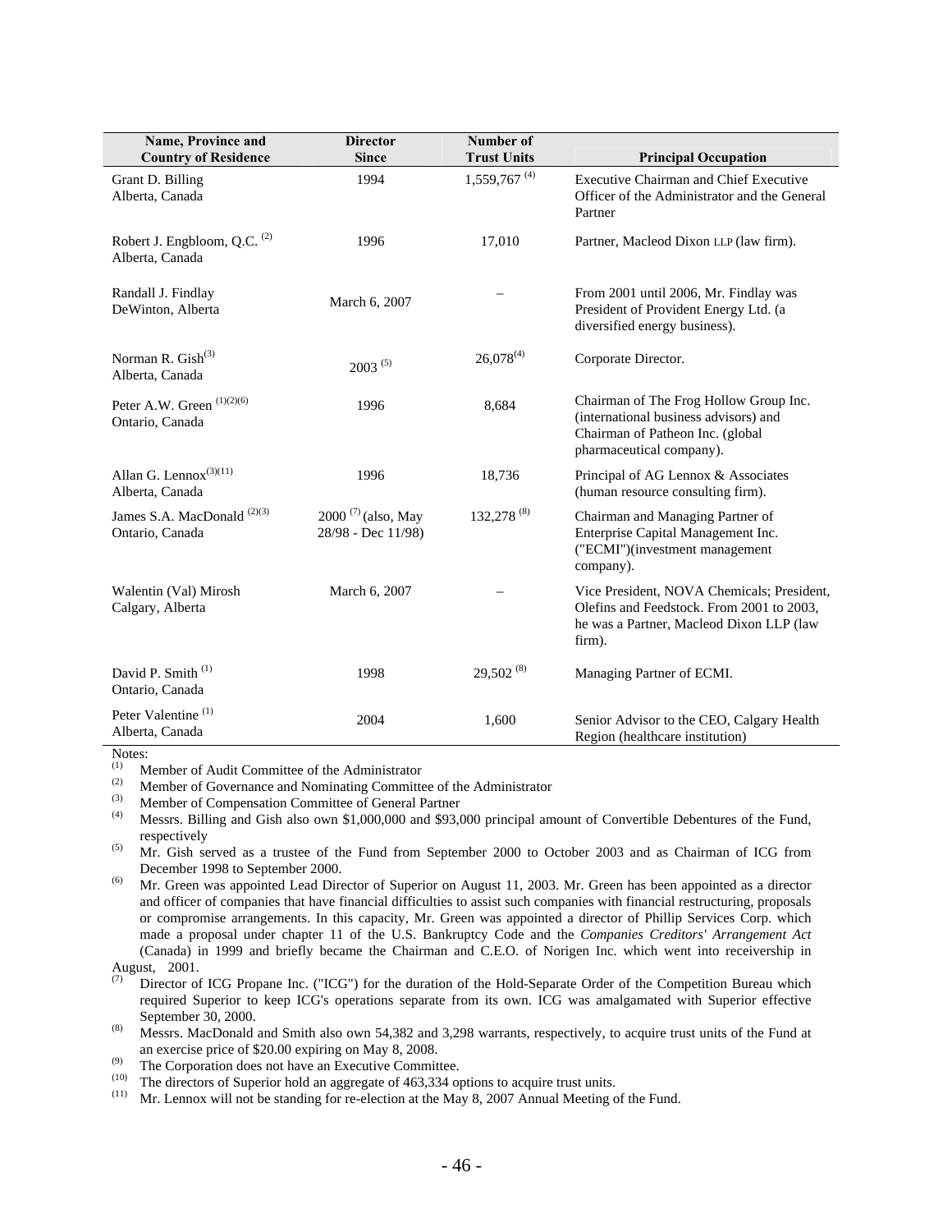| Name, Province and Country of Residence | Director Since | Number of Trust Units | Principal Occupation |
|---|---|---|---|
| Grant D. Billing<br>Alberta, Canada | 1994 | 1,559,767 [(4)] | Executive Chairman and Chief Executive Officer of the Administrator and the General Partner |
| Robert J. Engbloom, Q.C. [(2)]<br>Alberta, Canada | 1996 | 17,010 | Partner, Macleod Dixon LLP (law firm). |
| Randall J. Findlay<br>DeWinton, Alberta | March 6, 2007 | – | From 2001 until 2006, Mr. Findlay was President of Provident Energy Ltd. (a diversified energy business). |
| Norman R. Gish[(3)]<br>Alberta, Canada | 2003 [(5)] | 26,078[(4)] | Corporate Director. |
| Peter A.W. Green [(1)(2)(6)]<br>Ontario, Canada | 1996 | 8,684 | Chairman of The Frog Hollow Group Inc. (international business advisors) and Chairman of Patheon Inc. (global pharmaceutical company). |
| Allan G. Lennox[(3)(11)]<br>Alberta, Canada | 1996 | 18,736 | Principal of AG Lennox & Associates (human resource consulting firm). |
| James S.A. MacDonald [(2)(3)]<br>Ontario, Canada | 2000 [(7)] (also, May 28/98 - Dec 11/98) | 132,278 [(8)] | Chairman and Managing Partner of Enterprise Capital Management Inc. ("ECMI")(investment management company). |
| Walentin (Val) Mirosh<br>Calgary, Alberta | March 6, 2007 | – | Vice President, NOVA Chemicals; President, Olefins and Feedstock. From 2001 to 2003, he was a Partner, Macleod Dixon LLP (law firm). |
| David P. Smith [(1)]<br>Ontario, Canada | 1998 | 29,502 [(8)] | Managing Partner of ECMI. |
| Peter Valentine [(1)]<br>Alberta, Canada | 2004 | 1,600 | Senior Advisor to the CEO, Calgary Health Region (healthcare institution) |

Notes:

(1) Member of Audit Committee of the Administrator

(2) Member of Governance and Nominating Committee of the Administrator

(3) Member of Compensation Committee of General Partner

(4) Messrs. Billing and Gish also own $1,000,000 and $93,000 principal amount of Convertible Debentures of the Fund, respectively

(5) Mr. Gish served as a trustee of the Fund from September 2000 to October 2003 and as Chairman of ICG from December 1998 to September 2000.

(6) Mr. Green was appointed Lead Director of Superior on August 11, 2003. Mr. Green has been appointed as a director and officer of companies that have financial difficulties to assist such companies with financial restructuring, proposals or compromise arrangements. In this capacity, Mr. Green was appointed a director of Phillip Services Corp. which made a proposal under chapter 11 of the U.S. Bankruptcy Code and the *Companies Creditors' Arrangement Act* (Canada) in 1999 and briefly became the Chairman and C.E.O. of Norigen Inc. which went into receivership in August, 2001.

(7) Director of ICG Propane Inc. ("ICG") for the duration of the Hold-Separate Order of the Competition Bureau which required Superior to keep ICG's operations separate from its own. ICG was amalgamated with Superior effective September 30, 2000.

(8) Messrs. MacDonald and Smith also own 54,382 and 3,298 warrants, respectively, to acquire trust units of the Fund at an exercise price of $20.00 expiring on May 8, 2008.

(9) The Corporation does not have an Executive Committee.

(10) The directors of Superior hold an aggregate of 463,334 options to acquire trust units.

(11) Mr. Lennox will not be standing for re-election at the May 8, 2007 Annual Meeting of the Fund.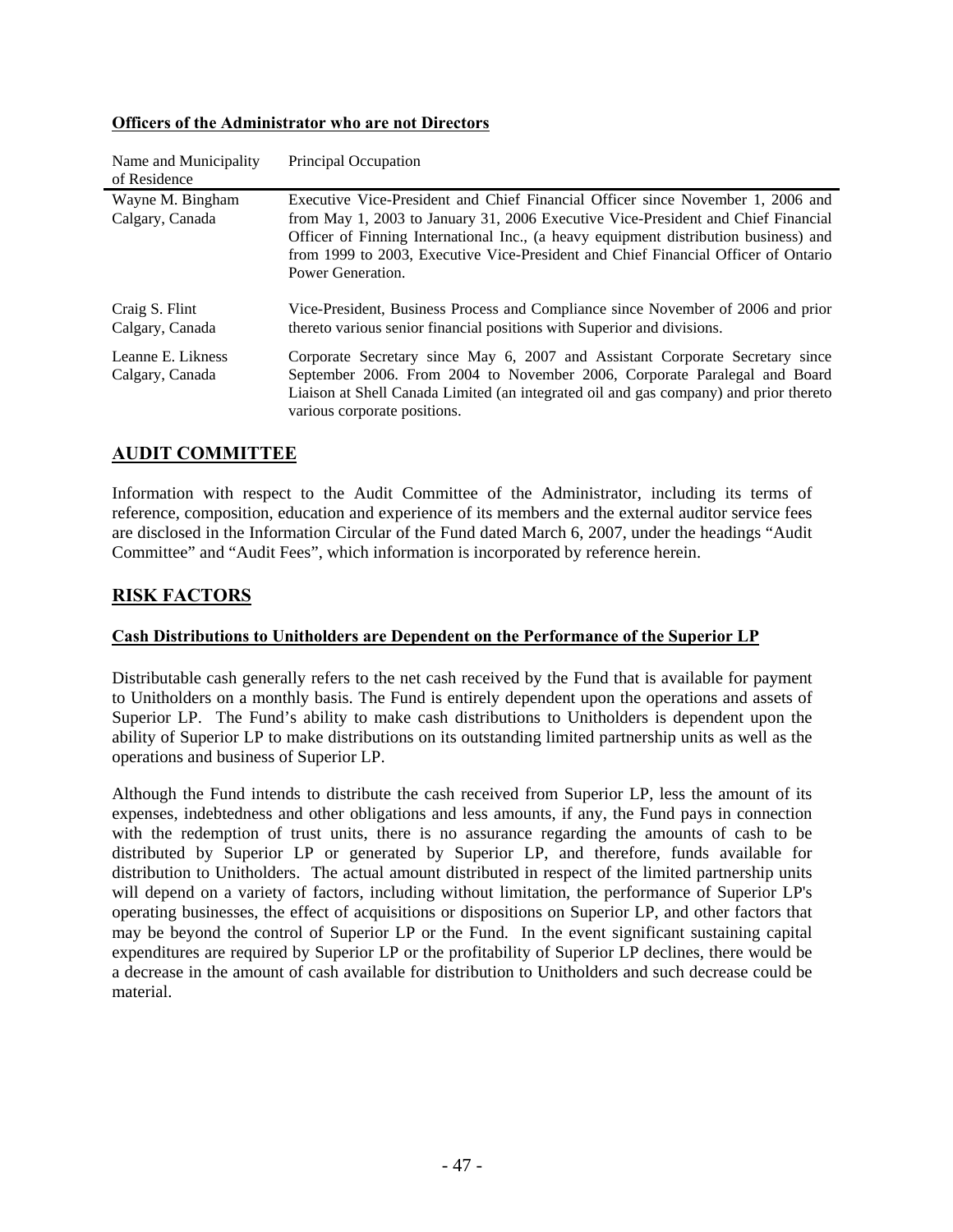**Officers of the Administrator who are not Directors**

| Name and Municipality of Residence | Principal Occupation |
|---|---|
| Wayne M. Bingham<br>Calgary, Canada | Executive Vice-President and Chief Financial Officer since November 1, 2006 and from May 1, 2003 to January 31, 2006 Executive Vice-President and Chief Financial Officer of Finning International Inc., (a heavy equipment distribution business) and from 1999 to 2003, Executive Vice-President and Chief Financial Officer of Ontario Power Generation. |
| Craig S. Flint<br>Calgary, Canada | Vice-President, Business Process and Compliance since November of 2006 and prior thereto various senior financial positions with Superior and divisions. |
| Leanne E. Likness<br>Calgary, Canada | Corporate Secretary since May 6, 2007 and Assistant Corporate Secretary since September 2006. From 2004 to November 2006, Corporate Paralegal and Board Liaison at Shell Canada Limited (an integrated oil and gas company) and prior thereto various corporate positions. |

## AUDIT COMMITTEE

Information with respect to the Audit Committee of the Administrator, including its terms of reference, composition, education and experience of its members and the external auditor service fees are disclosed in the Information Circular of the Fund dated March 6, 2007, under the headings "Audit Committee" and "Audit Fees", which information is incorporated by reference herein.

## RISK FACTORS

**Cash Distributions to Unitholders are Dependent on the Performance of the Superior LP**

Distributable cash generally refers to the net cash received by the Fund that is available for payment to Unitholders on a monthly basis. The Fund is entirely dependent upon the operations and assets of Superior LP. The Fund's ability to make cash distributions to Unitholders is dependent upon the ability of Superior LP to make distributions on its outstanding limited partnership units as well as the operations and business of Superior LP.

Although the Fund intends to distribute the cash received from Superior LP, less the amount of its expenses, indebtedness and other obligations and less amounts, if any, the Fund pays in connection with the redemption of trust units, there is no assurance regarding the amounts of cash to be distributed by Superior LP or generated by Superior LP, and therefore, funds available for distribution to Unitholders. The actual amount distributed in respect of the limited partnership units will depend on a variety of factors, including without limitation, the performance of Superior LP's operating businesses, the effect of acquisitions or dispositions on Superior LP, and other factors that may be beyond the control of Superior LP or the Fund. In the event significant sustaining capital expenditures are required by Superior LP or the profitability of Superior LP declines, there would be a decrease in the amount of cash available for distribution to Unitholders and such decrease could be material.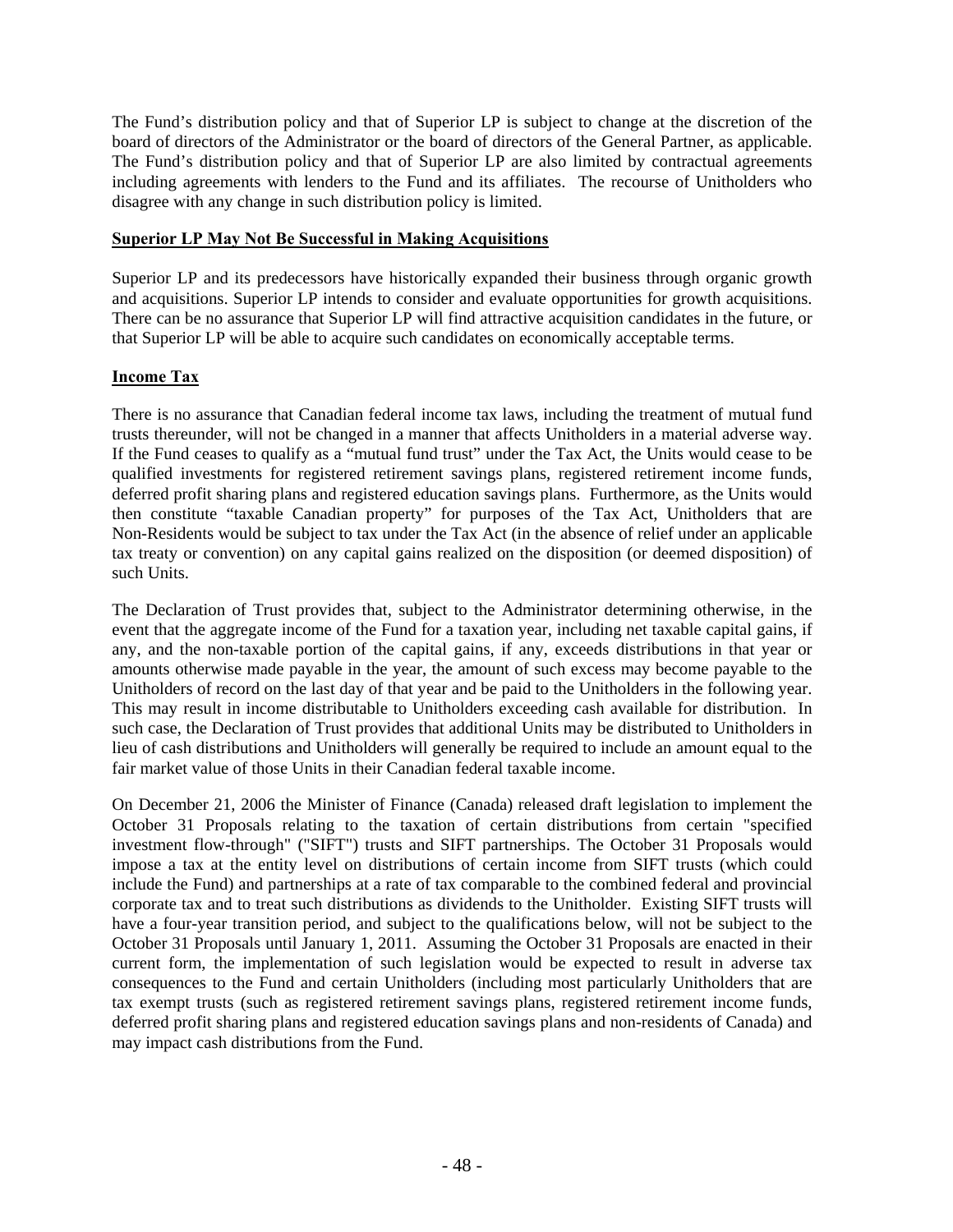The Fund's distribution policy and that of Superior LP is subject to change at the discretion of the board of directors of the Administrator or the board of directors of the General Partner, as applicable. The Fund's distribution policy and that of Superior LP are also limited by contractual agreements including agreements with lenders to the Fund and its affiliates. The recourse of Unitholders who disagree with any change in such distribution policy is limited.

**Superior LP May Not Be Successful in Making Acquisitions**

Superior LP and its predecessors have historically expanded their business through organic growth and acquisitions. Superior LP intends to consider and evaluate opportunities for growth acquisitions. There can be no assurance that Superior LP will find attractive acquisition candidates in the future, or that Superior LP will be able to acquire such candidates on economically acceptable terms.

**Income Tax**

There is no assurance that Canadian federal income tax laws, including the treatment of mutual fund trusts thereunder, will not be changed in a manner that affects Unitholders in a material adverse way. If the Fund ceases to qualify as a "mutual fund trust" under the Tax Act, the Units would cease to be qualified investments for registered retirement savings plans, registered retirement income funds, deferred profit sharing plans and registered education savings plans. Furthermore, as the Units would then constitute "taxable Canadian property" for purposes of the Tax Act, Unitholders that are Non-Residents would be subject to tax under the Tax Act (in the absence of relief under an applicable tax treaty or convention) on any capital gains realized on the disposition (or deemed disposition) of such Units.

The Declaration of Trust provides that, subject to the Administrator determining otherwise, in the event that the aggregate income of the Fund for a taxation year, including net taxable capital gains, if any, and the non-taxable portion of the capital gains, if any, exceeds distributions in that year or amounts otherwise made payable in the year, the amount of such excess may become payable to the Unitholders of record on the last day of that year and be paid to the Unitholders in the following year. This may result in income distributable to Unitholders exceeding cash available for distribution. In such case, the Declaration of Trust provides that additional Units may be distributed to Unitholders in lieu of cash distributions and Unitholders will generally be required to include an amount equal to the fair market value of those Units in their Canadian federal taxable income.

On December 21, 2006 the Minister of Finance (Canada) released draft legislation to implement the October 31 Proposals relating to the taxation of certain distributions from certain "specified investment flow-through" ("SIFT") trusts and SIFT partnerships. The October 31 Proposals would impose a tax at the entity level on distributions of certain income from SIFT trusts (which could include the Fund) and partnerships at a rate of tax comparable to the combined federal and provincial corporate tax and to treat such distributions as dividends to the Unitholder. Existing SIFT trusts will have a four-year transition period, and subject to the qualifications below, will not be subject to the October 31 Proposals until January 1, 2011. Assuming the October 31 Proposals are enacted in their current form, the implementation of such legislation would be expected to result in adverse tax consequences to the Fund and certain Unitholders (including most particularly Unitholders that are tax exempt trusts (such as registered retirement savings plans, registered retirement income funds, deferred profit sharing plans and registered education savings plans and non-residents of Canada) and may impact cash distributions from the Fund.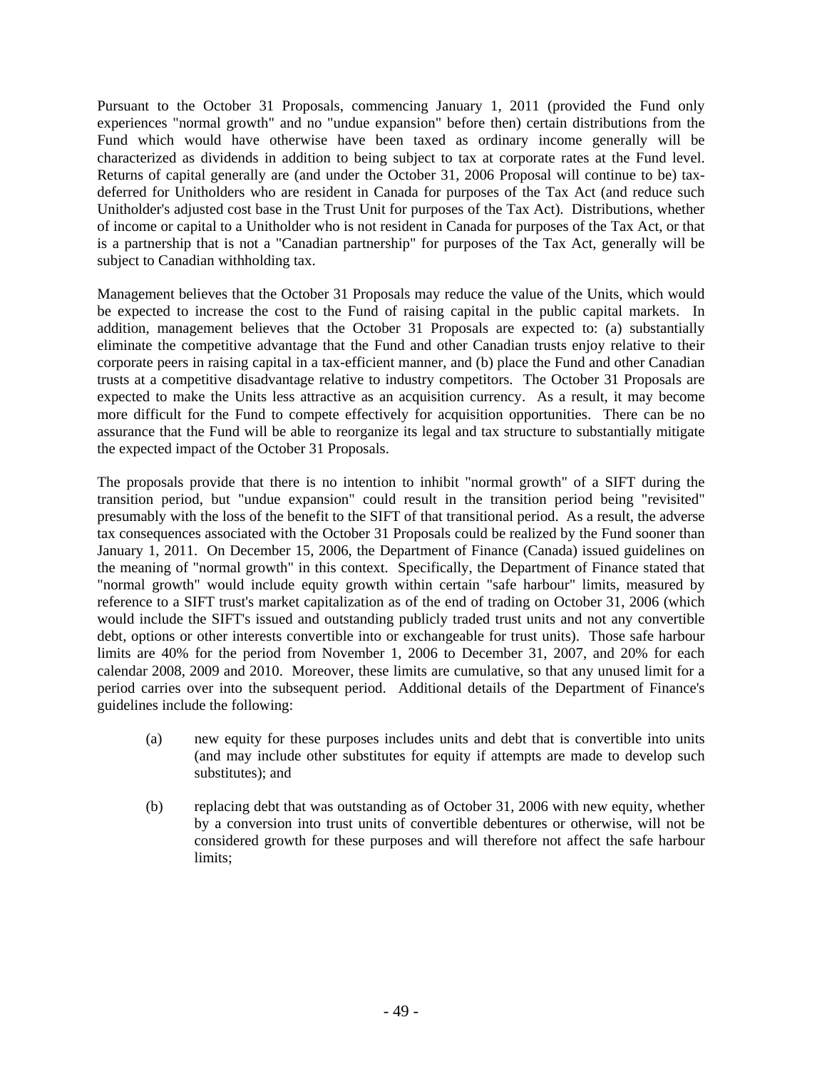Pursuant to the October 31 Proposals, commencing January 1, 2011 (provided the Fund only experiences "normal growth" and no "undue expansion" before then) certain distributions from the Fund which would have otherwise have been taxed as ordinary income generally will be characterized as dividends in addition to being subject to tax at corporate rates at the Fund level. Returns of capital generally are (and under the October 31, 2006 Proposal will continue to be) tax-deferred for Unitholders who are resident in Canada for purposes of the Tax Act (and reduce such Unitholder's adjusted cost base in the Trust Unit for purposes of the Tax Act). Distributions, whether of income or capital to a Unitholder who is not resident in Canada for purposes of the Tax Act, or that is a partnership that is not a "Canadian partnership" for purposes of the Tax Act, generally will be subject to Canadian withholding tax.

Management believes that the October 31 Proposals may reduce the value of the Units, which would be expected to increase the cost to the Fund of raising capital in the public capital markets. In addition, management believes that the October 31 Proposals are expected to: (a) substantially eliminate the competitive advantage that the Fund and other Canadian trusts enjoy relative to their corporate peers in raising capital in a tax-efficient manner, and (b) place the Fund and other Canadian trusts at a competitive disadvantage relative to industry competitors. The October 31 Proposals are expected to make the Units less attractive as an acquisition currency. As a result, it may become more difficult for the Fund to compete effectively for acquisition opportunities. There can be no assurance that the Fund will be able to reorganize its legal and tax structure to substantially mitigate the expected impact of the October 31 Proposals.

The proposals provide that there is no intention to inhibit "normal growth" of a SIFT during the transition period, but "undue expansion" could result in the transition period being "revisited" presumably with the loss of the benefit to the SIFT of that transitional period. As a result, the adverse tax consequences associated with the October 31 Proposals could be realized by the Fund sooner than January 1, 2011. On December 15, 2006, the Department of Finance (Canada) issued guidelines on the meaning of "normal growth" in this context. Specifically, the Department of Finance stated that "normal growth" would include equity growth within certain "safe harbour" limits, measured by reference to a SIFT trust's market capitalization as of the end of trading on October 31, 2006 (which would include the SIFT's issued and outstanding publicly traded trust units and not any convertible debt, options or other interests convertible into or exchangeable for trust units). Those safe harbour limits are 40% for the period from November 1, 2006 to December 31, 2007, and 20% for each calendar 2008, 2009 and 2010. Moreover, these limits are cumulative, so that any unused limit for a period carries over into the subsequent period. Additional details of the Department of Finance's guidelines include the following:

(a) new equity for these purposes includes units and debt that is convertible into units (and may include other substitutes for equity if attempts are made to develop such substitutes); and

(b) replacing debt that was outstanding as of October 31, 2006 with new equity, whether by a conversion into trust units of convertible debentures or otherwise, will not be considered growth for these purposes and will therefore not affect the safe harbour limits;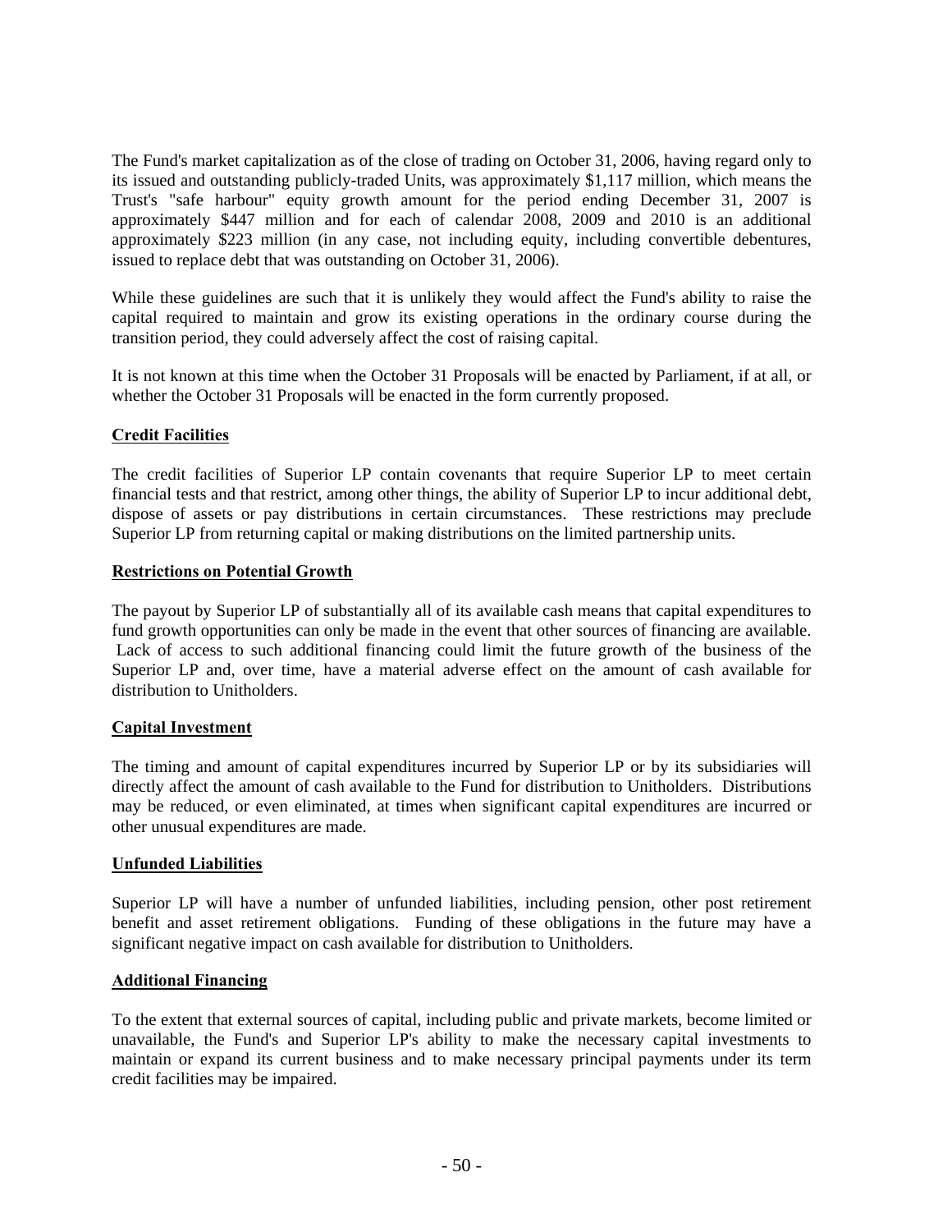The Fund's market capitalization as of the close of trading on October 31, 2006, having regard only to its issued and outstanding publicly-traded Units, was approximately $1,117 million, which means the Trust's "safe harbour" equity growth amount for the period ending December 31, 2007 is approximately $447 million and for each of calendar 2008, 2009 and 2010 is an additional approximately $223 million (in any case, not including equity, including convertible debentures, issued to replace debt that was outstanding on October 31, 2006).

While these guidelines are such that it is unlikely they would affect the Fund's ability to raise the capital required to maintain and grow its existing operations in the ordinary course during the transition period, they could adversely affect the cost of raising capital.

It is not known at this time when the October 31 Proposals will be enacted by Parliament, if at all, or whether the October 31 Proposals will be enacted in the form currently proposed.

**Credit Facilities**

The credit facilities of Superior LP contain covenants that require Superior LP to meet certain financial tests and that restrict, among other things, the ability of Superior LP to incur additional debt, dispose of assets or pay distributions in certain circumstances. These restrictions may preclude Superior LP from returning capital or making distributions on the limited partnership units.

**Restrictions on Potential Growth**

The payout by Superior LP of substantially all of its available cash means that capital expenditures to fund growth opportunities can only be made in the event that other sources of financing are available. Lack of access to such additional financing could limit the future growth of the business of the Superior LP and, over time, have a material adverse effect on the amount of cash available for distribution to Unitholders.

**Capital Investment**

The timing and amount of capital expenditures incurred by Superior LP or by its subsidiaries will directly affect the amount of cash available to the Fund for distribution to Unitholders. Distributions may be reduced, or even eliminated, at times when significant capital expenditures are incurred or other unusual expenditures are made.

**Unfunded Liabilities**

Superior LP will have a number of unfunded liabilities, including pension, other post retirement benefit and asset retirement obligations. Funding of these obligations in the future may have a significant negative impact on cash available for distribution to Unitholders.

**Additional Financing**

To the extent that external sources of capital, including public and private markets, become limited or unavailable, the Fund's and Superior LP's ability to make the necessary capital investments to maintain or expand its current business and to make necessary principal payments under its term credit facilities may be impaired.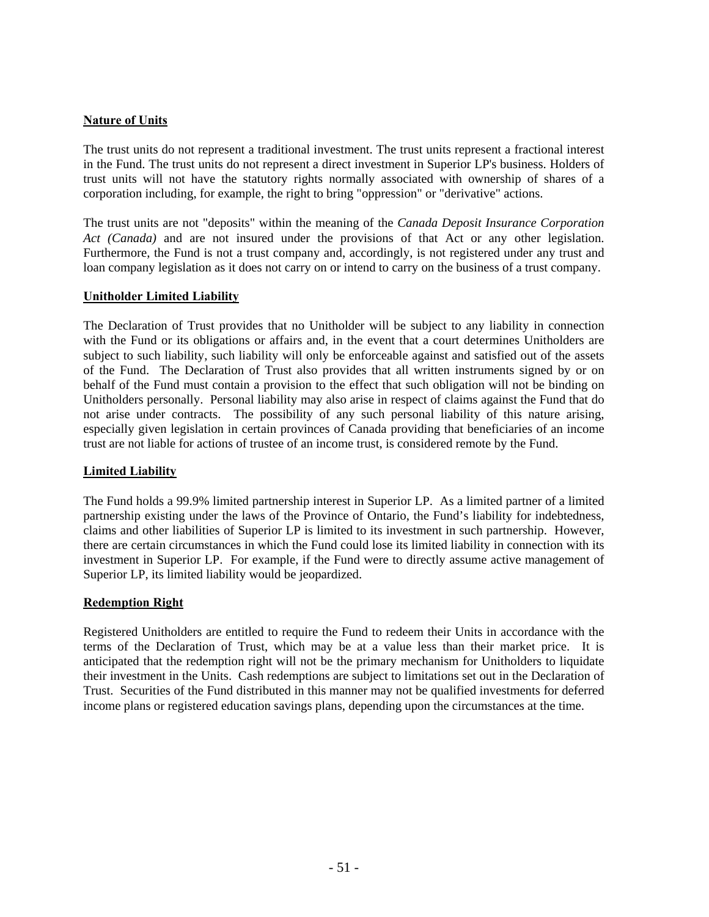**Nature of Units**

The trust units do not represent a traditional investment. The trust units represent a fractional interest in the Fund. The trust units do not represent a direct investment in Superior LP's business. Holders of trust units will not have the statutory rights normally associated with ownership of shares of a corporation including, for example, the right to bring "oppression" or "derivative" actions.

The trust units are not "deposits" within the meaning of the *Canada Deposit Insurance Corporation Act (Canada)* and are not insured under the provisions of that Act or any other legislation. Furthermore, the Fund is not a trust company and, accordingly, is not registered under any trust and loan company legislation as it does not carry on or intend to carry on the business of a trust company.

**Unitholder Limited Liability**

The Declaration of Trust provides that no Unitholder will be subject to any liability in connection with the Fund or its obligations or affairs and, in the event that a court determines Unitholders are subject to such liability, such liability will only be enforceable against and satisfied out of the assets of the Fund. The Declaration of Trust also provides that all written instruments signed by or on behalf of the Fund must contain a provision to the effect that such obligation will not be binding on Unitholders personally. Personal liability may also arise in respect of claims against the Fund that do not arise under contracts. The possibility of any such personal liability of this nature arising, especially given legislation in certain provinces of Canada providing that beneficiaries of an income trust are not liable for actions of trustee of an income trust, is considered remote by the Fund.

**Limited Liability**

The Fund holds a 99.9% limited partnership interest in Superior LP. As a limited partner of a limited partnership existing under the laws of the Province of Ontario, the Fund's liability for indebtedness, claims and other liabilities of Superior LP is limited to its investment in such partnership. However, there are certain circumstances in which the Fund could lose its limited liability in connection with its investment in Superior LP. For example, if the Fund were to directly assume active management of Superior LP, its limited liability would be jeopardized.

**Redemption Right**

Registered Unitholders are entitled to require the Fund to redeem their Units in accordance with the terms of the Declaration of Trust, which may be at a value less than their market price. It is anticipated that the redemption right will not be the primary mechanism for Unitholders to liquidate their investment in the Units. Cash redemptions are subject to limitations set out in the Declaration of Trust. Securities of the Fund distributed in this manner may not be qualified investments for deferred income plans or registered education savings plans, depending upon the circumstances at the time.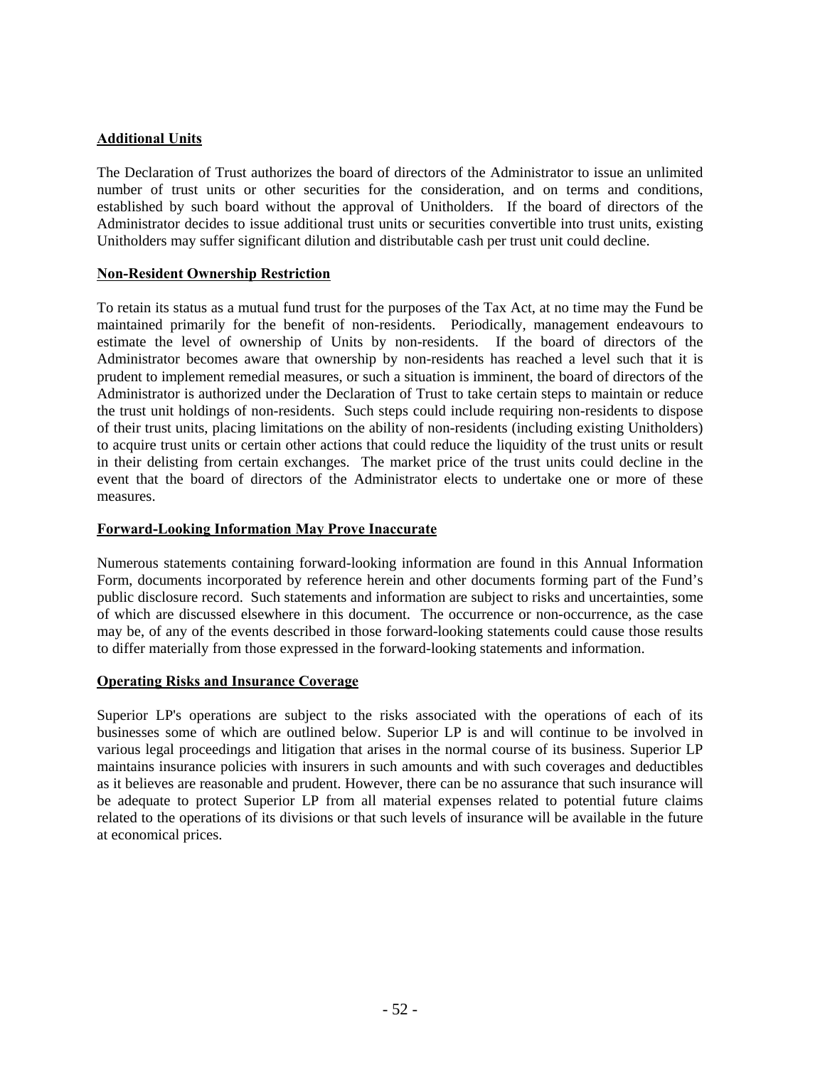### Additional Units

The Declaration of Trust authorizes the board of directors of the Administrator to issue an unlimited number of trust units or other securities for the consideration, and on terms and conditions, established by such board without the approval of Unitholders. If the board of directors of the Administrator decides to issue additional trust units or securities convertible into trust units, existing Unitholders may suffer significant dilution and distributable cash per trust unit could decline.

### Non-Resident Ownership Restriction

To retain its status as a mutual fund trust for the purposes of the Tax Act, at no time may the Fund be maintained primarily for the benefit of non-residents. Periodically, management endeavours to estimate the level of ownership of Units by non-residents. If the board of directors of the Administrator becomes aware that ownership by non-residents has reached a level such that it is prudent to implement remedial measures, or such a situation is imminent, the board of directors of the Administrator is authorized under the Declaration of Trust to take certain steps to maintain or reduce the trust unit holdings of non-residents. Such steps could include requiring non-residents to dispose of their trust units, placing limitations on the ability of non-residents (including existing Unitholders) to acquire trust units or certain other actions that could reduce the liquidity of the trust units or result in their delisting from certain exchanges. The market price of the trust units could decline in the event that the board of directors of the Administrator elects to undertake one or more of these measures.

### Forward-Looking Information May Prove Inaccurate

Numerous statements containing forward-looking information are found in this Annual Information Form, documents incorporated by reference herein and other documents forming part of the Fund's public disclosure record. Such statements and information are subject to risks and uncertainties, some of which are discussed elsewhere in this document. The occurrence or non-occurrence, as the case may be, of any of the events described in those forward-looking statements could cause those results to differ materially from those expressed in the forward-looking statements and information.

### Operating Risks and Insurance Coverage

Superior LP's operations are subject to the risks associated with the operations of each of its businesses some of which are outlined below. Superior LP is and will continue to be involved in various legal proceedings and litigation that arises in the normal course of its business. Superior LP maintains insurance policies with insurers in such amounts and with such coverages and deductibles as it believes are reasonable and prudent. However, there can be no assurance that such insurance will be adequate to protect Superior LP from all material expenses related to potential future claims related to the operations of its divisions or that such levels of insurance will be available in the future at economical prices.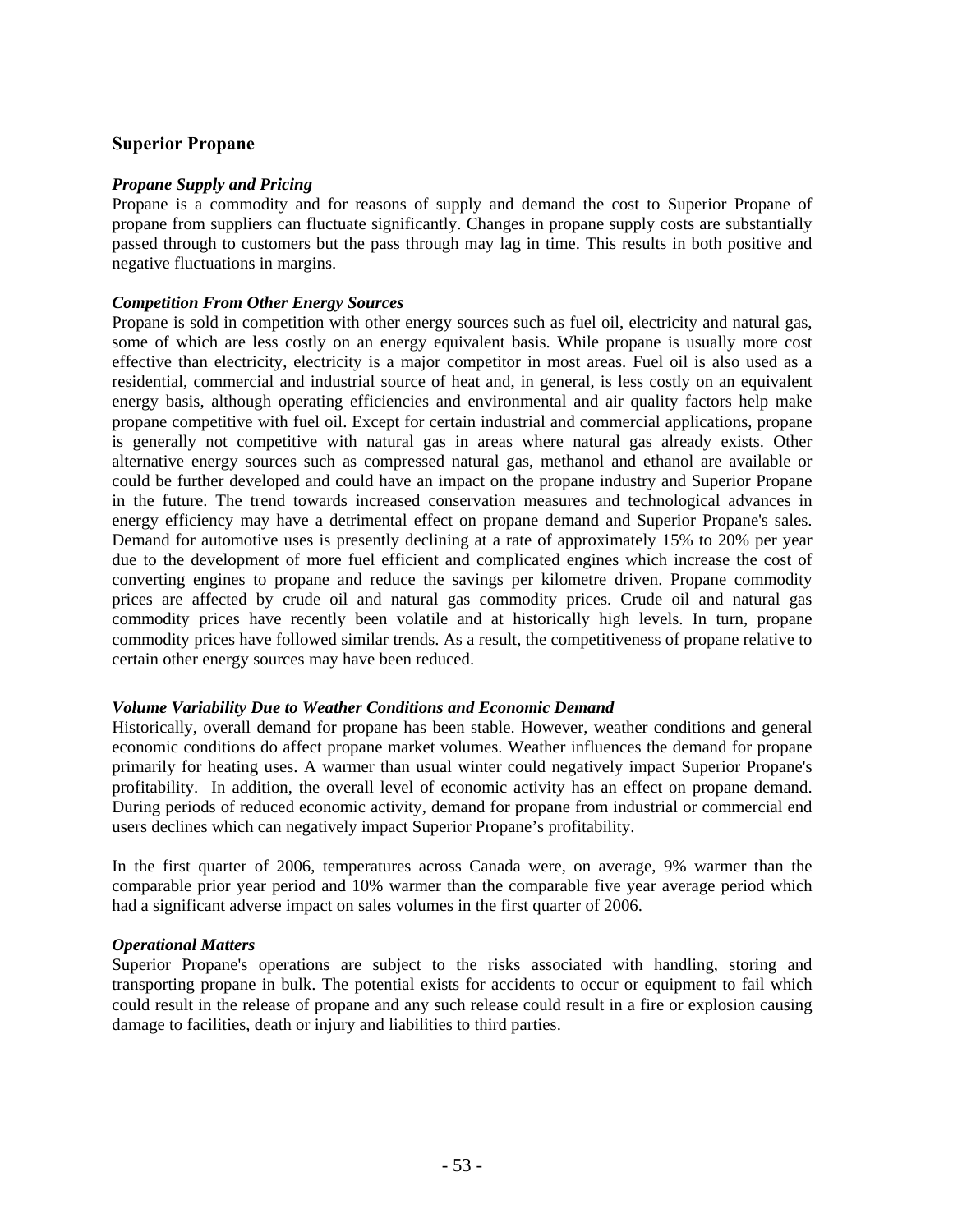## Superior Propane

***Propane Supply and Pricing***

Propane is a commodity and for reasons of supply and demand the cost to Superior Propane of propane from suppliers can fluctuate significantly. Changes in propane supply costs are substantially passed through to customers but the pass through may lag in time. This results in both positive and negative fluctuations in margins.

***Competition From Other Energy Sources***

Propane is sold in competition with other energy sources such as fuel oil, electricity and natural gas, some of which are less costly on an energy equivalent basis. While propane is usually more cost effective than electricity, electricity is a major competitor in most areas. Fuel oil is also used as a residential, commercial and industrial source of heat and, in general, is less costly on an equivalent energy basis, although operating efficiencies and environmental and air quality factors help make propane competitive with fuel oil. Except for certain industrial and commercial applications, propane is generally not competitive with natural gas in areas where natural gas already exists. Other alternative energy sources such as compressed natural gas, methanol and ethanol are available or could be further developed and could have an impact on the propane industry and Superior Propane in the future. The trend towards increased conservation measures and technological advances in energy efficiency may have a detrimental effect on propane demand and Superior Propane's sales. Demand for automotive uses is presently declining at a rate of approximately 15% to 20% per year due to the development of more fuel efficient and complicated engines which increase the cost of converting engines to propane and reduce the savings per kilometre driven. Propane commodity prices are affected by crude oil and natural gas commodity prices. Crude oil and natural gas commodity prices have recently been volatile and at historically high levels. In turn, propane commodity prices have followed similar trends. As a result, the competitiveness of propane relative to certain other energy sources may have been reduced.

***Volume Variability Due to Weather Conditions and Economic Demand***

Historically, overall demand for propane has been stable. However, weather conditions and general economic conditions do affect propane market volumes. Weather influences the demand for propane primarily for heating uses. A warmer than usual winter could negatively impact Superior Propane's profitability. In addition, the overall level of economic activity has an effect on propane demand. During periods of reduced economic activity, demand for propane from industrial or commercial end users declines which can negatively impact Superior Propane's profitability.

In the first quarter of 2006, temperatures across Canada were, on average, 9% warmer than the comparable prior year period and 10% warmer than the comparable five year average period which had a significant adverse impact on sales volumes in the first quarter of 2006.

***Operational Matters***

Superior Propane's operations are subject to the risks associated with handling, storing and transporting propane in bulk. The potential exists for accidents to occur or equipment to fail which could result in the release of propane and any such release could result in a fire or explosion causing damage to facilities, death or injury and liabilities to third parties.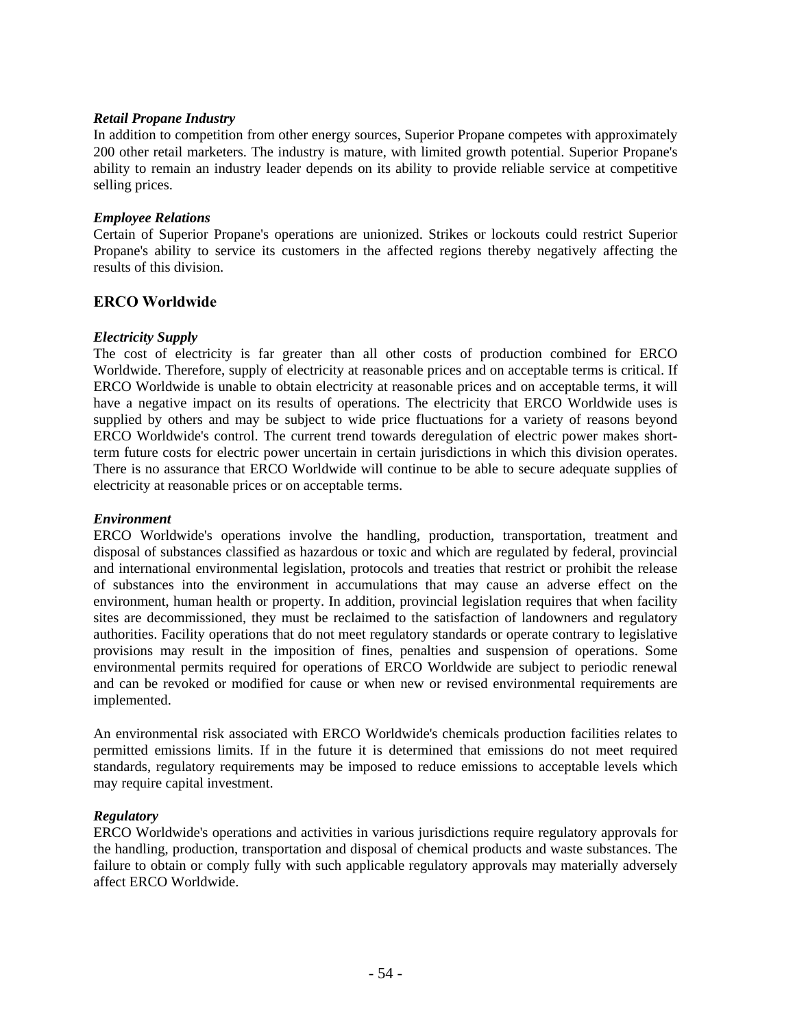***Retail Propane Industry***

In addition to competition from other energy sources, Superior Propane competes with approximately 200 other retail marketers. The industry is mature, with limited growth potential. Superior Propane's ability to remain an industry leader depends on its ability to provide reliable service at competitive selling prices.

***Employee Relations***

Certain of Superior Propane's operations are unionized. Strikes or lockouts could restrict Superior Propane's ability to service its customers in the affected regions thereby negatively affecting the results of this division.

## ERCO Worldwide

***Electricity Supply***

The cost of electricity is far greater than all other costs of production combined for ERCO Worldwide. Therefore, supply of electricity at reasonable prices and on acceptable terms is critical. If ERCO Worldwide is unable to obtain electricity at reasonable prices and on acceptable terms, it will have a negative impact on its results of operations. The electricity that ERCO Worldwide uses is supplied by others and may be subject to wide price fluctuations for a variety of reasons beyond ERCO Worldwide's control. The current trend towards deregulation of electric power makes short-term future costs for electric power uncertain in certain jurisdictions in which this division operates. There is no assurance that ERCO Worldwide will continue to be able to secure adequate supplies of electricity at reasonable prices or on acceptable terms.

***Environment***

ERCO Worldwide's operations involve the handling, production, transportation, treatment and disposal of substances classified as hazardous or toxic and which are regulated by federal, provincial and international environmental legislation, protocols and treaties that restrict or prohibit the release of substances into the environment in accumulations that may cause an adverse effect on the environment, human health or property. In addition, provincial legislation requires that when facility sites are decommissioned, they must be reclaimed to the satisfaction of landowners and regulatory authorities. Facility operations that do not meet regulatory standards or operate contrary to legislative provisions may result in the imposition of fines, penalties and suspension of operations. Some environmental permits required for operations of ERCO Worldwide are subject to periodic renewal and can be revoked or modified for cause or when new or revised environmental requirements are implemented.

An environmental risk associated with ERCO Worldwide's chemicals production facilities relates to permitted emissions limits. If in the future it is determined that emissions do not meet required standards, regulatory requirements may be imposed to reduce emissions to acceptable levels which may require capital investment.

***Regulatory***

ERCO Worldwide's operations and activities in various jurisdictions require regulatory approvals for the handling, production, transportation and disposal of chemical products and waste substances. The failure to obtain or comply fully with such applicable regulatory approvals may materially adversely affect ERCO Worldwide.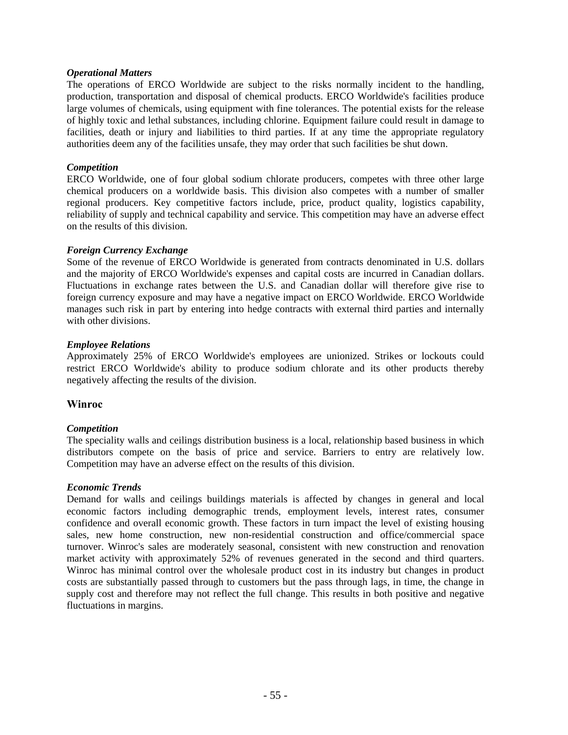### *Operational Matters*

The operations of ERCO Worldwide are subject to the risks normally incident to the handling, production, transportation and disposal of chemical products. ERCO Worldwide's facilities produce large volumes of chemicals, using equipment with fine tolerances. The potential exists for the release of highly toxic and lethal substances, including chlorine. Equipment failure could result in damage to facilities, death or injury and liabilities to third parties. If at any time the appropriate regulatory authorities deem any of the facilities unsafe, they may order that such facilities be shut down.

### *Competition*

ERCO Worldwide, one of four global sodium chlorate producers, competes with three other large chemical producers on a worldwide basis. This division also competes with a number of smaller regional producers. Key competitive factors include, price, product quality, logistics capability, reliability of supply and technical capability and service. This competition may have an adverse effect on the results of this division.

### *Foreign Currency Exchange*

Some of the revenue of ERCO Worldwide is generated from contracts denominated in U.S. dollars and the majority of ERCO Worldwide's expenses and capital costs are incurred in Canadian dollars. Fluctuations in exchange rates between the U.S. and Canadian dollar will therefore give rise to foreign currency exposure and may have a negative impact on ERCO Worldwide. ERCO Worldwide manages such risk in part by entering into hedge contracts with external third parties and internally with other divisions.

### *Employee Relations*

Approximately 25% of ERCO Worldwide's employees are unionized. Strikes or lockouts could restrict ERCO Worldwide's ability to produce sodium chlorate and its other products thereby negatively affecting the results of the division.

## Winroc

### *Competition*

The speciality walls and ceilings distribution business is a local, relationship based business in which distributors compete on the basis of price and service. Barriers to entry are relatively low. Competition may have an adverse effect on the results of this division.

### *Economic Trends*

Demand for walls and ceilings buildings materials is affected by changes in general and local economic factors including demographic trends, employment levels, interest rates, consumer confidence and overall economic growth. These factors in turn impact the level of existing housing sales, new home construction, new non-residential construction and office/commercial space turnover. Winroc's sales are moderately seasonal, consistent with new construction and renovation market activity with approximately 52% of revenues generated in the second and third quarters. Winroc has minimal control over the wholesale product cost in its industry but changes in product costs are substantially passed through to customers but the pass through lags, in time, the change in supply cost and therefore may not reflect the full change. This results in both positive and negative fluctuations in margins.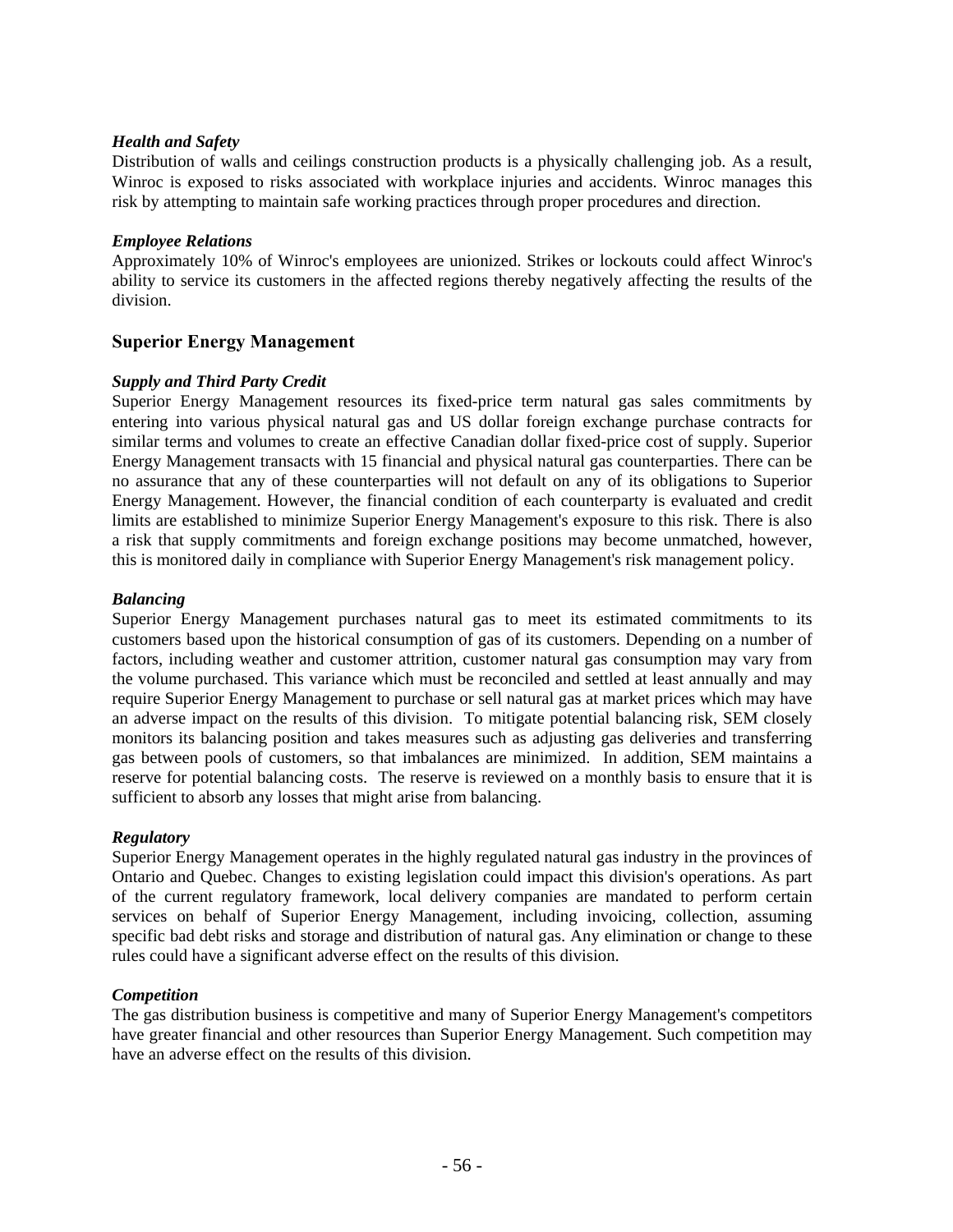### *Health and Safety*

Distribution of walls and ceilings construction products is a physically challenging job. As a result, Winroc is exposed to risks associated with workplace injuries and accidents. Winroc manages this risk by attempting to maintain safe working practices through proper procedures and direction.

### *Employee Relations*

Approximately 10% of Winroc's employees are unionized. Strikes or lockouts could affect Winroc's ability to service its customers in the affected regions thereby negatively affecting the results of the division.

## Superior Energy Management

### *Supply and Third Party Credit*

Superior Energy Management resources its fixed-price term natural gas sales commitments by entering into various physical natural gas and US dollar foreign exchange purchase contracts for similar terms and volumes to create an effective Canadian dollar fixed-price cost of supply. Superior Energy Management transacts with 15 financial and physical natural gas counterparties. There can be no assurance that any of these counterparties will not default on any of its obligations to Superior Energy Management. However, the financial condition of each counterparty is evaluated and credit limits are established to minimize Superior Energy Management's exposure to this risk. There is also a risk that supply commitments and foreign exchange positions may become unmatched, however, this is monitored daily in compliance with Superior Energy Management's risk management policy.

### *Balancing*

Superior Energy Management purchases natural gas to meet its estimated commitments to its customers based upon the historical consumption of gas of its customers. Depending on a number of factors, including weather and customer attrition, customer natural gas consumption may vary from the volume purchased. This variance which must be reconciled and settled at least annually and may require Superior Energy Management to purchase or sell natural gas at market prices which may have an adverse impact on the results of this division. To mitigate potential balancing risk, SEM closely monitors its balancing position and takes measures such as adjusting gas deliveries and transferring gas between pools of customers, so that imbalances are minimized. In addition, SEM maintains a reserve for potential balancing costs. The reserve is reviewed on a monthly basis to ensure that it is sufficient to absorb any losses that might arise from balancing.

### *Regulatory*

Superior Energy Management operates in the highly regulated natural gas industry in the provinces of Ontario and Quebec. Changes to existing legislation could impact this division's operations. As part of the current regulatory framework, local delivery companies are mandated to perform certain services on behalf of Superior Energy Management, including invoicing, collection, assuming specific bad debt risks and storage and distribution of natural gas. Any elimination or change to these rules could have a significant adverse effect on the results of this division.

### *Competition*

The gas distribution business is competitive and many of Superior Energy Management's competitors have greater financial and other resources than Superior Energy Management. Such competition may have an adverse effect on the results of this division.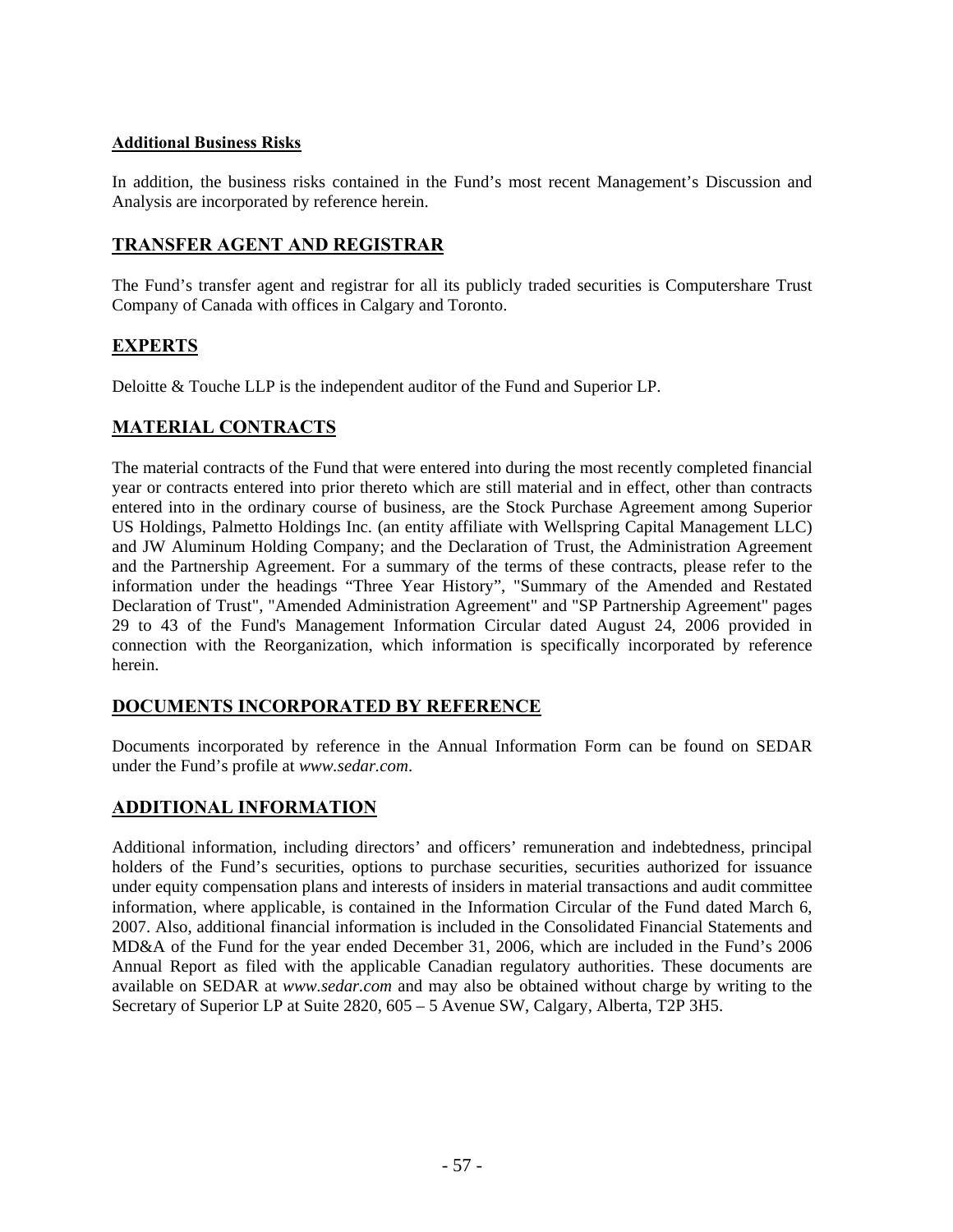**Additional Business Risks**

In addition, the business risks contained in the Fund's most recent Management's Discussion and Analysis are incorporated by reference herein.

## TRANSFER AGENT AND REGISTRAR

The Fund's transfer agent and registrar for all its publicly traded securities is Computershare Trust Company of Canada with offices in Calgary and Toronto.

## EXPERTS

Deloitte & Touche LLP is the independent auditor of the Fund and Superior LP.

## MATERIAL CONTRACTS

The material contracts of the Fund that were entered into during the most recently completed financial year or contracts entered into prior thereto which are still material and in effect, other than contracts entered into in the ordinary course of business, are the Stock Purchase Agreement among Superior US Holdings, Palmetto Holdings Inc. (an entity affiliate with Wellspring Capital Management LLC) and JW Aluminum Holding Company; and the Declaration of Trust, the Administration Agreement and the Partnership Agreement. For a summary of the terms of these contracts, please refer to the information under the headings "Three Year History", "Summary of the Amended and Restated Declaration of Trust", "Amended Administration Agreement" and "SP Partnership Agreement" pages 29 to 43 of the Fund's Management Information Circular dated August 24, 2006 provided in connection with the Reorganization, which information is specifically incorporated by reference herein.

## DOCUMENTS INCORPORATED BY REFERENCE

Documents incorporated by reference in the Annual Information Form can be found on SEDAR under the Fund's profile at *www.sedar.com*.

## ADDITIONAL INFORMATION

Additional information, including directors' and officers' remuneration and indebtedness, principal holders of the Fund's securities, options to purchase securities, securities authorized for issuance under equity compensation plans and interests of insiders in material transactions and audit committee information, where applicable, is contained in the Information Circular of the Fund dated March 6, 2007. Also, additional financial information is included in the Consolidated Financial Statements and MD&A of the Fund for the year ended December 31, 2006, which are included in the Fund's 2006 Annual Report as filed with the applicable Canadian regulatory authorities. These documents are available on SEDAR at *www.sedar.com* and may also be obtained without charge by writing to the Secretary of Superior LP at Suite 2820, 605 – 5 Avenue SW, Calgary, Alberta, T2P 3H5.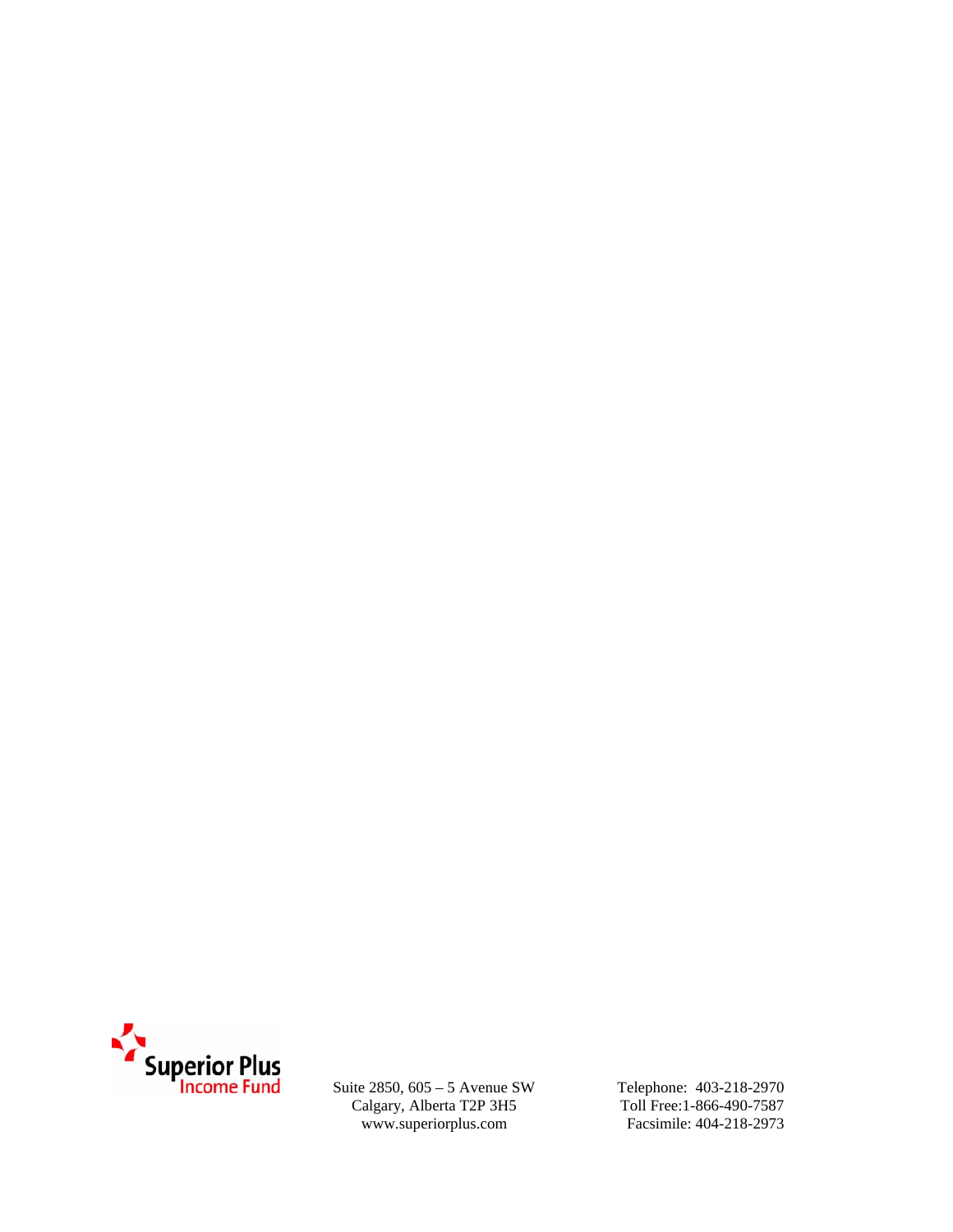Superior Plus
Income Fund

Suite 2850, 605 – 5 Avenue SW
Calgary, Alberta T2P 3H5
www.superiorplus.com

Telephone: 403-218-2970
Toll Free:1-866-490-7587
Facsimile: 404-218-2973